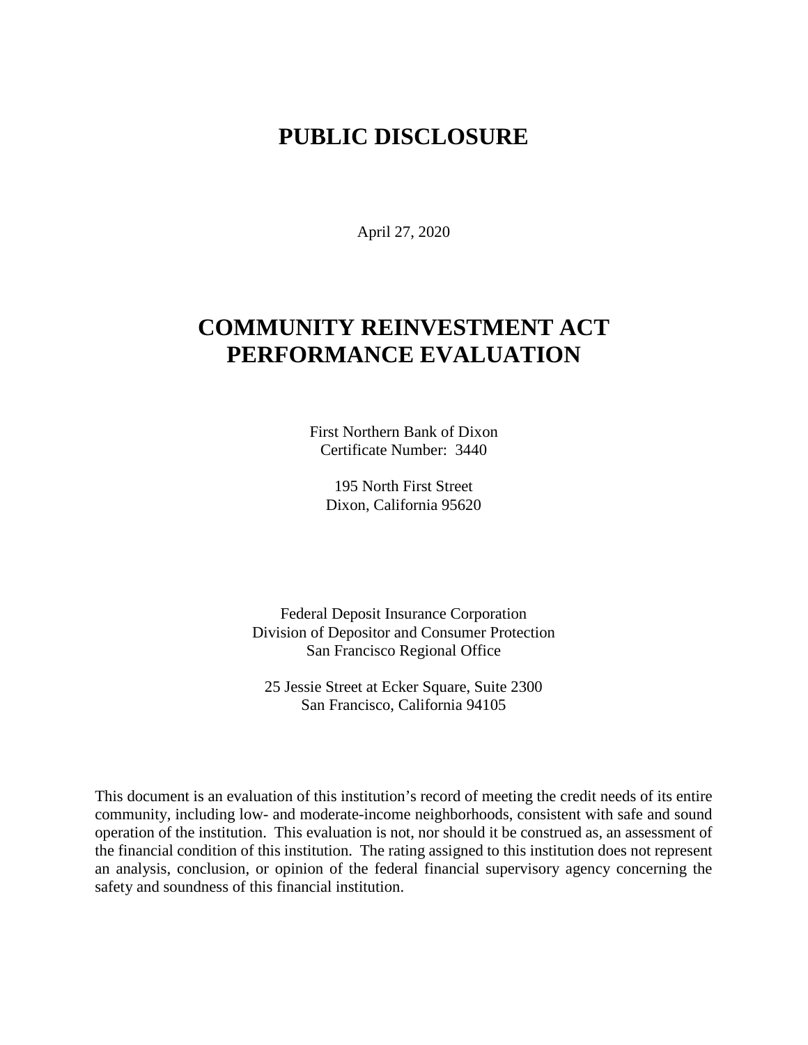# PUBLIC DISCLOSURE

April 27, 2020

# COMMUNITY REINVESTMENT ACT PERFORMANCE EVALUATION

First Northern Bank of Dixon
Certificate Number: 3440

195 North First Street
Dixon, California 95620

Federal Deposit Insurance Corporation
Division of Depositor and Consumer Protection
San Francisco Regional Office

25 Jessie Street at Ecker Square, Suite 2300
San Francisco, California 94105

This document is an evaluation of this institution's record of meeting the credit needs of its entire community, including low- and moderate-income neighborhoods, consistent with safe and sound operation of the institution. This evaluation is not, nor should it be construed as, an assessment of the financial condition of this institution. The rating assigned to this institution does not represent an analysis, conclusion, or opinion of the federal financial supervisory agency concerning the safety and soundness of this financial institution.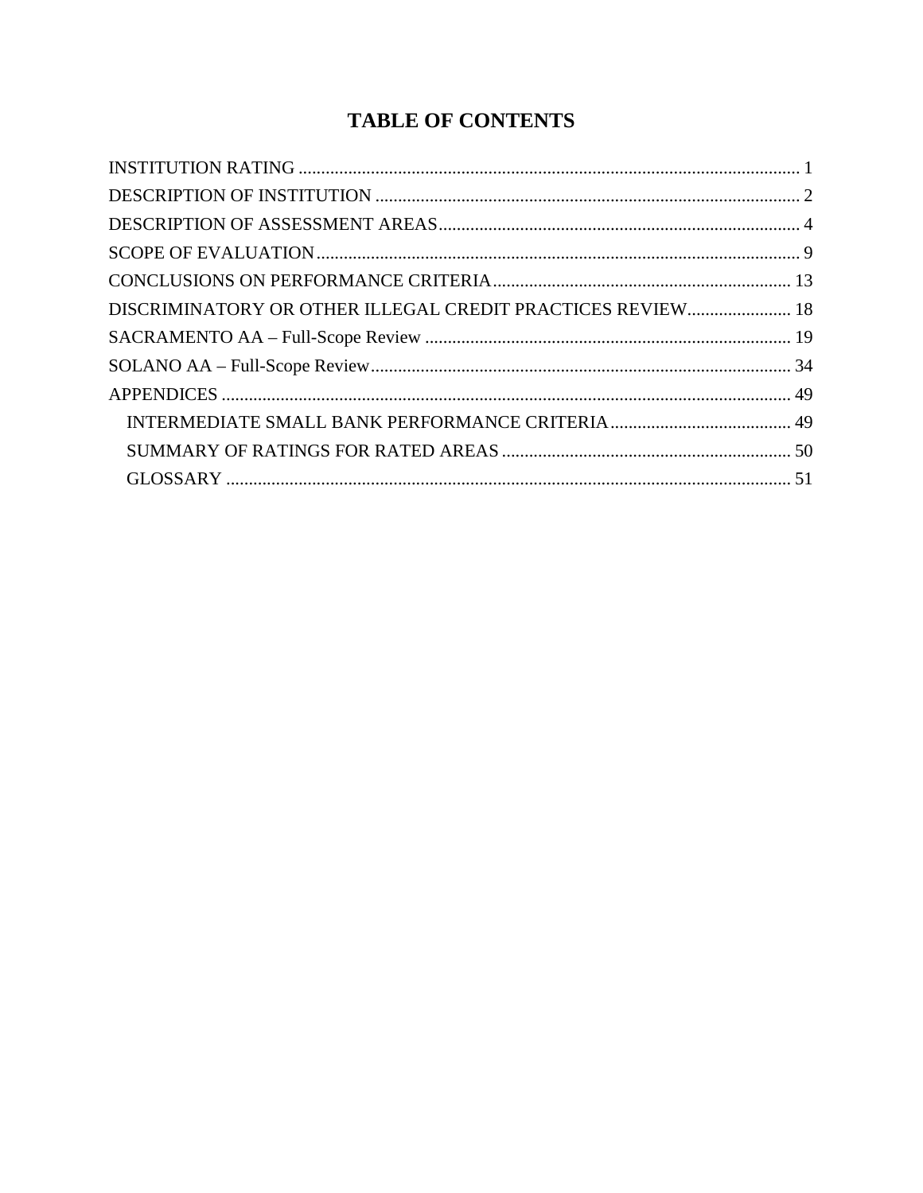# TABLE OF CONTENTS

INSTITUTION RATING ........................................................ 1
DESCRIPTION OF INSTITUTION ........................................................ 2
DESCRIPTION OF ASSESSMENT AREAS ........................................................ 4
SCOPE OF EVALUATION ........................................................ 9
CONCLUSIONS ON PERFORMANCE CRITERIA ........................................................ 13
DISCRIMINATORY OR OTHER ILLEGAL CREDIT PRACTICES REVIEW ........................................................ 18
SACRAMENTO AA – Full-Scope Review ........................................................ 19
SOLANO AA – Full-Scope Review ........................................................ 34
APPENDICES ........................................................ 49
- INTERMEDIATE SMALL BANK PERFORMANCE CRITERIA ........................................................ 49
- SUMMARY OF RATINGS FOR RATED AREAS ........................................................ 50
- GLOSSARY ........................................................ 51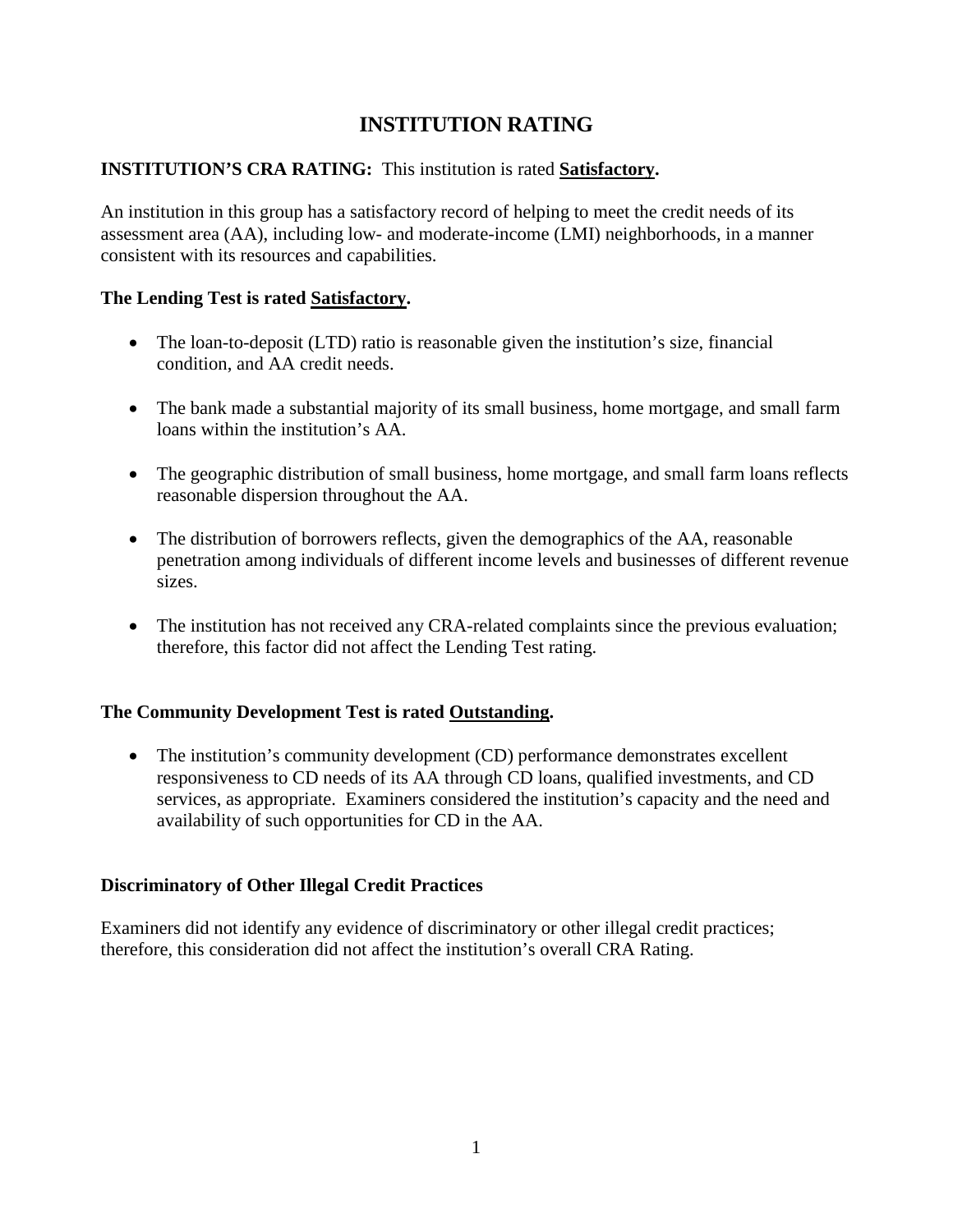# INSTITUTION RATING

**INSTITUTION'S CRA RATING:** This institution is rated **Satisfactory.**

An institution in this group has a satisfactory record of helping to meet the credit needs of its assessment area (AA), including low- and moderate-income (LMI) neighborhoods, in a manner consistent with its resources and capabilities.

**The Lending Test is rated Satisfactory.**

- The loan-to-deposit (LTD) ratio is reasonable given the institution's size, financial condition, and AA credit needs.
- The bank made a substantial majority of its small business, home mortgage, and small farm loans within the institution's AA.
- The geographic distribution of small business, home mortgage, and small farm loans reflects reasonable dispersion throughout the AA.
- The distribution of borrowers reflects, given the demographics of the AA, reasonable penetration among individuals of different income levels and businesses of different revenue sizes.
- The institution has not received any CRA-related complaints since the previous evaluation; therefore, this factor did not affect the Lending Test rating.

**The Community Development Test is rated Outstanding.**

- The institution's community development (CD) performance demonstrates excellent responsiveness to CD needs of its AA through CD loans, qualified investments, and CD services, as appropriate. Examiners considered the institution's capacity and the need and availability of such opportunities for CD in the AA.

**Discriminatory of Other Illegal Credit Practices**

Examiners did not identify any evidence of discriminatory or other illegal credit practices; therefore, this consideration did not affect the institution's overall CRA Rating.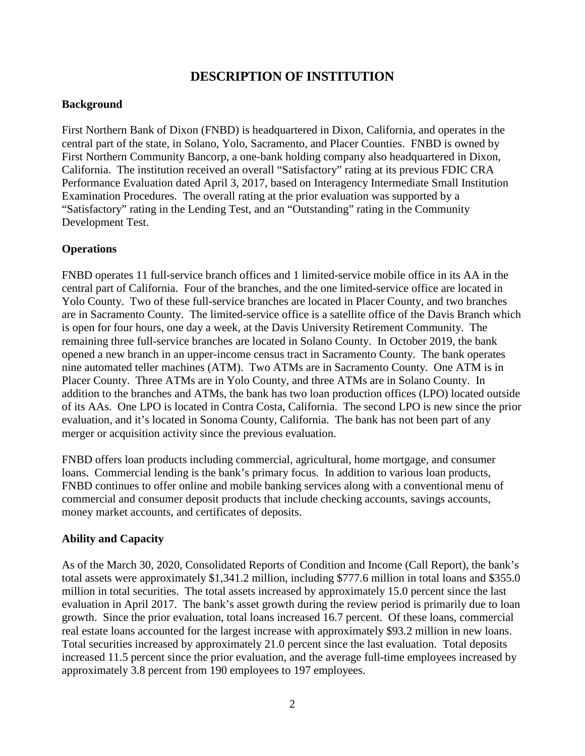# DESCRIPTION OF INSTITUTION

## Background

First Northern Bank of Dixon (FNBD) is headquartered in Dixon, California, and operates in the central part of the state, in Solano, Yolo, Sacramento, and Placer Counties. FNBD is owned by First Northern Community Bancorp, a one-bank holding company also headquartered in Dixon, California. The institution received an overall "Satisfactory" rating at its previous FDIC CRA Performance Evaluation dated April 3, 2017, based on Interagency Intermediate Small Institution Examination Procedures. The overall rating at the prior evaluation was supported by a "Satisfactory" rating in the Lending Test, and an "Outstanding" rating in the Community Development Test.

## Operations

FNBD operates 11 full-service branch offices and 1 limited-service mobile office in its AA in the central part of California. Four of the branches, and the one limited-service office are located in Yolo County. Two of these full-service branches are located in Placer County, and two branches are in Sacramento County. The limited-service office is a satellite office of the Davis Branch which is open for four hours, one day a week, at the Davis University Retirement Community. The remaining three full-service branches are located in Solano County. In October 2019, the bank opened a new branch in an upper-income census tract in Sacramento County. The bank operates nine automated teller machines (ATM). Two ATMs are in Sacramento County. One ATM is in Placer County. Three ATMs are in Yolo County, and three ATMs are in Solano County. In addition to the branches and ATMs, the bank has two loan production offices (LPO) located outside of its AAs. One LPO is located in Contra Costa, California. The second LPO is new since the prior evaluation, and it's located in Sonoma County, California. The bank has not been part of any merger or acquisition activity since the previous evaluation.

FNBD offers loan products including commercial, agricultural, home mortgage, and consumer loans. Commercial lending is the bank's primary focus. In addition to various loan products, FNBD continues to offer online and mobile banking services along with a conventional menu of commercial and consumer deposit products that include checking accounts, savings accounts, money market accounts, and certificates of deposits.

## Ability and Capacity

As of the March 30, 2020, Consolidated Reports of Condition and Income (Call Report), the bank's total assets were approximately $1,341.2 million, including $777.6 million in total loans and $355.0 million in total securities. The total assets increased by approximately 15.0 percent since the last evaluation in April 2017. The bank's asset growth during the review period is primarily due to loan growth. Since the prior evaluation, total loans increased 16.7 percent. Of these loans, commercial real estate loans accounted for the largest increase with approximately $93.2 million in new loans. Total securities increased by approximately 21.0 percent since the last evaluation. Total deposits increased 11.5 percent since the prior evaluation, and the average full-time employees increased by approximately 3.8 percent from 190 employees to 197 employees.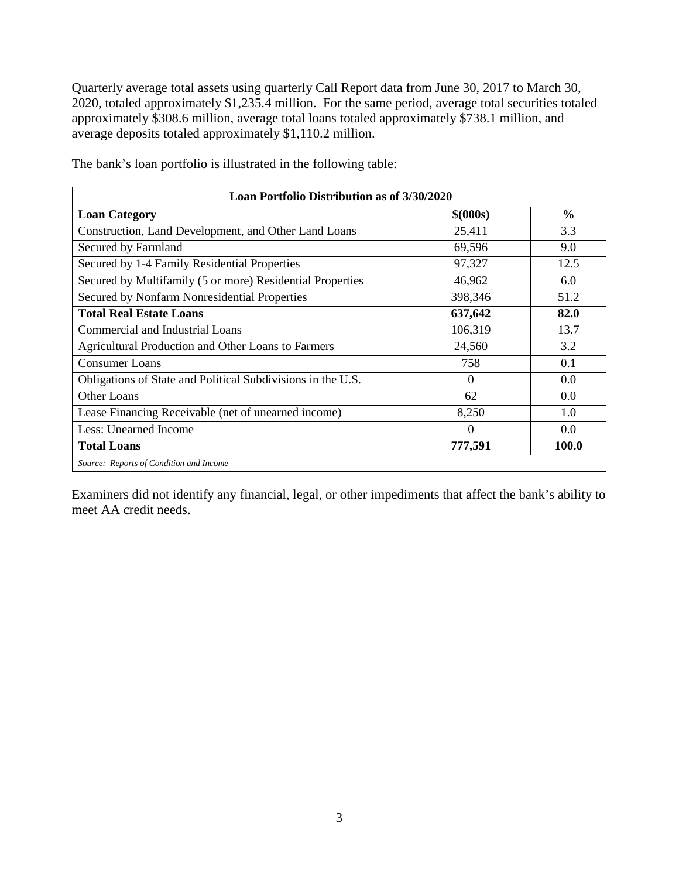Quarterly average total assets using quarterly Call Report data from June 30, 2017 to March 30, 2020, totaled approximately $1,235.4 million. For the same period, average total securities totaled approximately $308.6 million, average total loans totaled approximately $738.1 million, and average deposits totaled approximately $1,110.2 million.

The bank's loan portfolio is illustrated in the following table:

| Loan Portfolio Distribution as of 3/30/2020 | | |
|---|---|---|
| **Loan Category** | **$(000s)** | **%** |
| Construction, Land Development, and Other Land Loans | 25,411 | 3.3 |
| Secured by Farmland | 69,596 | 9.0 |
| Secured by 1-4 Family Residential Properties | 97,327 | 12.5 |
| Secured by Multifamily (5 or more) Residential Properties | 46,962 | 6.0 |
| Secured by Nonfarm Nonresidential Properties | 398,346 | 51.2 |
| **Total Real Estate Loans** | **637,642** | **82.0** |
| Commercial and Industrial Loans | 106,319 | 13.7 |
| Agricultural Production and Other Loans to Farmers | 24,560 | 3.2 |
| Consumer Loans | 758 | 0.1 |
| Obligations of State and Political Subdivisions in the U.S. | 0 | 0.0 |
| Other Loans | 62 | 0.0 |
| Lease Financing Receivable (net of unearned income) | 8,250 | 1.0 |
| Less: Unearned Income | 0 | 0.0 |
| **Total Loans** | **777,591** | **100.0** |
| *Source: Reports of Condition and Income* | | |

Examiners did not identify any financial, legal, or other impediments that affect the bank's ability to meet AA credit needs.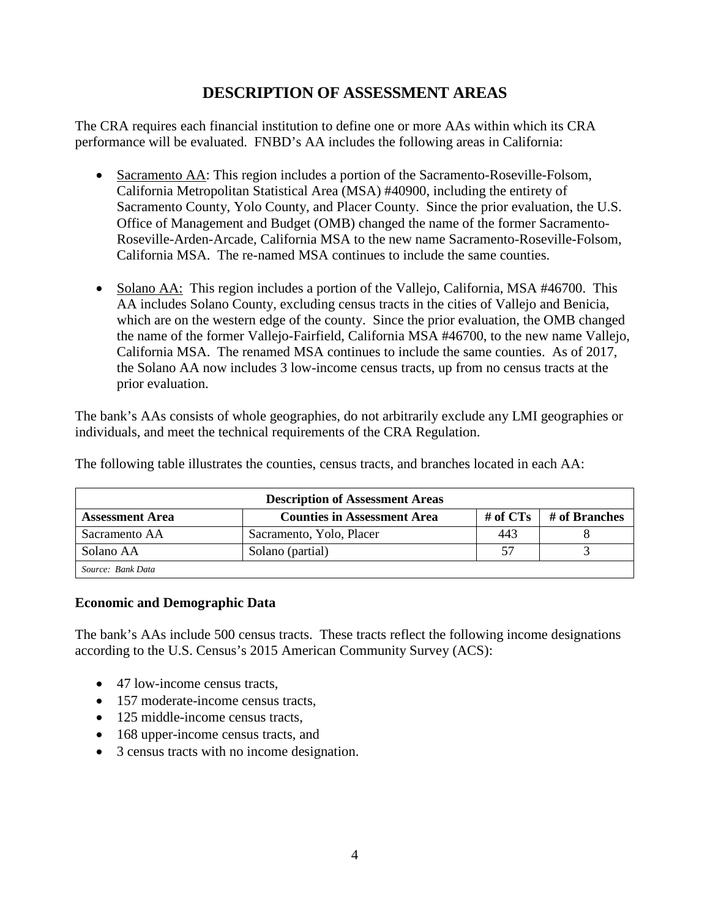# DESCRIPTION OF ASSESSMENT AREAS

The CRA requires each financial institution to define one or more AAs within which its CRA performance will be evaluated. FNBD's AA includes the following areas in California:

- Sacramento AA: This region includes a portion of the Sacramento-Roseville-Folsom, California Metropolitan Statistical Area (MSA) #40900, including the entirety of Sacramento County, Yolo County, and Placer County. Since the prior evaluation, the U.S. Office of Management and Budget (OMB) changed the name of the former Sacramento-Roseville-Arden-Arcade, California MSA to the new name Sacramento-Roseville-Folsom, California MSA. The re-named MSA continues to include the same counties.

- Solano AA: This region includes a portion of the Vallejo, California, MSA #46700. This AA includes Solano County, excluding census tracts in the cities of Vallejo and Benicia, which are on the western edge of the county. Since the prior evaluation, the OMB changed the name of the former Vallejo-Fairfield, California MSA #46700, to the new name Vallejo, California MSA. The renamed MSA continues to include the same counties. As of 2017, the Solano AA now includes 3 low-income census tracts, up from no census tracts at the prior evaluation.

The bank's AAs consists of whole geographies, do not arbitrarily exclude any LMI geographies or individuals, and meet the technical requirements of the CRA Regulation.

The following table illustrates the counties, census tracts, and branches located in each AA:

| Description of Assessment Areas | | | |
|---|---|---|---|
| **Assessment Area** | **Counties in Assessment Area** | **# of CTs** | **# of Branches** |
| Sacramento AA | Sacramento, Yolo, Placer | 443 | 8 |
| Solano AA | Solano (partial) | 57 | 3 |
| *Source: Bank Data* | | | |

### Economic and Demographic Data

The bank's AAs include 500 census tracts. These tracts reflect the following income designations according to the U.S. Census's 2015 American Community Survey (ACS):

- 47 low-income census tracts,
- 157 moderate-income census tracts,
- 125 middle-income census tracts,
- 168 upper-income census tracts, and
- 3 census tracts with no income designation.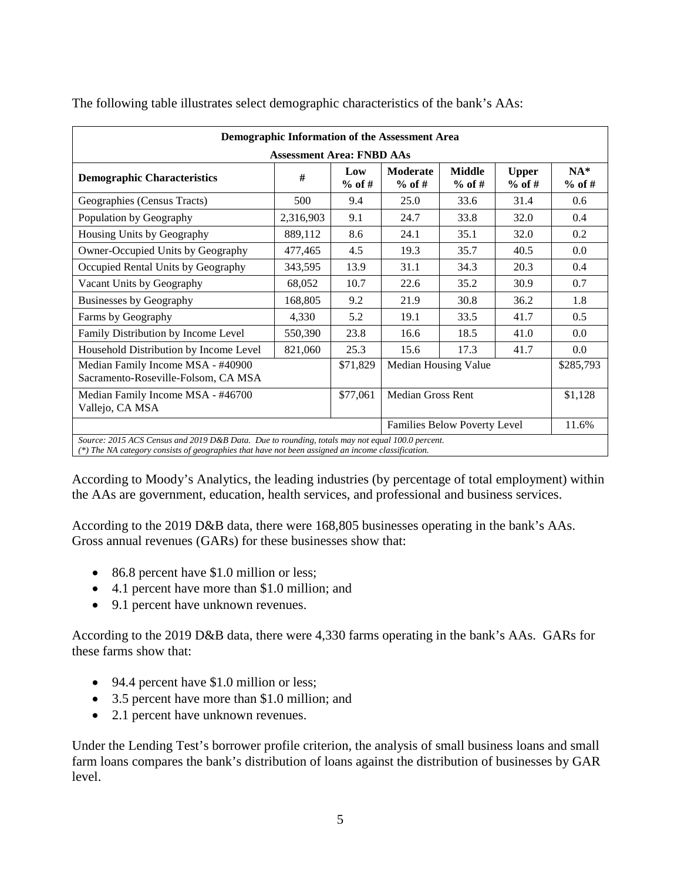The following table illustrates select demographic characteristics of the bank's AAs:

| **Demographic Information of the Assessment Area** | | | | | | |
|---|---|---|---|---|---|---|
| **Assessment Area: FNBD AAs** | | | | | | |
| **Demographic Characteristics** | **#** | **Low % of #** | **Moderate % of #** | **Middle % of #** | **Upper % of #** | **NA* % of #** |
| Geographies (Census Tracts) | 500 | 9.4 | 25.0 | 33.6 | 31.4 | 0.6 |
| Population by Geography | 2,316,903 | 9.1 | 24.7 | 33.8 | 32.0 | 0.4 |
| Housing Units by Geography | 889,112 | 8.6 | 24.1 | 35.1 | 32.0 | 0.2 |
| Owner-Occupied Units by Geography | 477,465 | 4.5 | 19.3 | 35.7 | 40.5 | 0.0 |
| Occupied Rental Units by Geography | 343,595 | 13.9 | 31.1 | 34.3 | 20.3 | 0.4 |
| Vacant Units by Geography | 68,052 | 10.7 | 22.6 | 35.2 | 30.9 | 0.7 |
| Businesses by Geography | 168,805 | 9.2 | 21.9 | 30.8 | 36.2 | 1.8 |
| Farms by Geography | 4,330 | 5.2 | 19.1 | 33.5 | 41.7 | 0.5 |
| Family Distribution by Income Level | 550,390 | 23.8 | 16.6 | 18.5 | 41.0 | 0.0 |
| Household Distribution by Income Level | 821,060 | 25.3 | 15.6 | 17.3 | 41.7 | 0.0 |
| Median Family Income MSA - #40900 Sacramento-Roseville-Folsom, CA MSA | | $71,829 | Median Housing Value | | | $285,793 |
| Median Family Income MSA - #46700 Vallejo, CA MSA | | $77,061 | Median Gross Rent | | | $1,128 |
| | | | Families Below Poverty Level | | | 11.6% |

*Source: 2015 ACS Census and 2019 D&B Data. Due to rounding, totals may not equal 100.0 percent.*
*(*) The NA category consists of geographies that have not been assigned an income classification.*

According to Moody's Analytics, the leading industries (by percentage of total employment) within the AAs are government, education, health services, and professional and business services.

According to the 2019 D&B data, there were 168,805 businesses operating in the bank's AAs. Gross annual revenues (GARs) for these businesses show that:

- 86.8 percent have $1.0 million or less;
- 4.1 percent have more than $1.0 million; and
- 9.1 percent have unknown revenues.

According to the 2019 D&B data, there were 4,330 farms operating in the bank's AAs. GARs for these farms show that:

- 94.4 percent have $1.0 million or less;
- 3.5 percent have more than $1.0 million; and
- 2.1 percent have unknown revenues.

Under the Lending Test's borrower profile criterion, the analysis of small business loans and small farm loans compares the bank's distribution of loans against the distribution of businesses by GAR level.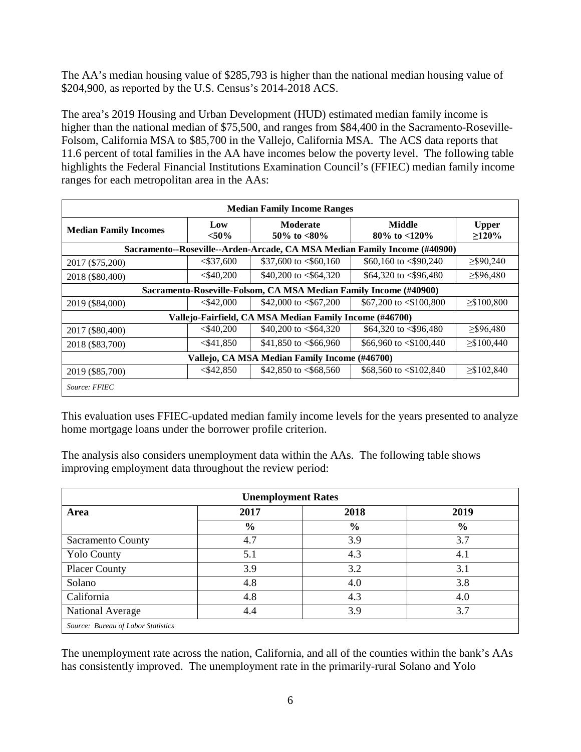The AA's median housing value of $285,793 is higher than the national median housing value of $204,900, as reported by the U.S. Census's 2014-2018 ACS.

The area's 2019 Housing and Urban Development (HUD) estimated median family income is higher than the national median of $75,500, and ranges from $84,400 in the Sacramento-Roseville-Folsom, California MSA to $85,700 in the Vallejo, California MSA. The ACS data reports that 11.6 percent of total families in the AA have incomes below the poverty level. The following table highlights the Federal Financial Institutions Examination Council's (FFIEC) median family income ranges for each metropolitan area in the AAs:

| Median Family Incomes | Low <50% | Moderate 50% to <80% | Middle 80% to <120% | Upper ≥120% |
|---|---|---|---|---|
| **Sacramento--Roseville--Arden-Arcade, CA MSA Median Family Income (#40900)** | | | | |
| 2017 ($75,200) | <$37,600 | $37,600 to <$60,160 | $60,160 to <$90,240 | ≥$90,240 |
| 2018 ($80,400) | <$40,200 | $40,200 to <$64,320 | $64,320 to <$96,480 | ≥$96,480 |
| **Sacramento-Roseville-Folsom, CA MSA Median Family Income (#40900)** | | | | |
| 2019 ($84,000) | <$42,000 | $42,000 to <$67,200 | $67,200 to <$100,800 | ≥$100,800 |
| **Vallejo-Fairfield, CA MSA Median Family Income (#46700)** | | | | |
| 2017 ($80,400) | <$40,200 | $40,200 to <$64,320 | $64,320 to <$96,480 | ≥$96,480 |
| 2018 ($83,700) | <$41,850 | $41,850 to <$66,960 | $66,960 to <$100,440 | ≥$100,440 |
| **Vallejo, CA MSA Median Family Income (#46700)** | | | | |
| 2019 ($85,700) | <$42,850 | $42,850 to <$68,560 | $68,560 to <$102,840 | ≥$102,840 |

*Source: FFIEC*

This evaluation uses FFIEC-updated median family income levels for the years presented to analyze home mortgage loans under the borrower profile criterion.

The analysis also considers unemployment data within the AAs. The following table shows improving employment data throughout the review period:

| Area | 2017 | 2018 | 2019 |
|---|---|---|---|
| | % | % | % |
| Sacramento County | 4.7 | 3.9 | 3.7 |
| Yolo County | 5.1 | 4.3 | 4.1 |
| Placer County | 3.9 | 3.2 | 3.1 |
| Solano | 4.8 | 4.0 | 3.8 |
| California | 4.8 | 4.3 | 4.0 |
| National Average | 4.4 | 3.9 | 3.7 |

*Source: Bureau of Labor Statistics*

The unemployment rate across the nation, California, and all of the counties within the bank's AAs has consistently improved. The unemployment rate in the primarily-rural Solano and Yolo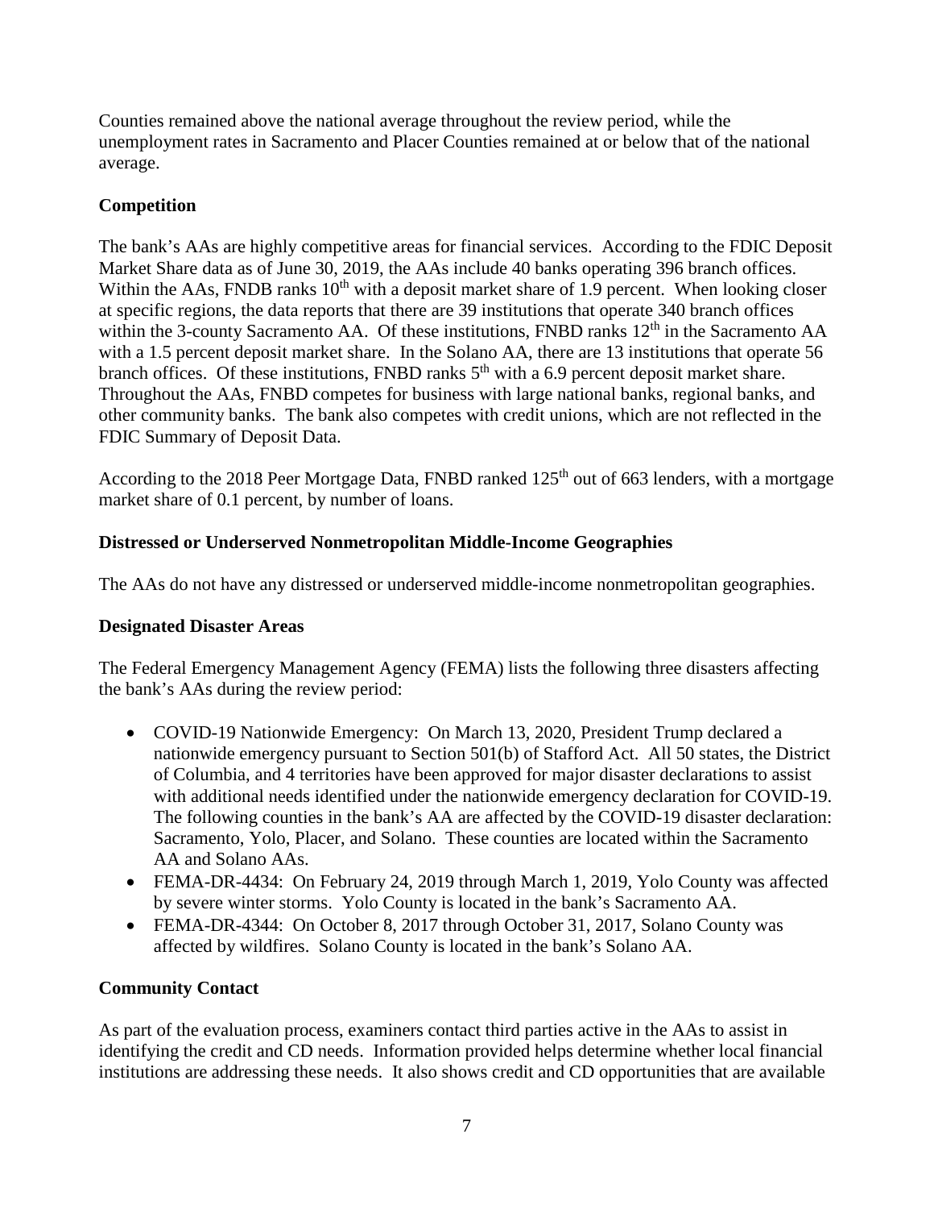Counties remained above the national average throughout the review period, while the unemployment rates in Sacramento and Placer Counties remained at or below that of the national average.

**Competition**

The bank's AAs are highly competitive areas for financial services. According to the FDIC Deposit Market Share data as of June 30, 2019, the AAs include 40 banks operating 396 branch offices. Within the AAs, FNDB ranks 10th with a deposit market share of 1.9 percent. When looking closer at specific regions, the data reports that there are 39 institutions that operate 340 branch offices within the 3-county Sacramento AA. Of these institutions, FNBD ranks 12th in the Sacramento AA with a 1.5 percent deposit market share. In the Solano AA, there are 13 institutions that operate 56 branch offices. Of these institutions, FNBD ranks 5th with a 6.9 percent deposit market share. Throughout the AAs, FNBD competes for business with large national banks, regional banks, and other community banks. The bank also competes with credit unions, which are not reflected in the FDIC Summary of Deposit Data.

According to the 2018 Peer Mortgage Data, FNBD ranked 125th out of 663 lenders, with a mortgage market share of 0.1 percent, by number of loans.

**Distressed or Underserved Nonmetropolitan Middle-Income Geographies**

The AAs do not have any distressed or underserved middle-income nonmetropolitan geographies.

**Designated Disaster Areas**

The Federal Emergency Management Agency (FEMA) lists the following three disasters affecting the bank's AAs during the review period:

- COVID-19 Nationwide Emergency: On March 13, 2020, President Trump declared a nationwide emergency pursuant to Section 501(b) of Stafford Act. All 50 states, the District of Columbia, and 4 territories have been approved for major disaster declarations to assist with additional needs identified under the nationwide emergency declaration for COVID-19. The following counties in the bank's AA are affected by the COVID-19 disaster declaration: Sacramento, Yolo, Placer, and Solano. These counties are located within the Sacramento AA and Solano AAs.
- FEMA-DR-4434: On February 24, 2019 through March 1, 2019, Yolo County was affected by severe winter storms. Yolo County is located in the bank's Sacramento AA.
- FEMA-DR-4344: On October 8, 2017 through October 31, 2017, Solano County was affected by wildfires. Solano County is located in the bank's Solano AA.

**Community Contact**

As part of the evaluation process, examiners contact third parties active in the AAs to assist in identifying the credit and CD needs. Information provided helps determine whether local financial institutions are addressing these needs. It also shows credit and CD opportunities that are available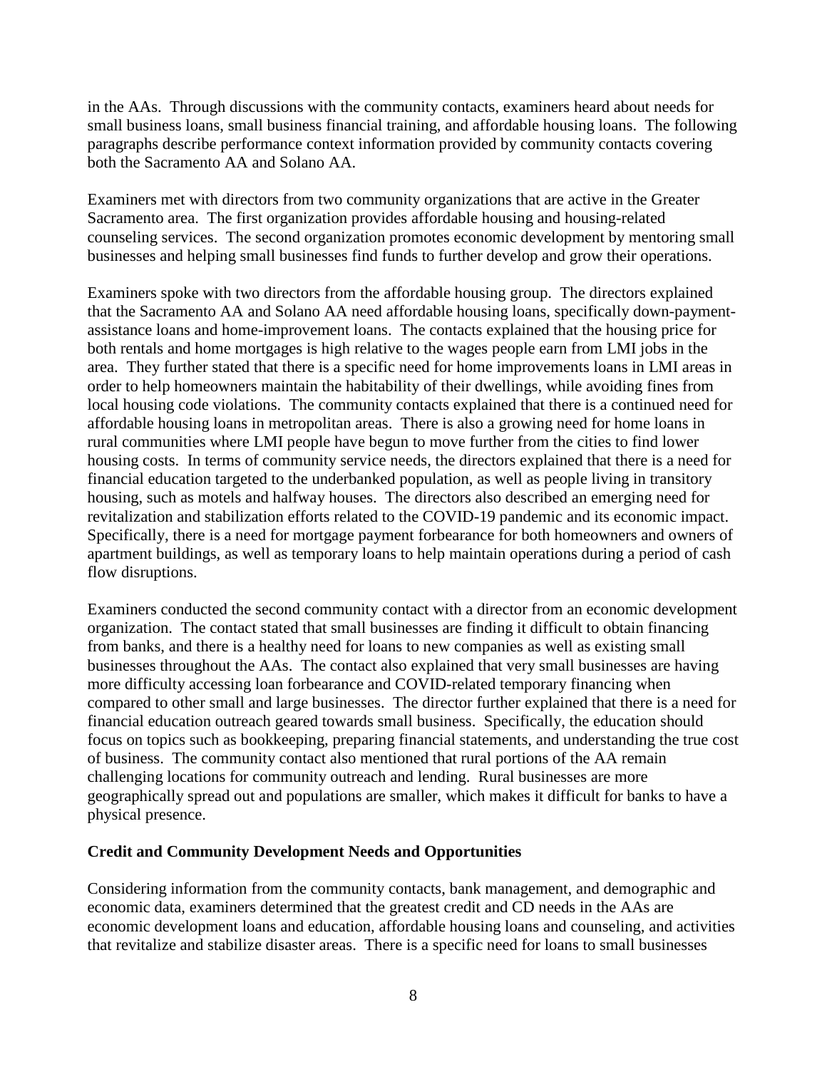in the AAs. Through discussions with the community contacts, examiners heard about needs for small business loans, small business financial training, and affordable housing loans. The following paragraphs describe performance context information provided by community contacts covering both the Sacramento AA and Solano AA.

Examiners met with directors from two community organizations that are active in the Greater Sacramento area. The first organization provides affordable housing and housing-related counseling services. The second organization promotes economic development by mentoring small businesses and helping small businesses find funds to further develop and grow their operations.

Examiners spoke with two directors from the affordable housing group. The directors explained that the Sacramento AA and Solano AA need affordable housing loans, specifically down-payment-assistance loans and home-improvement loans. The contacts explained that the housing price for both rentals and home mortgages is high relative to the wages people earn from LMI jobs in the area. They further stated that there is a specific need for home improvements loans in LMI areas in order to help homeowners maintain the habitability of their dwellings, while avoiding fines from local housing code violations. The community contacts explained that there is a continued need for affordable housing loans in metropolitan areas. There is also a growing need for home loans in rural communities where LMI people have begun to move further from the cities to find lower housing costs. In terms of community service needs, the directors explained that there is a need for financial education targeted to the underbanked population, as well as people living in transitory housing, such as motels and halfway houses. The directors also described an emerging need for revitalization and stabilization efforts related to the COVID-19 pandemic and its economic impact. Specifically, there is a need for mortgage payment forbearance for both homeowners and owners of apartment buildings, as well as temporary loans to help maintain operations during a period of cash flow disruptions.

Examiners conducted the second community contact with a director from an economic development organization. The contact stated that small businesses are finding it difficult to obtain financing from banks, and there is a healthy need for loans to new companies as well as existing small businesses throughout the AAs. The contact also explained that very small businesses are having more difficulty accessing loan forbearance and COVID-related temporary financing when compared to other small and large businesses. The director further explained that there is a need for financial education outreach geared towards small business. Specifically, the education should focus on topics such as bookkeeping, preparing financial statements, and understanding the true cost of business. The community contact also mentioned that rural portions of the AA remain challenging locations for community outreach and lending. Rural businesses are more geographically spread out and populations are smaller, which makes it difficult for banks to have a physical presence.

**Credit and Community Development Needs and Opportunities**

Considering information from the community contacts, bank management, and demographic and economic data, examiners determined that the greatest credit and CD needs in the AAs are economic development loans and education, affordable housing loans and counseling, and activities that revitalize and stabilize disaster areas. There is a specific need for loans to small businesses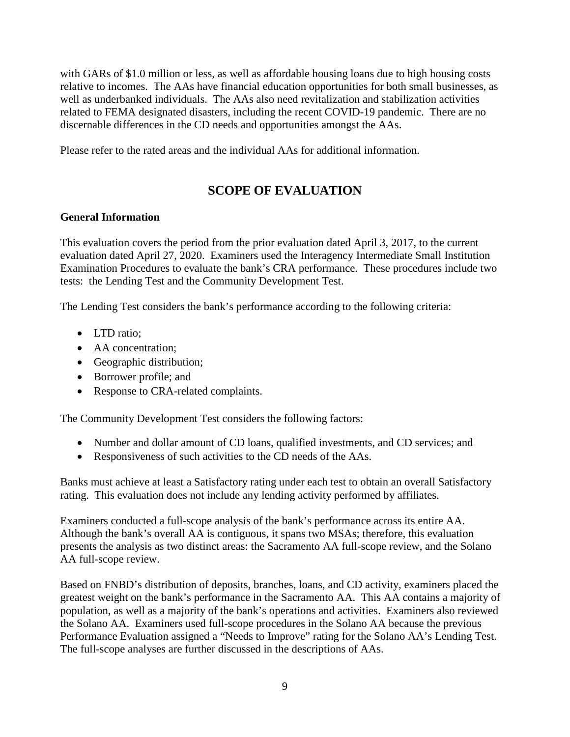with GARs of $1.0 million or less, as well as affordable housing loans due to high housing costs relative to incomes. The AAs have financial education opportunities for both small businesses, as well as underbanked individuals. The AAs also need revitalization and stabilization activities related to FEMA designated disasters, including the recent COVID-19 pandemic. There are no discernable differences in the CD needs and opportunities amongst the AAs.

Please refer to the rated areas and the individual AAs for additional information.

## SCOPE OF EVALUATION

**General Information**

This evaluation covers the period from the prior evaluation dated April 3, 2017, to the current evaluation dated April 27, 2020. Examiners used the Interagency Intermediate Small Institution Examination Procedures to evaluate the bank's CRA performance. These procedures include two tests: the Lending Test and the Community Development Test.

The Lending Test considers the bank's performance according to the following criteria:

- LTD ratio;
- AA concentration;
- Geographic distribution;
- Borrower profile; and
- Response to CRA-related complaints.

The Community Development Test considers the following factors:

- Number and dollar amount of CD loans, qualified investments, and CD services; and
- Responsiveness of such activities to the CD needs of the AAs.

Banks must achieve at least a Satisfactory rating under each test to obtain an overall Satisfactory rating. This evaluation does not include any lending activity performed by affiliates.

Examiners conducted a full-scope analysis of the bank's performance across its entire AA. Although the bank's overall AA is contiguous, it spans two MSAs; therefore, this evaluation presents the analysis as two distinct areas: the Sacramento AA full-scope review, and the Solano AA full-scope review.

Based on FNBD's distribution of deposits, branches, loans, and CD activity, examiners placed the greatest weight on the bank's performance in the Sacramento AA. This AA contains a majority of population, as well as a majority of the bank's operations and activities. Examiners also reviewed the Solano AA. Examiners used full-scope procedures in the Solano AA because the previous Performance Evaluation assigned a "Needs to Improve" rating for the Solano AA's Lending Test. The full-scope analyses are further discussed in the descriptions of AAs.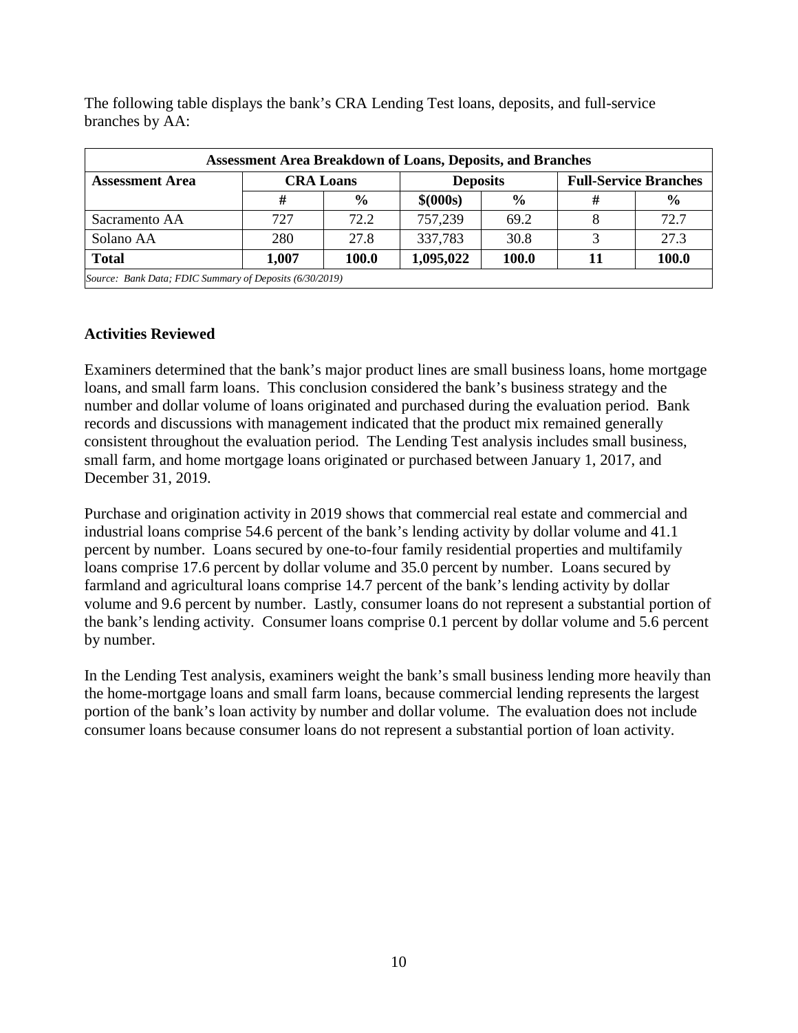The following table displays the bank's CRA Lending Test loans, deposits, and full-service branches by AA:

| Assessment Area Breakdown of Loans, Deposits, and Branches | | | | | | |
|---|---|---|---|---|---|---|
| **Assessment Area** | **CRA Loans** | | **Deposits** | | **Full-Service Branches** | |
| | **#** | **%** | **$(000s)** | **%** | **#** | **%** |
| Sacramento AA | 727 | 72.2 | 757,239 | 69.2 | 8 | 72.7 |
| Solano AA | 280 | 27.8 | 337,783 | 30.8 | 3 | 27.3 |
| **Total** | **1,007** | **100.0** | **1,095,022** | **100.0** | **11** | **100.0** |

*Source: Bank Data; FDIC Summary of Deposits (6/30/2019)*

### Activities Reviewed

Examiners determined that the bank's major product lines are small business loans, home mortgage loans, and small farm loans. This conclusion considered the bank's business strategy and the number and dollar volume of loans originated and purchased during the evaluation period. Bank records and discussions with management indicated that the product mix remained generally consistent throughout the evaluation period. The Lending Test analysis includes small business, small farm, and home mortgage loans originated or purchased between January 1, 2017, and December 31, 2019.

Purchase and origination activity in 2019 shows that commercial real estate and commercial and industrial loans comprise 54.6 percent of the bank's lending activity by dollar volume and 41.1 percent by number. Loans secured by one-to-four family residential properties and multifamily loans comprise 17.6 percent by dollar volume and 35.0 percent by number. Loans secured by farmland and agricultural loans comprise 14.7 percent of the bank's lending activity by dollar volume and 9.6 percent by number. Lastly, consumer loans do not represent a substantial portion of the bank's lending activity. Consumer loans comprise 0.1 percent by dollar volume and 5.6 percent by number.

In the Lending Test analysis, examiners weight the bank's small business lending more heavily than the home-mortgage loans and small farm loans, because commercial lending represents the largest portion of the bank's loan activity by number and dollar volume. The evaluation does not include consumer loans because consumer loans do not represent a substantial portion of loan activity.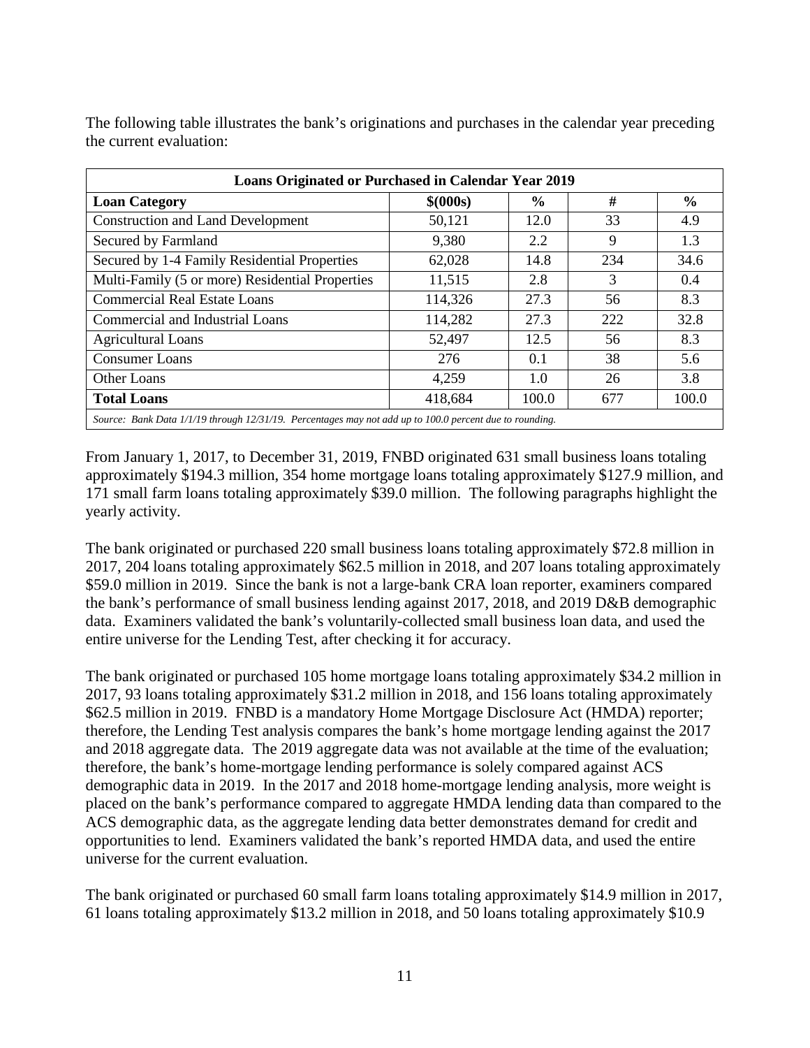The following table illustrates the bank's originations and purchases in the calendar year preceding the current evaluation:

| Loans Originated or Purchased in Calendar Year 2019 | | | | |
|---|---|---|---|---|
| **Loan Category** | **$(000s)** | **%** | **#** | **%** |
| Construction and Land Development | 50,121 | 12.0 | 33 | 4.9 |
| Secured by Farmland | 9,380 | 2.2 | 9 | 1.3 |
| Secured by 1-4 Family Residential Properties | 62,028 | 14.8 | 234 | 34.6 |
| Multi-Family (5 or more) Residential Properties | 11,515 | 2.8 | 3 | 0.4 |
| Commercial Real Estate Loans | 114,326 | 27.3 | 56 | 8.3 |
| Commercial and Industrial Loans | 114,282 | 27.3 | 222 | 32.8 |
| Agricultural Loans | 52,497 | 12.5 | 56 | 8.3 |
| Consumer Loans | 276 | 0.1 | 38 | 5.6 |
| Other Loans | 4,259 | 1.0 | 26 | 3.8 |
| **Total Loans** | 418,684 | 100.0 | 677 | 100.0 |
| *Source: Bank Data 1/1/19 through 12/31/19. Percentages may not add up to 100.0 percent due to rounding.* | | | | |

From January 1, 2017, to December 31, 2019, FNBD originated 631 small business loans totaling approximately $194.3 million, 354 home mortgage loans totaling approximately $127.9 million, and 171 small farm loans totaling approximately $39.0 million. The following paragraphs highlight the yearly activity.

The bank originated or purchased 220 small business loans totaling approximately $72.8 million in 2017, 204 loans totaling approximately $62.5 million in 2018, and 207 loans totaling approximately $59.0 million in 2019. Since the bank is not a large-bank CRA loan reporter, examiners compared the bank's performance of small business lending against 2017, 2018, and 2019 D&B demographic data. Examiners validated the bank's voluntarily-collected small business loan data, and used the entire universe for the Lending Test, after checking it for accuracy.

The bank originated or purchased 105 home mortgage loans totaling approximately $34.2 million in 2017, 93 loans totaling approximately $31.2 million in 2018, and 156 loans totaling approximately $62.5 million in 2019. FNBD is a mandatory Home Mortgage Disclosure Act (HMDA) reporter; therefore, the Lending Test analysis compares the bank's home mortgage lending against the 2017 and 2018 aggregate data. The 2019 aggregate data was not available at the time of the evaluation; therefore, the bank's home-mortgage lending performance is solely compared against ACS demographic data in 2019. In the 2017 and 2018 home-mortgage lending analysis, more weight is placed on the bank's performance compared to aggregate HMDA lending data than compared to the ACS demographic data, as the aggregate lending data better demonstrates demand for credit and opportunities to lend. Examiners validated the bank's reported HMDA data, and used the entire universe for the current evaluation.

The bank originated or purchased 60 small farm loans totaling approximately $14.9 million in 2017, 61 loans totaling approximately $13.2 million in 2018, and 50 loans totaling approximately $10.9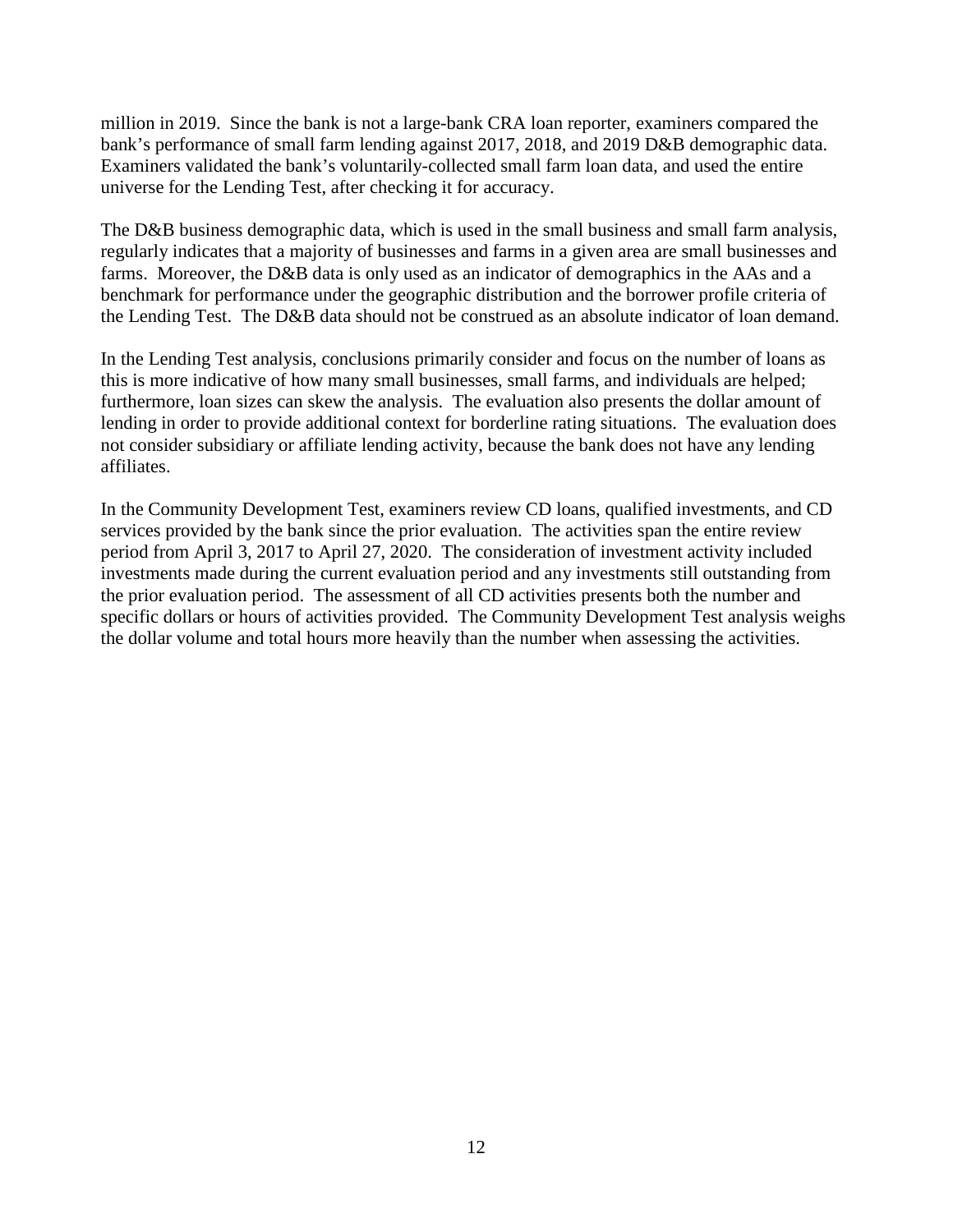million in 2019. Since the bank is not a large-bank CRA loan reporter, examiners compared the bank's performance of small farm lending against 2017, 2018, and 2019 D&B demographic data. Examiners validated the bank's voluntarily-collected small farm loan data, and used the entire universe for the Lending Test, after checking it for accuracy.

The D&B business demographic data, which is used in the small business and small farm analysis, regularly indicates that a majority of businesses and farms in a given area are small businesses and farms. Moreover, the D&B data is only used as an indicator of demographics in the AAs and a benchmark for performance under the geographic distribution and the borrower profile criteria of the Lending Test. The D&B data should not be construed as an absolute indicator of loan demand.

In the Lending Test analysis, conclusions primarily consider and focus on the number of loans as this is more indicative of how many small businesses, small farms, and individuals are helped; furthermore, loan sizes can skew the analysis. The evaluation also presents the dollar amount of lending in order to provide additional context for borderline rating situations. The evaluation does not consider subsidiary or affiliate lending activity, because the bank does not have any lending affiliates.

In the Community Development Test, examiners review CD loans, qualified investments, and CD services provided by the bank since the prior evaluation. The activities span the entire review period from April 3, 2017 to April 27, 2020. The consideration of investment activity included investments made during the current evaluation period and any investments still outstanding from the prior evaluation period. The assessment of all CD activities presents both the number and specific dollars or hours of activities provided. The Community Development Test analysis weighs the dollar volume and total hours more heavily than the number when assessing the activities.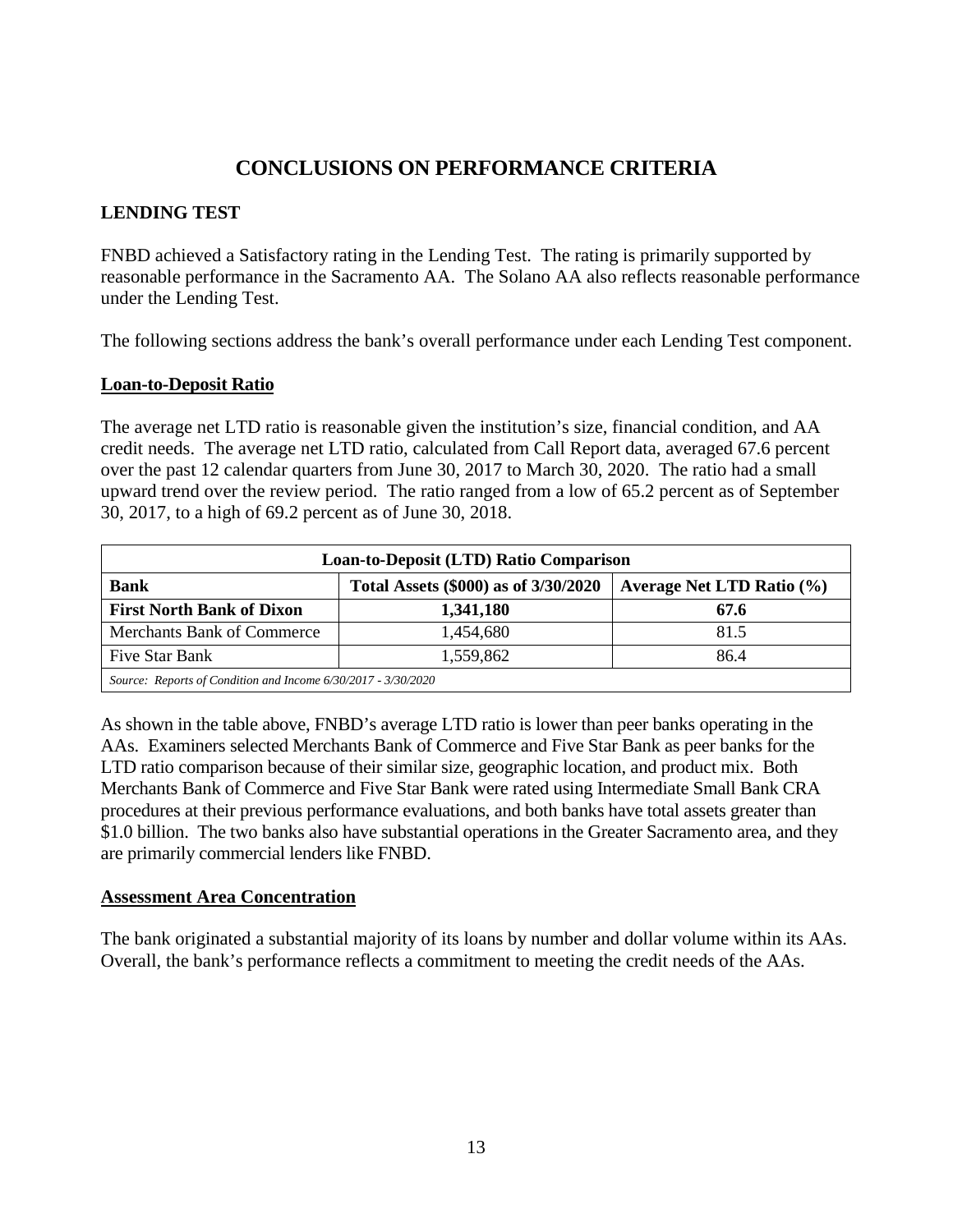# CONCLUSIONS ON PERFORMANCE CRITERIA

## LENDING TEST

FNBD achieved a Satisfactory rating in the Lending Test. The rating is primarily supported by reasonable performance in the Sacramento AA. The Solano AA also reflects reasonable performance under the Lending Test.

The following sections address the bank's overall performance under each Lending Test component.

### Loan-to-Deposit Ratio

The average net LTD ratio is reasonable given the institution's size, financial condition, and AA credit needs. The average net LTD ratio, calculated from Call Report data, averaged 67.6 percent over the past 12 calendar quarters from June 30, 2017 to March 30, 2020. The ratio had a small upward trend over the review period. The ratio ranged from a low of 65.2 percent as of September 30, 2017, to a high of 69.2 percent as of June 30, 2018.

| Loan-to-Deposit (LTD) Ratio Comparison | | |
|---|---|---|
| **Bank** | **Total Assets ($000) as of 3/30/2020** | **Average Net LTD Ratio (%)** |
| **First North Bank of Dixon** | **1,341,180** | **67.6** |
| Merchants Bank of Commerce | 1,454,680 | 81.5 |
| Five Star Bank | 1,559,862 | 86.4 |
| *Source: Reports of Condition and Income 6/30/2017 - 3/30/2020* | | |

As shown in the table above, FNBD's average LTD ratio is lower than peer banks operating in the AAs. Examiners selected Merchants Bank of Commerce and Five Star Bank as peer banks for the LTD ratio comparison because of their similar size, geographic location, and product mix. Both Merchants Bank of Commerce and Five Star Bank were rated using Intermediate Small Bank CRA procedures at their previous performance evaluations, and both banks have total assets greater than $1.0 billion. The two banks also have substantial operations in the Greater Sacramento area, and they are primarily commercial lenders like FNBD.

### Assessment Area Concentration

The bank originated a substantial majority of its loans by number and dollar volume within its AAs. Overall, the bank's performance reflects a commitment to meeting the credit needs of the AAs.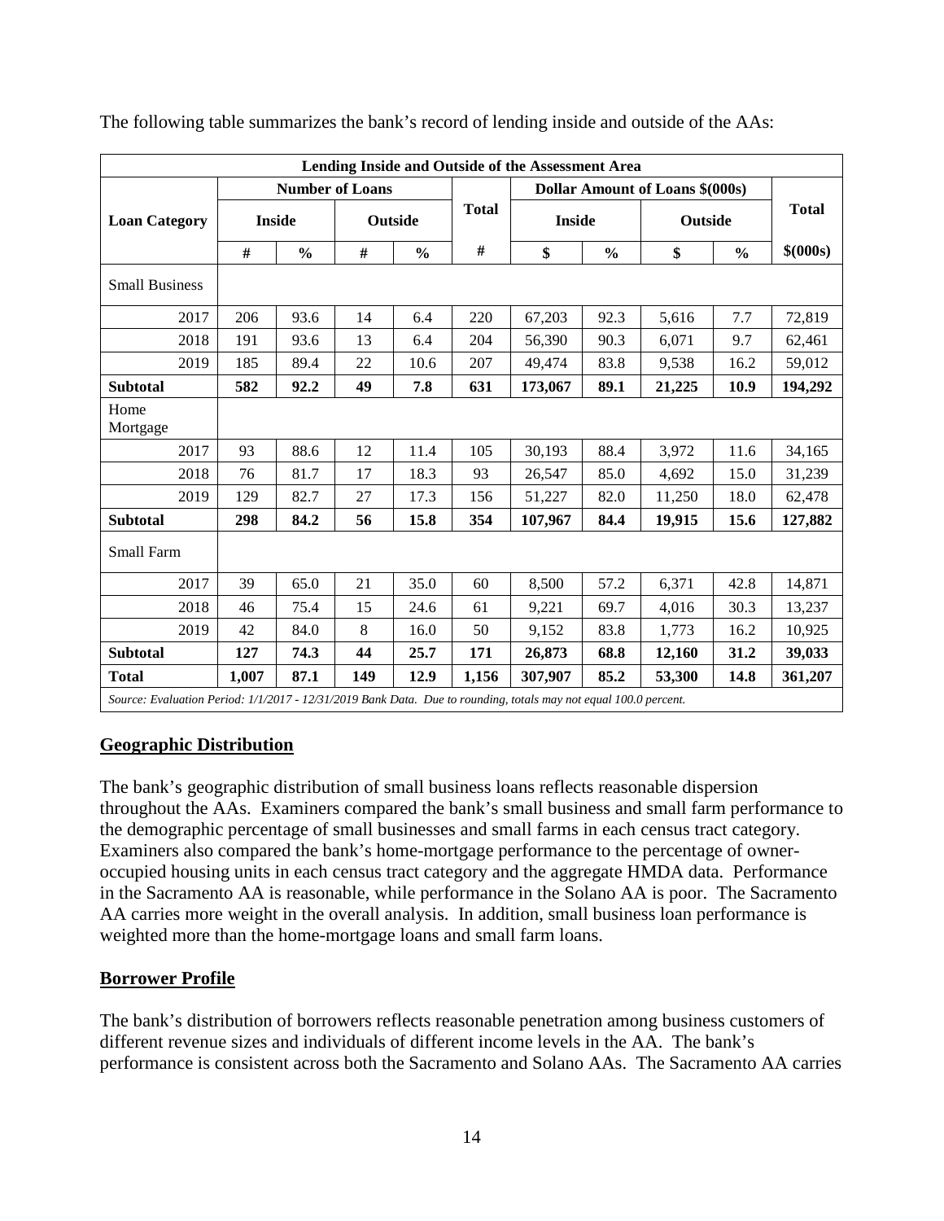The following table summarizes the bank's record of lending inside and outside of the AAs:

| Lending Inside and Outside of the Assessment Area | | | | | | | | | | |
|---|---|---|---|---|---|---|---|---|---|---|
| Loan Category | Number of Loans | | | | Total | Dollar Amount of Loans $(000s) | | | | Total |
| | Inside | | Outside | | # | Inside | | Outside | | $(000s) |
| | # | % | # | % | | $ | % | $ | % | |
| Small Business | | | | | | | | | | |
| 2017 | 206 | 93.6 | 14 | 6.4 | 220 | 67,203 | 92.3 | 5,616 | 7.7 | 72,819 |
| 2018 | 191 | 93.6 | 13 | 6.4 | 204 | 56,390 | 90.3 | 6,071 | 9.7 | 62,461 |
| 2019 | 185 | 89.4 | 22 | 10.6 | 207 | 49,474 | 83.8 | 9,538 | 16.2 | 59,012 |
| **Subtotal** | **582** | **92.2** | **49** | **7.8** | **631** | **173,067** | **89.1** | **21,225** | **10.9** | **194,292** |
| Home Mortgage | | | | | | | | | | |
| 2017 | 93 | 88.6 | 12 | 11.4 | 105 | 30,193 | 88.4 | 3,972 | 11.6 | 34,165 |
| 2018 | 76 | 81.7 | 17 | 18.3 | 93 | 26,547 | 85.0 | 4,692 | 15.0 | 31,239 |
| 2019 | 129 | 82.7 | 27 | 17.3 | 156 | 51,227 | 82.0 | 11,250 | 18.0 | 62,478 |
| **Subtotal** | **298** | **84.2** | **56** | **15.8** | **354** | **107,967** | **84.4** | **19,915** | **15.6** | **127,882** |
| Small Farm | | | | | | | | | | |
| 2017 | 39 | 65.0 | 21 | 35.0 | 60 | 8,500 | 57.2 | 6,371 | 42.8 | 14,871 |
| 2018 | 46 | 75.4 | 15 | 24.6 | 61 | 9,221 | 69.7 | 4,016 | 30.3 | 13,237 |
| 2019 | 42 | 84.0 | 8 | 16.0 | 50 | 9,152 | 83.8 | 1,773 | 16.2 | 10,925 |
| **Subtotal** | **127** | **74.3** | **44** | **25.7** | **171** | **26,873** | **68.8** | **12,160** | **31.2** | **39,033** |
| **Total** | **1,007** | **87.1** | **149** | **12.9** | **1,156** | **307,907** | **85.2** | **53,300** | **14.8** | **361,207** |

*Source: Evaluation Period: 1/1/2017 - 12/31/2019 Bank Data. Due to rounding, totals may not equal 100.0 percent.*

## Geographic Distribution

The bank's geographic distribution of small business loans reflects reasonable dispersion throughout the AAs. Examiners compared the bank's small business and small farm performance to the demographic percentage of small businesses and small farms in each census tract category. Examiners also compared the bank's home-mortgage performance to the percentage of owner-occupied housing units in each census tract category and the aggregate HMDA data. Performance in the Sacramento AA is reasonable, while performance in the Solano AA is poor. The Sacramento AA carries more weight in the overall analysis. In addition, small business loan performance is weighted more than the home-mortgage loans and small farm loans.

## Borrower Profile

The bank's distribution of borrowers reflects reasonable penetration among business customers of different revenue sizes and individuals of different income levels in the AA. The bank's performance is consistent across both the Sacramento and Solano AAs. The Sacramento AA carries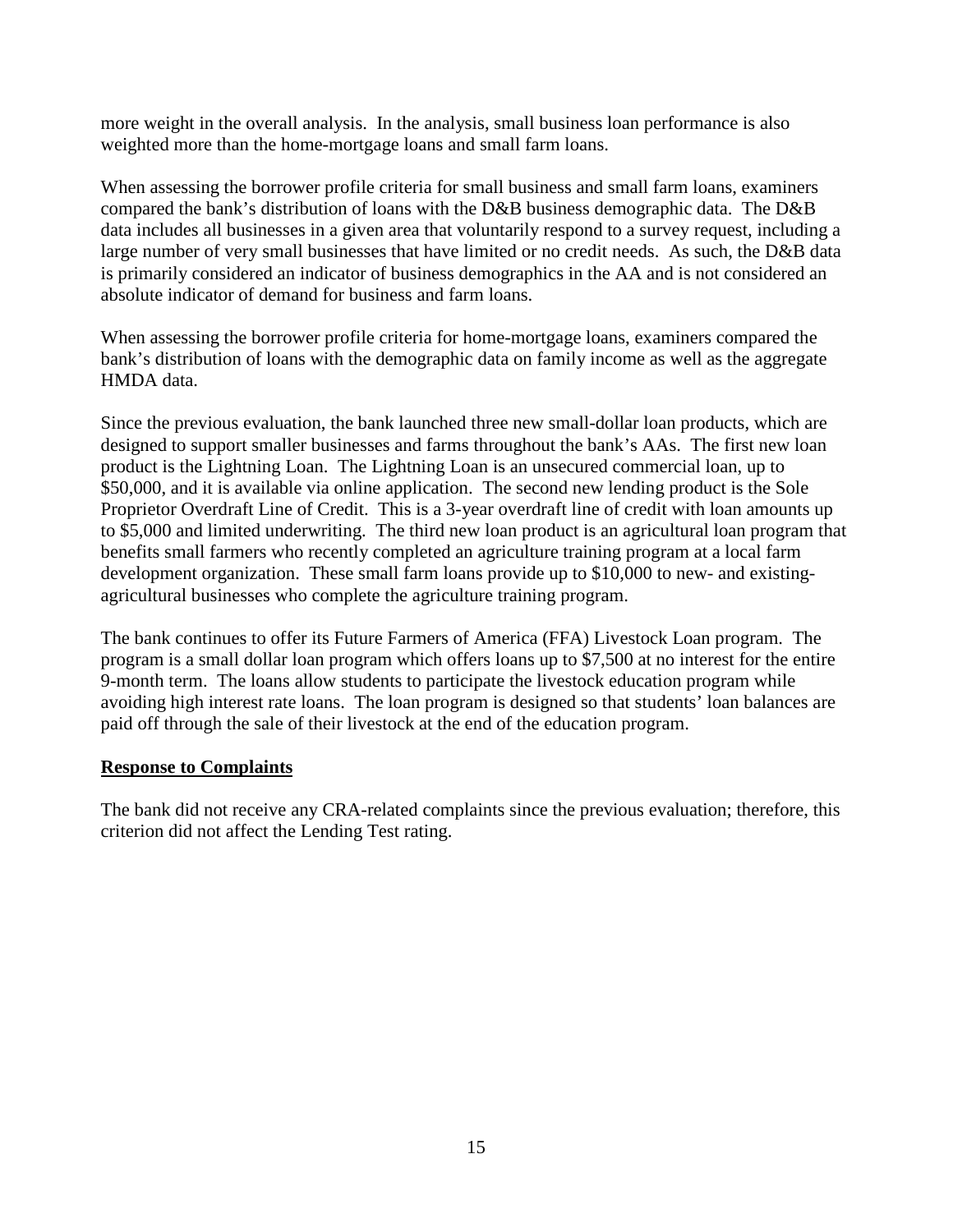more weight in the overall analysis. In the analysis, small business loan performance is also weighted more than the home-mortgage loans and small farm loans.

When assessing the borrower profile criteria for small business and small farm loans, examiners compared the bank's distribution of loans with the D&B business demographic data. The D&B data includes all businesses in a given area that voluntarily respond to a survey request, including a large number of very small businesses that have limited or no credit needs. As such, the D&B data is primarily considered an indicator of business demographics in the AA and is not considered an absolute indicator of demand for business and farm loans.

When assessing the borrower profile criteria for home-mortgage loans, examiners compared the bank's distribution of loans with the demographic data on family income as well as the aggregate HMDA data.

Since the previous evaluation, the bank launched three new small-dollar loan products, which are designed to support smaller businesses and farms throughout the bank's AAs. The first new loan product is the Lightning Loan. The Lightning Loan is an unsecured commercial loan, up to $50,000, and it is available via online application. The second new lending product is the Sole Proprietor Overdraft Line of Credit. This is a 3-year overdraft line of credit with loan amounts up to $5,000 and limited underwriting. The third new loan product is an agricultural loan program that benefits small farmers who recently completed an agriculture training program at a local farm development organization. These small farm loans provide up to $10,000 to new- and existing-agricultural businesses who complete the agriculture training program.

The bank continues to offer its Future Farmers of America (FFA) Livestock Loan program. The program is a small dollar loan program which offers loans up to $7,500 at no interest for the entire 9-month term. The loans allow students to participate the livestock education program while avoiding high interest rate loans. The loan program is designed so that students' loan balances are paid off through the sale of their livestock at the end of the education program.

**Response to Complaints**

The bank did not receive any CRA-related complaints since the previous evaluation; therefore, this criterion did not affect the Lending Test rating.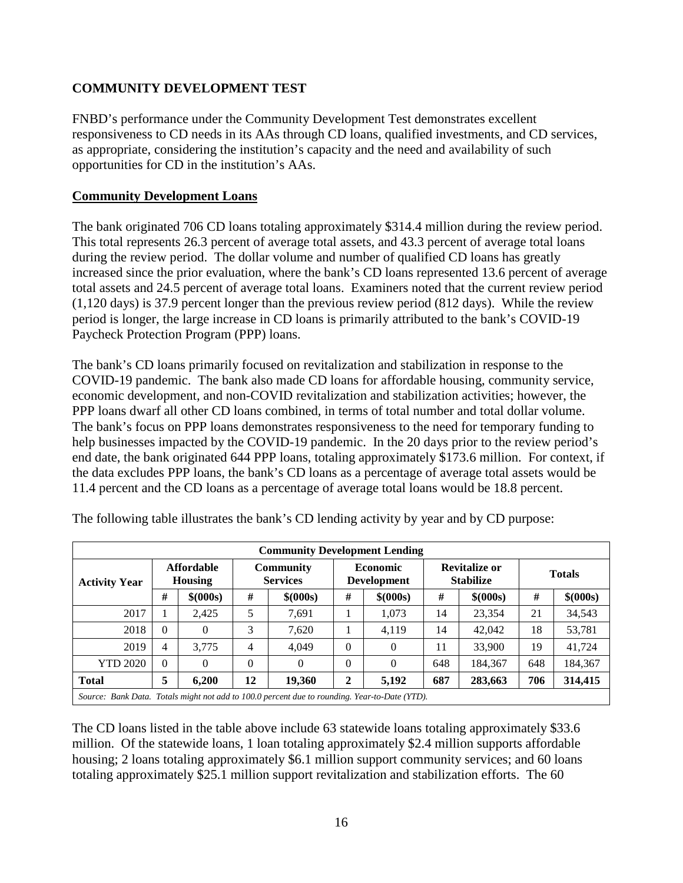## COMMUNITY DEVELOPMENT TEST

FNBD's performance under the Community Development Test demonstrates excellent responsiveness to CD needs in its AAs through CD loans, qualified investments, and CD services, as appropriate, considering the institution's capacity and the need and availability of such opportunities for CD in the institution's AAs.

### Community Development Loans

The bank originated 706 CD loans totaling approximately $314.4 million during the review period. This total represents 26.3 percent of average total assets, and 43.3 percent of average total loans during the review period. The dollar volume and number of qualified CD loans has greatly increased since the prior evaluation, where the bank's CD loans represented 13.6 percent of average total assets and 24.5 percent of average total loans. Examiners noted that the current review period (1,120 days) is 37.9 percent longer than the previous review period (812 days). While the review period is longer, the large increase in CD loans is primarily attributed to the bank's COVID-19 Paycheck Protection Program (PPP) loans.

The bank's CD loans primarily focused on revitalization and stabilization in response to the COVID-19 pandemic. The bank also made CD loans for affordable housing, community service, economic development, and non-COVID revitalization and stabilization activities; however, the PPP loans dwarf all other CD loans combined, in terms of total number and total dollar volume. The bank's focus on PPP loans demonstrates responsiveness to the need for temporary funding to help businesses impacted by the COVID-19 pandemic. In the 20 days prior to the review period's end date, the bank originated 644 PPP loans, totaling approximately $173.6 million. For context, if the data excludes PPP loans, the bank's CD loans as a percentage of average total assets would be 11.4 percent and the CD loans as a percentage of average total loans would be 18.8 percent.

The following table illustrates the bank's CD lending activity by year and by CD purpose:

| Community Development Lending | | | | | | | | | | |
|---|---|---|---|---|---|---|---|---|---|---|
| **Activity Year** | **Affordable Housing** | | **Community Services** | | **Economic Development** | | **Revitalize or Stabilize** | | **Totals** | |
| | **#** | **$(000s)** | **#** | **$(000s)** | **#** | **$(000s)** | **#** | **$(000s)** | **#** | **$(000s)** |
| 2017 | 1 | 2,425 | 5 | 7,691 | 1 | 1,073 | 14 | 23,354 | 21 | 34,543 |
| 2018 | 0 | 0 | 3 | 7,620 | 1 | 4,119 | 14 | 42,042 | 18 | 53,781 |
| 2019 | 4 | 3,775 | 4 | 4,049 | 0 | 0 | 11 | 33,900 | 19 | 41,724 |
| YTD 2020 | 0 | 0 | 0 | 0 | 0 | 0 | 648 | 184,367 | 648 | 184,367 |
| **Total** | **5** | **6,200** | **12** | **19,360** | **2** | **5,192** | **687** | **283,663** | **706** | **314,415** |

*Source: Bank Data. Totals might not add to 100.0 percent due to rounding. Year-to-Date (YTD).*

The CD loans listed in the table above include 63 statewide loans totaling approximately $33.6 million. Of the statewide loans, 1 loan totaling approximately $2.4 million supports affordable housing; 2 loans totaling approximately $6.1 million support community services; and 60 loans totaling approximately $25.1 million support revitalization and stabilization efforts. The 60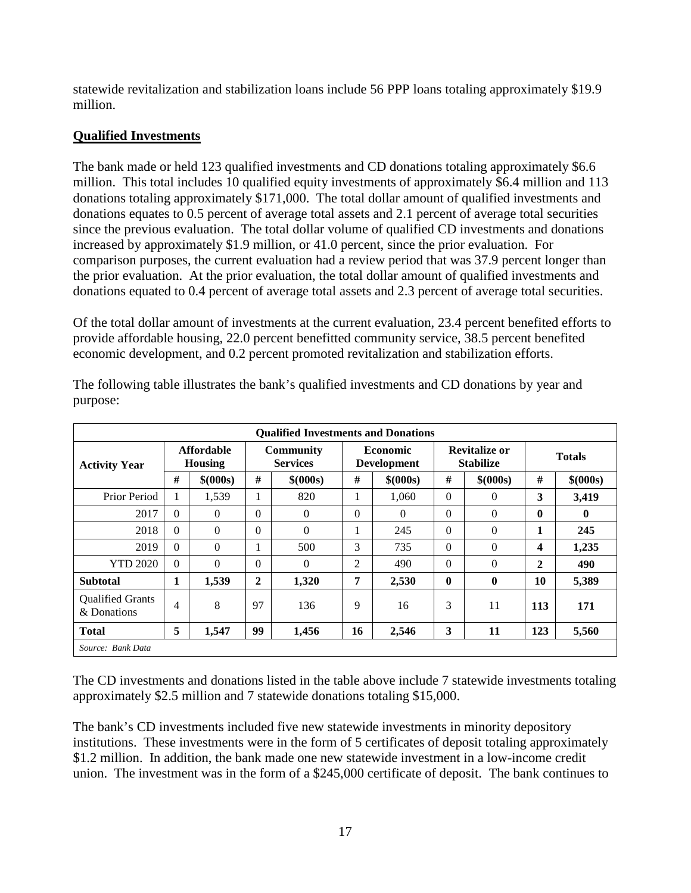statewide revitalization and stabilization loans include 56 PPP loans totaling approximately $19.9 million.

## Qualified Investments

The bank made or held 123 qualified investments and CD donations totaling approximately $6.6 million. This total includes 10 qualified equity investments of approximately $6.4 million and 113 donations totaling approximately $171,000. The total dollar amount of qualified investments and donations equates to 0.5 percent of average total assets and 2.1 percent of average total securities since the previous evaluation. The total dollar volume of qualified CD investments and donations increased by approximately $1.9 million, or 41.0 percent, since the prior evaluation. For comparison purposes, the current evaluation had a review period that was 37.9 percent longer than the prior evaluation. At the prior evaluation, the total dollar amount of qualified investments and donations equated to 0.4 percent of average total assets and 2.3 percent of average total securities.

Of the total dollar amount of investments at the current evaluation, 23.4 percent benefited efforts to provide affordable housing, 22.0 percent benefitted community service, 38.5 percent benefited economic development, and 0.2 percent promoted revitalization and stabilization efforts.

The following table illustrates the bank's qualified investments and CD donations by year and purpose:

| Qualified Investments and Donations | | | | | | | | | | |
|---|---|---|---|---|---|---|---|---|---|---|
| Activity Year | Affordable Housing | | Community Services | | Economic Development | | Revitalize or Stabilize | | Totals | |
| | # | $(000s) | # | $(000s) | # | $(000s) | # | $(000s) | # | $(000s) |
| Prior Period | 1 | 1,539 | 1 | 820 | 1 | 1,060 | 0 | 0 | **3** | **3,419** |
| 2017 | 0 | 0 | 0 | 0 | 0 | 0 | 0 | 0 | **0** | **0** |
| 2018 | 0 | 0 | 0 | 0 | 1 | 245 | 0 | 0 | **1** | **245** |
| 2019 | 0 | 0 | 1 | 500 | 3 | 735 | 0 | 0 | **4** | **1,235** |
| YTD 2020 | 0 | 0 | 0 | 0 | 2 | 490 | 0 | 0 | **2** | **490** |
| **Subtotal** | **1** | **1,539** | **2** | **1,320** | **7** | **2,530** | **0** | **0** | **10** | **5,389** |
| Qualified Grants & Donations | 4 | 8 | 97 | 136 | 9 | 16 | 3 | 11 | **113** | **171** |
| **Total** | **5** | **1,547** | **99** | **1,456** | **16** | **2,546** | **3** | **11** | **123** | **5,560** |
| *Source: Bank Data* | | | | | | | | | | |

The CD investments and donations listed in the table above include 7 statewide investments totaling approximately $2.5 million and 7 statewide donations totaling $15,000.

The bank's CD investments included five new statewide investments in minority depository institutions. These investments were in the form of 5 certificates of deposit totaling approximately $1.2 million. In addition, the bank made one new statewide investment in a low-income credit union. The investment was in the form of a $245,000 certificate of deposit. The bank continues to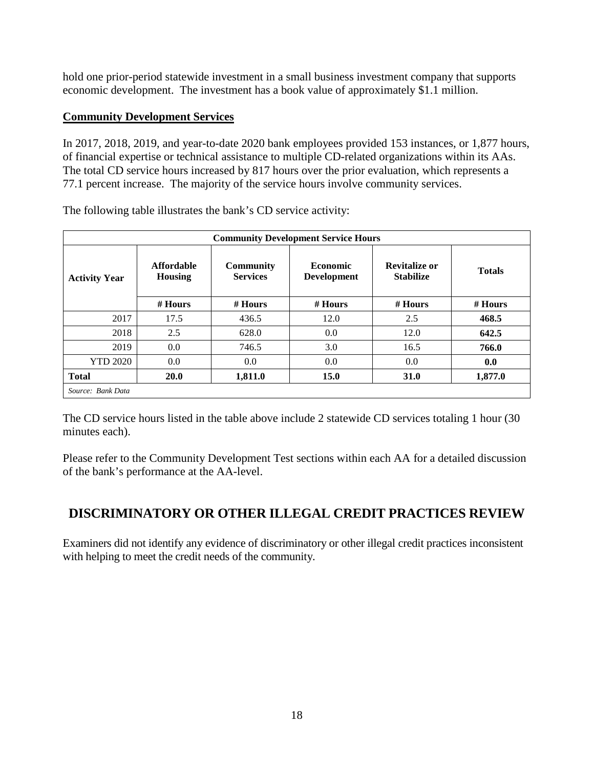hold one prior-period statewide investment in a small business investment company that supports economic development. The investment has a book value of approximately $1.1 million.

**Community Development Services**

In 2017, 2018, 2019, and year-to-date 2020 bank employees provided 153 instances, or 1,877 hours, of financial expertise or technical assistance to multiple CD-related organizations within its AAs. The total CD service hours increased by 817 hours over the prior evaluation, which represents a 77.1 percent increase. The majority of the service hours involve community services.

The following table illustrates the bank's CD service activity:

| Community Development Service Hours | | | | | |
|---|---|---|---|---|---|
| **Activity Year** | **Affordable Housing** | **Community Services** | **Economic Development** | **Revitalize or Stabilize** | **Totals** |
| | **# Hours** | **# Hours** | **# Hours** | **# Hours** | **# Hours** |
| 2017 | 17.5 | 436.5 | 12.0 | 2.5 | **468.5** |
| 2018 | 2.5 | 628.0 | 0.0 | 12.0 | **642.5** |
| 2019 | 0.0 | 746.5 | 3.0 | 16.5 | **766.0** |
| YTD 2020 | 0.0 | 0.0 | 0.0 | 0.0 | **0.0** |
| **Total** | **20.0** | **1,811.0** | **15.0** | **31.0** | **1,877.0** |
| *Source: Bank Data* | | | | | |

The CD service hours listed in the table above include 2 statewide CD services totaling 1 hour (30 minutes each).

Please refer to the Community Development Test sections within each AA for a detailed discussion of the bank's performance at the AA-level.

## DISCRIMINATORY OR OTHER ILLEGAL CREDIT PRACTICES REVIEW

Examiners did not identify any evidence of discriminatory or other illegal credit practices inconsistent with helping to meet the credit needs of the community.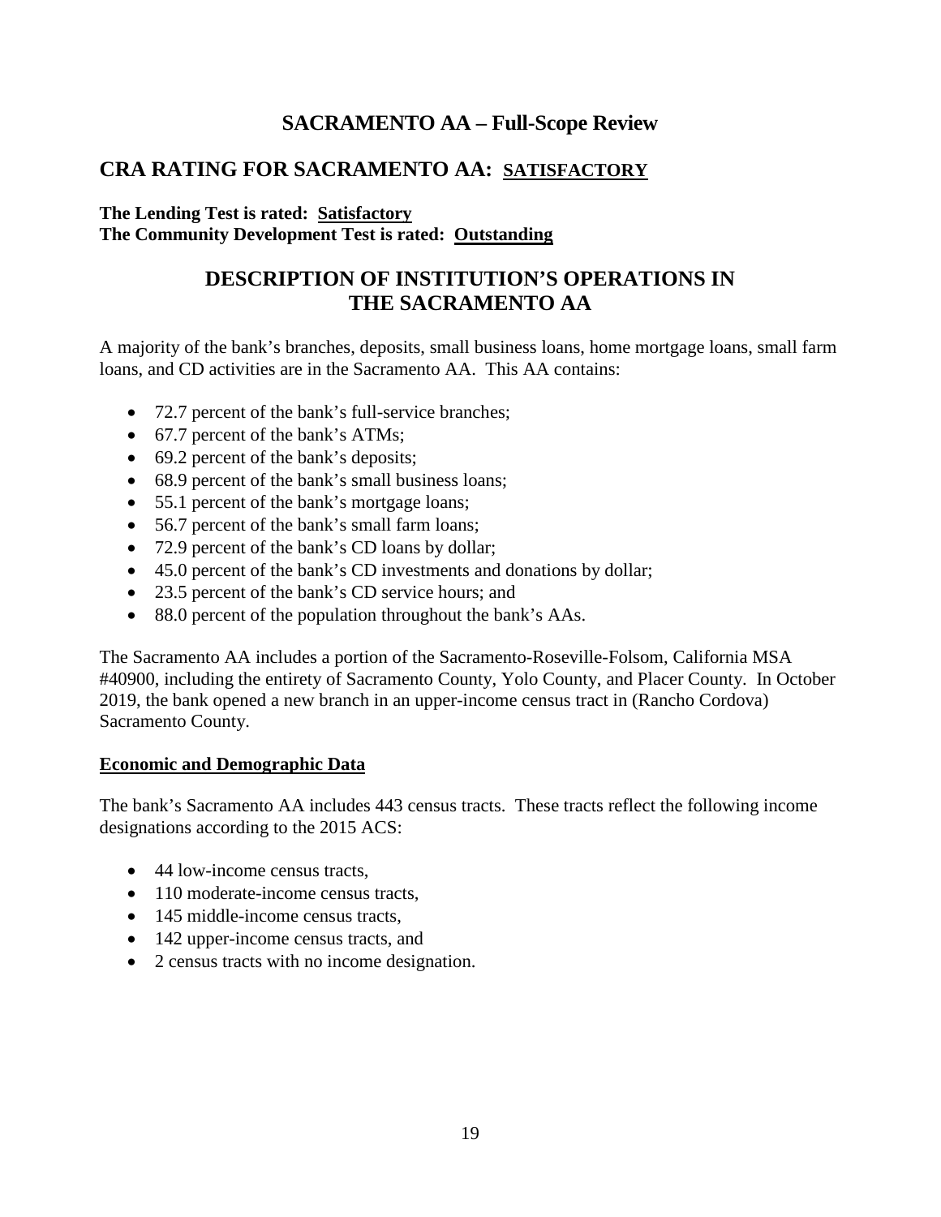## SACRAMENTO AA – Full-Scope Review

## CRA RATING FOR SACRAMENTO AA: SATISFACTORY

**The Lending Test is rated: Satisfactory**
**The Community Development Test is rated: Outstanding**

## DESCRIPTION OF INSTITUTION'S OPERATIONS IN THE SACRAMENTO AA

A majority of the bank's branches, deposits, small business loans, home mortgage loans, small farm loans, and CD activities are in the Sacramento AA. This AA contains:

- 72.7 percent of the bank's full-service branches;
- 67.7 percent of the bank's ATMs;
- 69.2 percent of the bank's deposits;
- 68.9 percent of the bank's small business loans;
- 55.1 percent of the bank's mortgage loans;
- 56.7 percent of the bank's small farm loans;
- 72.9 percent of the bank's CD loans by dollar;
- 45.0 percent of the bank's CD investments and donations by dollar;
- 23.5 percent of the bank's CD service hours; and
- 88.0 percent of the population throughout the bank's AAs.

The Sacramento AA includes a portion of the Sacramento-Roseville-Folsom, California MSA #40900, including the entirety of Sacramento County, Yolo County, and Placer County. In October 2019, the bank opened a new branch in an upper-income census tract in (Rancho Cordova) Sacramento County.

**Economic and Demographic Data**

The bank's Sacramento AA includes 443 census tracts. These tracts reflect the following income designations according to the 2015 ACS:

- 44 low-income census tracts,
- 110 moderate-income census tracts,
- 145 middle-income census tracts,
- 142 upper-income census tracts, and
- 2 census tracts with no income designation.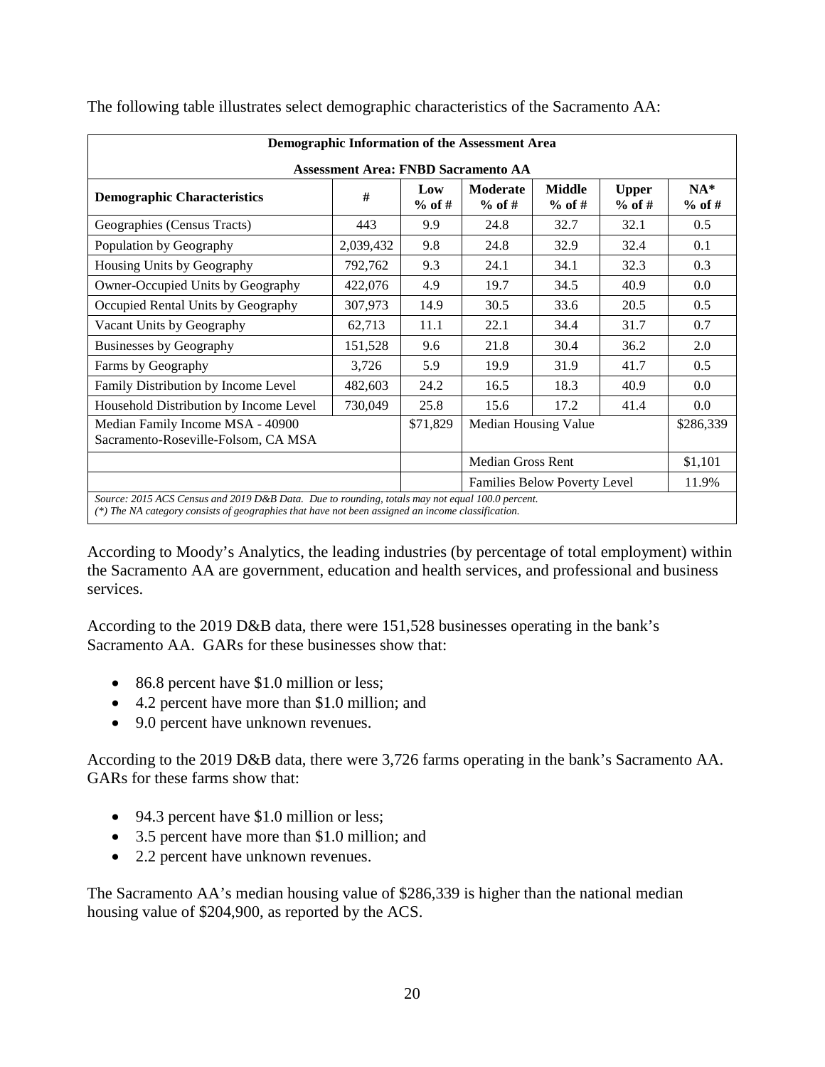The following table illustrates select demographic characteristics of the Sacramento AA:

| Demographic Information of the Assessment Area | | | | | | |
|---|---|---|---|---|---|---|
| **Assessment Area: FNBD Sacramento AA** | | | | | | |
| **Demographic Characteristics** | **#** | **Low % of #** | **Moderate % of #** | **Middle % of #** | **Upper % of #** | **NA* % of #** |
| Geographies (Census Tracts) | 443 | 9.9 | 24.8 | 32.7 | 32.1 | 0.5 |
| Population by Geography | 2,039,432 | 9.8 | 24.8 | 32.9 | 32.4 | 0.1 |
| Housing Units by Geography | 792,762 | 9.3 | 24.1 | 34.1 | 32.3 | 0.3 |
| Owner-Occupied Units by Geography | 422,076 | 4.9 | 19.7 | 34.5 | 40.9 | 0.0 |
| Occupied Rental Units by Geography | 307,973 | 14.9 | 30.5 | 33.6 | 20.5 | 0.5 |
| Vacant Units by Geography | 62,713 | 11.1 | 22.1 | 34.4 | 31.7 | 0.7 |
| Businesses by Geography | 151,528 | 9.6 | 21.8 | 30.4 | 36.2 | 2.0 |
| Farms by Geography | 3,726 | 5.9 | 19.9 | 31.9 | 41.7 | 0.5 |
| Family Distribution by Income Level | 482,603 | 24.2 | 16.5 | 18.3 | 40.9 | 0.0 |
| Household Distribution by Income Level | 730,049 | 25.8 | 15.6 | 17.2 | 41.4 | 0.0 |
| Median Family Income MSA - 40900 Sacramento-Roseville-Folsom, CA MSA | | $71,829 | Median Housing Value | | | $286,339 |
| | | | Median Gross Rent | | | $1,101 |
| | | | Families Below Poverty Level | | | 11.9% |

*Source: 2015 ACS Census and 2019 D&B Data. Due to rounding, totals may not equal 100.0 percent.*
*(\*) The NA category consists of geographies that have not been assigned an income classification.*

According to Moody's Analytics, the leading industries (by percentage of total employment) within the Sacramento AA are government, education and health services, and professional and business services.

According to the 2019 D&B data, there were 151,528 businesses operating in the bank's Sacramento AA. GARs for these businesses show that:

- 86.8 percent have $1.0 million or less;
- 4.2 percent have more than $1.0 million; and
- 9.0 percent have unknown revenues.

According to the 2019 D&B data, there were 3,726 farms operating in the bank's Sacramento AA. GARs for these farms show that:

- 94.3 percent have $1.0 million or less;
- 3.5 percent have more than $1.0 million; and
- 2.2 percent have unknown revenues.

The Sacramento AA's median housing value of $286,339 is higher than the national median housing value of $204,900, as reported by the ACS.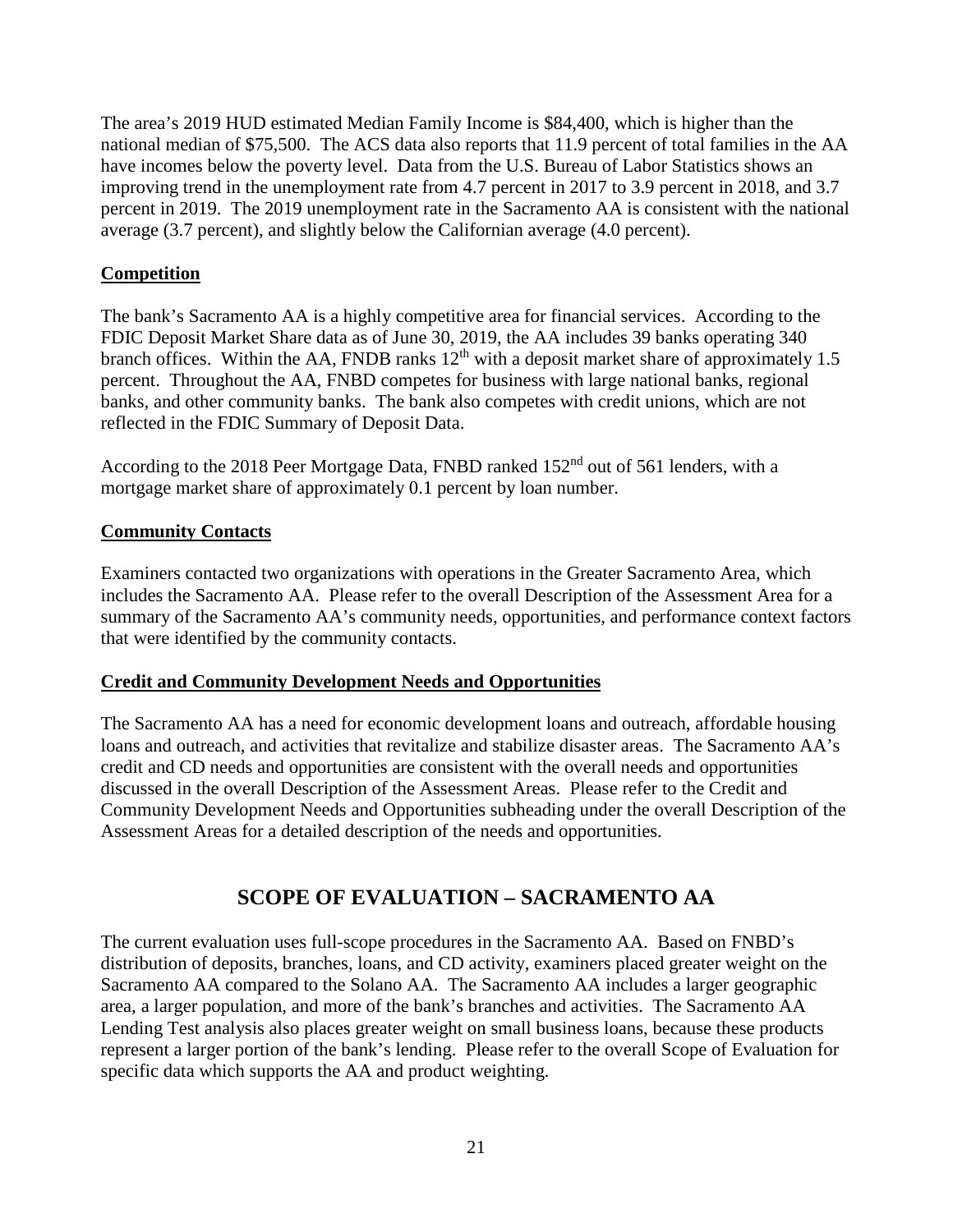The area's 2019 HUD estimated Median Family Income is $84,400, which is higher than the national median of $75,500. The ACS data also reports that 11.9 percent of total families in the AA have incomes below the poverty level. Data from the U.S. Bureau of Labor Statistics shows an improving trend in the unemployment rate from 4.7 percent in 2017 to 3.9 percent in 2018, and 3.7 percent in 2019. The 2019 unemployment rate in the Sacramento AA is consistent with the national average (3.7 percent), and slightly below the Californian average (4.0 percent).

**Competition**

The bank's Sacramento AA is a highly competitive area for financial services. According to the FDIC Deposit Market Share data as of June 30, 2019, the AA includes 39 banks operating 340 branch offices. Within the AA, FNDB ranks 12th with a deposit market share of approximately 1.5 percent. Throughout the AA, FNBD competes for business with large national banks, regional banks, and other community banks. The bank also competes with credit unions, which are not reflected in the FDIC Summary of Deposit Data.

According to the 2018 Peer Mortgage Data, FNBD ranked 152nd out of 561 lenders, with a mortgage market share of approximately 0.1 percent by loan number.

**Community Contacts**

Examiners contacted two organizations with operations in the Greater Sacramento Area, which includes the Sacramento AA. Please refer to the overall Description of the Assessment Area for a summary of the Sacramento AA's community needs, opportunities, and performance context factors that were identified by the community contacts.

**Credit and Community Development Needs and Opportunities**

The Sacramento AA has a need for economic development loans and outreach, affordable housing loans and outreach, and activities that revitalize and stabilize disaster areas. The Sacramento AA's credit and CD needs and opportunities are consistent with the overall needs and opportunities discussed in the overall Description of the Assessment Areas. Please refer to the Credit and Community Development Needs and Opportunities subheading under the overall Description of the Assessment Areas for a detailed description of the needs and opportunities.

## SCOPE OF EVALUATION – SACRAMENTO AA

The current evaluation uses full-scope procedures in the Sacramento AA. Based on FNBD's distribution of deposits, branches, loans, and CD activity, examiners placed greater weight on the Sacramento AA compared to the Solano AA. The Sacramento AA includes a larger geographic area, a larger population, and more of the bank's branches and activities. The Sacramento AA Lending Test analysis also places greater weight on small business loans, because these products represent a larger portion of the bank's lending. Please refer to the overall Scope of Evaluation for specific data which supports the AA and product weighting.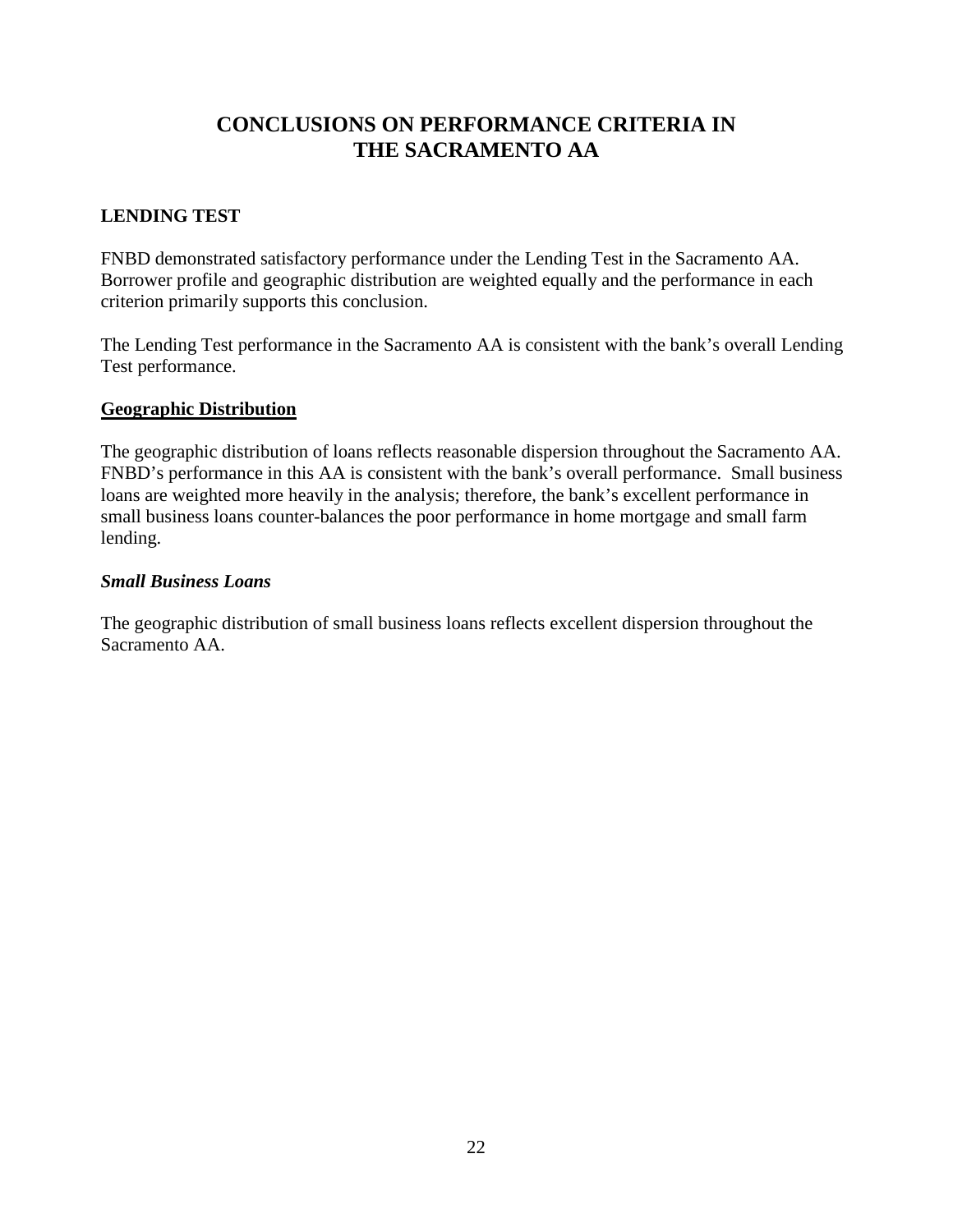# CONCLUSIONS ON PERFORMANCE CRITERIA IN THE SACRAMENTO AA

## LENDING TEST

FNBD demonstrated satisfactory performance under the Lending Test in the Sacramento AA. Borrower profile and geographic distribution are weighted equally and the performance in each criterion primarily supports this conclusion.

The Lending Test performance in the Sacramento AA is consistent with the bank's overall Lending Test performance.

### Geographic Distribution

The geographic distribution of loans reflects reasonable dispersion throughout the Sacramento AA. FNBD's performance in this AA is consistent with the bank's overall performance. Small business loans are weighted more heavily in the analysis; therefore, the bank's excellent performance in small business loans counter-balances the poor performance in home mortgage and small farm lending.

#### *Small Business Loans*

The geographic distribution of small business loans reflects excellent dispersion throughout the Sacramento AA.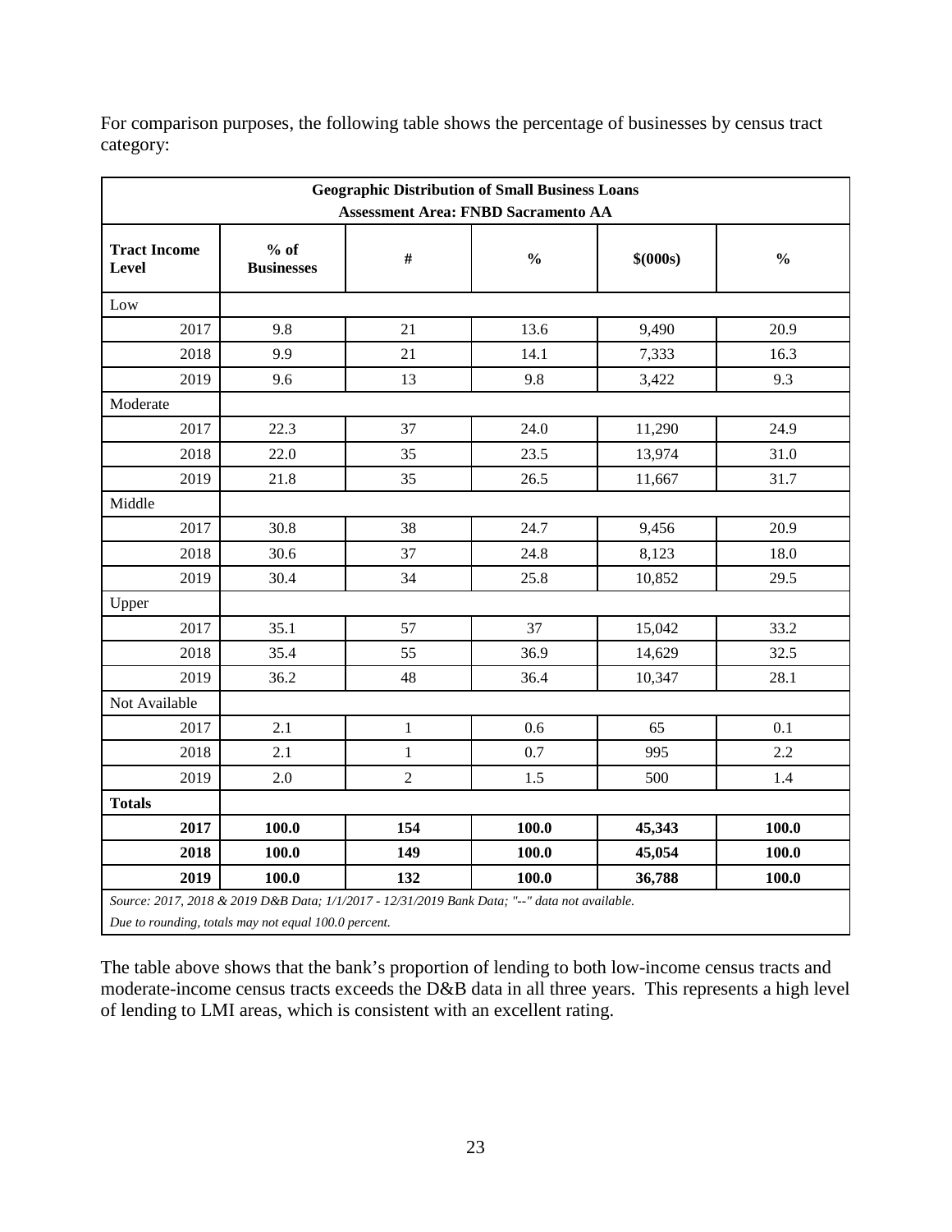For comparison purposes, the following table shows the percentage of businesses by census tract category:

| Geographic Distribution of Small Business Loans<br>Assessment Area: FNBD Sacramento AA | | | | | |
|---|---|---|---|---|---|
| **Tract Income Level** | **% of Businesses** | **#** | **%** | **$(000s)** | **%** |
| Low | | | | | |
| 2017 | 9.8 | 21 | 13.6 | 9,490 | 20.9 |
| 2018 | 9.9 | 21 | 14.1 | 7,333 | 16.3 |
| 2019 | 9.6 | 13 | 9.8 | 3,422 | 9.3 |
| Moderate | | | | | |
| 2017 | 22.3 | 37 | 24.0 | 11,290 | 24.9 |
| 2018 | 22.0 | 35 | 23.5 | 13,974 | 31.0 |
| 2019 | 21.8 | 35 | 26.5 | 11,667 | 31.7 |
| Middle | | | | | |
| 2017 | 30.8 | 38 | 24.7 | 9,456 | 20.9 |
| 2018 | 30.6 | 37 | 24.8 | 8,123 | 18.0 |
| 2019 | 30.4 | 34 | 25.8 | 10,852 | 29.5 |
| Upper | | | | | |
| 2017 | 35.1 | 57 | 37 | 15,042 | 33.2 |
| 2018 | 35.4 | 55 | 36.9 | 14,629 | 32.5 |
| 2019 | 36.2 | 48 | 36.4 | 10,347 | 28.1 |
| Not Available | | | | | |
| 2017 | 2.1 | 1 | 0.6 | 65 | 0.1 |
| 2018 | 2.1 | 1 | 0.7 | 995 | 2.2 |
| 2019 | 2.0 | 2 | 1.5 | 500 | 1.4 |
| **Totals** | | | | | |
| **2017** | **100.0** | **154** | **100.0** | **45,343** | **100.0** |
| **2018** | **100.0** | **149** | **100.0** | **45,054** | **100.0** |
| **2019** | **100.0** | **132** | **100.0** | **36,788** | **100.0** |

*Source: 2017, 2018 & 2019 D&B Data; 1/1/2017 - 12/31/2019 Bank Data; "--" data not available.*

*Due to rounding, totals may not equal 100.0 percent.*

The table above shows that the bank's proportion of lending to both low-income census tracts and moderate-income census tracts exceeds the D&B data in all three years. This represents a high level of lending to LMI areas, which is consistent with an excellent rating.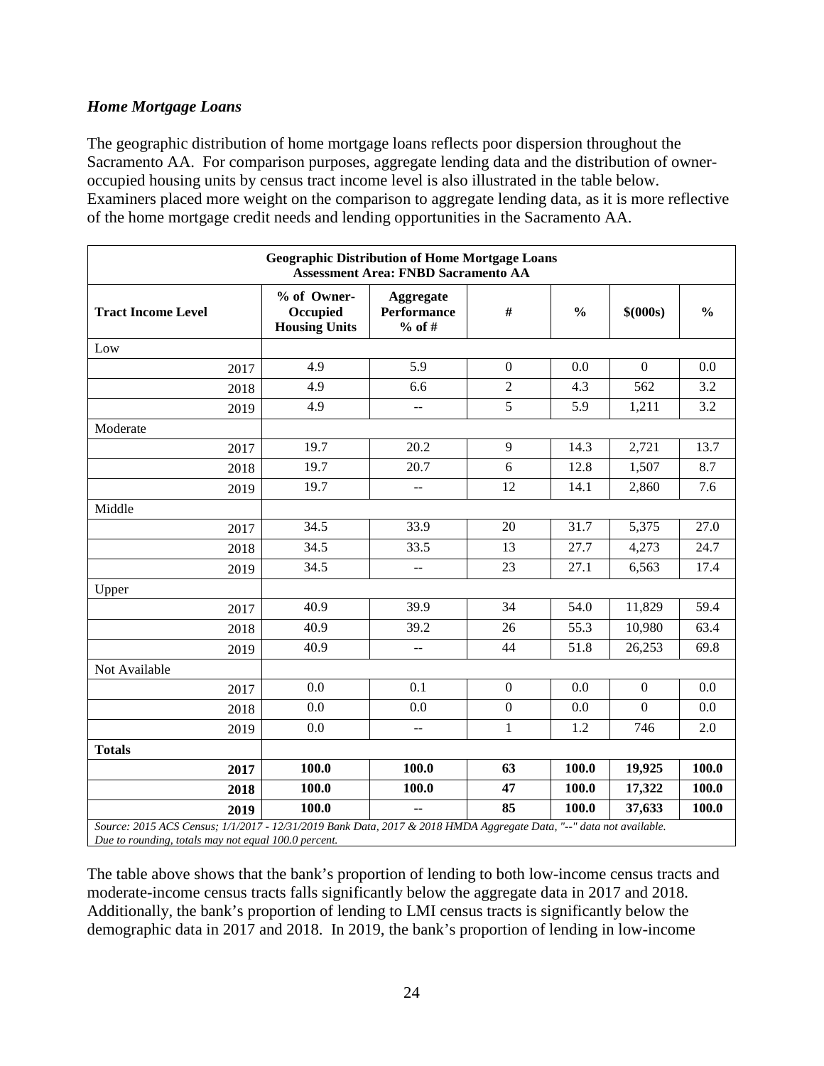### *Home Mortgage Loans*

The geographic distribution of home mortgage loans reflects poor dispersion throughout the Sacramento AA. For comparison purposes, aggregate lending data and the distribution of owner-occupied housing units by census tract income level is also illustrated in the table below. Examiners placed more weight on the comparison to aggregate lending data, as it is more reflective of the home mortgage credit needs and lending opportunities in the Sacramento AA.

| Geographic Distribution of Home Mortgage Loans<br>Assessment Area: FNBD Sacramento AA | | | | | | |
|---|---|---|---|---|---|---|
| **Tract Income Level** | **% of Owner-Occupied Housing Units** | **Aggregate Performance % of #** | **#** | **%** | **$(000s)** | **%** |
| Low | | | | | | |
| 2017 | 4.9 | 5.9 | 0 | 0.0 | 0 | 0.0 |
| 2018 | 4.9 | 6.6 | 2 | 4.3 | 562 | 3.2 |
| 2019 | 4.9 | -- | 5 | 5.9 | 1,211 | 3.2 |
| Moderate | | | | | | |
| 2017 | 19.7 | 20.2 | 9 | 14.3 | 2,721 | 13.7 |
| 2018 | 19.7 | 20.7 | 6 | 12.8 | 1,507 | 8.7 |
| 2019 | 19.7 | -- | 12 | 14.1 | 2,860 | 7.6 |
| Middle | | | | | | |
| 2017 | 34.5 | 33.9 | 20 | 31.7 | 5,375 | 27.0 |
| 2018 | 34.5 | 33.5 | 13 | 27.7 | 4,273 | 24.7 |
| 2019 | 34.5 | -- | 23 | 27.1 | 6,563 | 17.4 |
| Upper | | | | | | |
| 2017 | 40.9 | 39.9 | 34 | 54.0 | 11,829 | 59.4 |
| 2018 | 40.9 | 39.2 | 26 | 55.3 | 10,980 | 63.4 |
| 2019 | 40.9 | -- | 44 | 51.8 | 26,253 | 69.8 |
| Not Available | | | | | | |
| 2017 | 0.0 | 0.1 | 0 | 0.0 | 0 | 0.0 |
| 2018 | 0.0 | 0.0 | 0 | 0.0 | 0 | 0.0 |
| 2019 | 0.0 | -- | 1 | 1.2 | 746 | 2.0 |
| **Totals** | | | | | | |
| **2017** | **100.0** | **100.0** | **63** | **100.0** | **19,925** | **100.0** |
| **2018** | **100.0** | **100.0** | **47** | **100.0** | **17,322** | **100.0** |
| **2019** | **100.0** | **--** | **85** | **100.0** | **37,633** | **100.0** |

*Source: 2015 ACS Census; 1/1/2017 - 12/31/2019 Bank Data, 2017 & 2018 HMDA Aggregate Data, "--" data not available. Due to rounding, totals may not equal 100.0 percent.*

The table above shows that the bank's proportion of lending to both low-income census tracts and moderate-income census tracts falls significantly below the aggregate data in 2017 and 2018. Additionally, the bank's proportion of lending to LMI census tracts is significantly below the demographic data in 2017 and 2018. In 2019, the bank's proportion of lending in low-income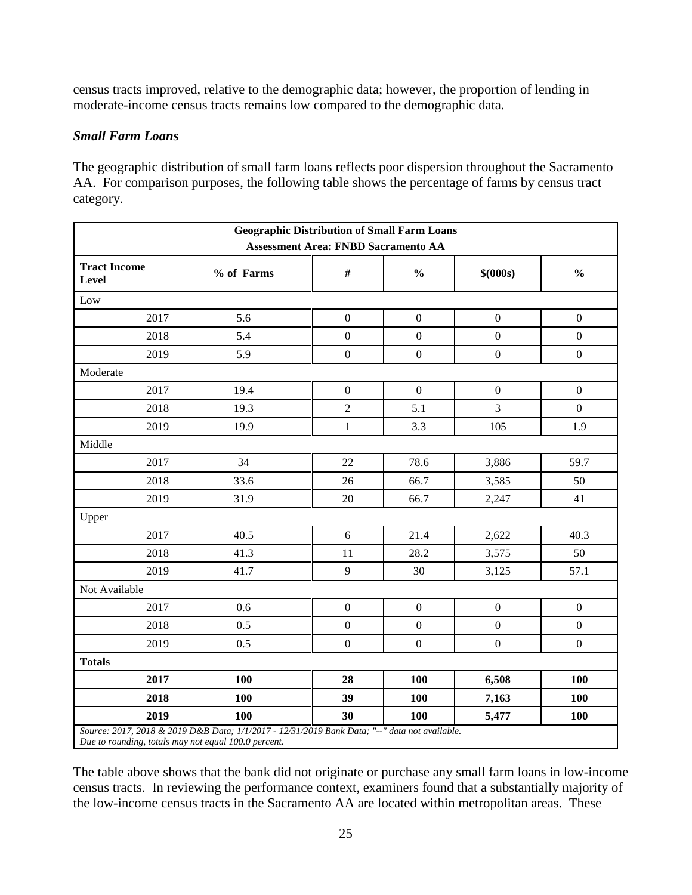census tracts improved, relative to the demographic data; however, the proportion of lending in moderate-income census tracts remains low compared to the demographic data.

### *Small Farm Loans*

The geographic distribution of small farm loans reflects poor dispersion throughout the Sacramento AA. For comparison purposes, the following table shows the percentage of farms by census tract category.

| Geographic Distribution of Small Farm Loans<br>Assessment Area: FNBD Sacramento AA | | | | | |
|---|---|---|---|---|---|
| **Tract Income Level** | **% of Farms** | **#** | **%** | **\$(000s)** | **%** |
| Low | | | | | |
| 2017 | 5.6 | 0 | 0 | 0 | 0 |
| 2018 | 5.4 | 0 | 0 | 0 | 0 |
| 2019 | 5.9 | 0 | 0 | 0 | 0 |
| Moderate | | | | | |
| 2017 | 19.4 | 0 | 0 | 0 | 0 |
| 2018 | 19.3 | 2 | 5.1 | 3 | 0 |
| 2019 | 19.9 | 1 | 3.3 | 105 | 1.9 |
| Middle | | | | | |
| 2017 | 34 | 22 | 78.6 | 3,886 | 59.7 |
| 2018 | 33.6 | 26 | 66.7 | 3,585 | 50 |
| 2019 | 31.9 | 20 | 66.7 | 2,247 | 41 |
| Upper | | | | | |
| 2017 | 40.5 | 6 | 21.4 | 2,622 | 40.3 |
| 2018 | 41.3 | 11 | 28.2 | 3,575 | 50 |
| 2019 | 41.7 | 9 | 30 | 3,125 | 57.1 |
| Not Available | | | | | |
| 2017 | 0.6 | 0 | 0 | 0 | 0 |
| 2018 | 0.5 | 0 | 0 | 0 | 0 |
| 2019 | 0.5 | 0 | 0 | 0 | 0 |
| **Totals** | | | | | |
| **2017** | **100** | **28** | **100** | **6,508** | **100** |
| **2018** | **100** | **39** | **100** | **7,163** | **100** |
| **2019** | **100** | **30** | **100** | **5,477** | **100** |

*Source: 2017, 2018 & 2019 D&B Data; 1/1/2017 - 12/31/2019 Bank Data; "--" data not available.*
*Due to rounding, totals may not equal 100.0 percent.*

The table above shows that the bank did not originate or purchase any small farm loans in low-income census tracts. In reviewing the performance context, examiners found that a substantially majority of the low-income census tracts in the Sacramento AA are located within metropolitan areas. These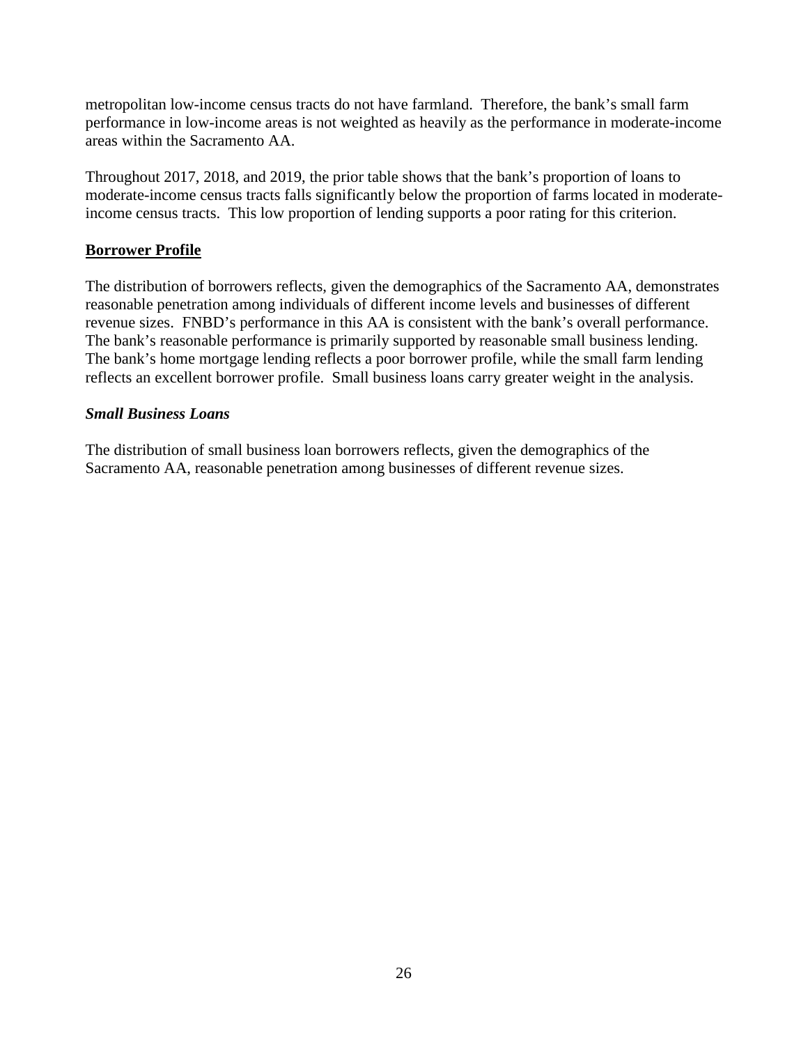metropolitan low-income census tracts do not have farmland. Therefore, the bank's small farm performance in low-income areas is not weighted as heavily as the performance in moderate-income areas within the Sacramento AA.

Throughout 2017, 2018, and 2019, the prior table shows that the bank's proportion of loans to moderate-income census tracts falls significantly below the proportion of farms located in moderate-income census tracts. This low proportion of lending supports a poor rating for this criterion.

## Borrower Profile

The distribution of borrowers reflects, given the demographics of the Sacramento AA, demonstrates reasonable penetration among individuals of different income levels and businesses of different revenue sizes. FNBD's performance in this AA is consistent with the bank's overall performance. The bank's reasonable performance is primarily supported by reasonable small business lending. The bank's home mortgage lending reflects a poor borrower profile, while the small farm lending reflects an excellent borrower profile. Small business loans carry greater weight in the analysis.

### *Small Business Loans*

The distribution of small business loan borrowers reflects, given the demographics of the Sacramento AA, reasonable penetration among businesses of different revenue sizes.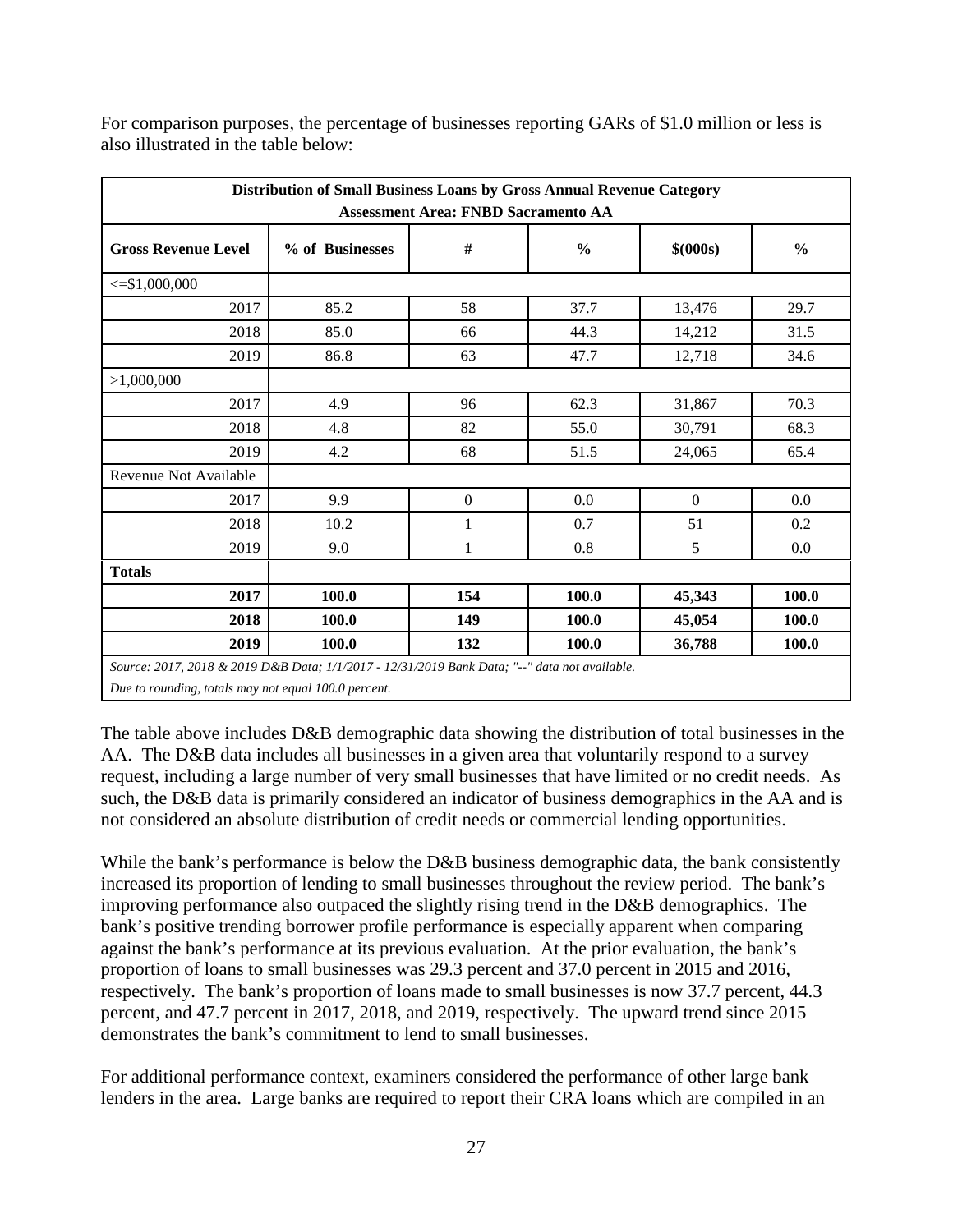For comparison purposes, the percentage of businesses reporting GARs of $1.0 million or less is also illustrated in the table below:

| Distribution of Small Business Loans by Gross Annual Revenue Category<br>Assessment Area: FNBD Sacramento AA | | | | | |
|---|---|---|---|---|---|
| **Gross Revenue Level** | **% of Businesses** | **#** | **%** | **$(000s)** | **%** |
| <=$1,000,000 | | | | | |
| 2017 | 85.2 | 58 | 37.7 | 13,476 | 29.7 |
| 2018 | 85.0 | 66 | 44.3 | 14,212 | 31.5 |
| 2019 | 86.8 | 63 | 47.7 | 12,718 | 34.6 |
| >1,000,000 | | | | | |
| 2017 | 4.9 | 96 | 62.3 | 31,867 | 70.3 |
| 2018 | 4.8 | 82 | 55.0 | 30,791 | 68.3 |
| 2019 | 4.2 | 68 | 51.5 | 24,065 | 65.4 |
| Revenue Not Available | | | | | |
| 2017 | 9.9 | 0 | 0.0 | 0 | 0.0 |
| 2018 | 10.2 | 1 | 0.7 | 51 | 0.2 |
| 2019 | 9.0 | 1 | 0.8 | 5 | 0.0 |
| **Totals** | | | | | |
| **2017** | **100.0** | **154** | **100.0** | **45,343** | **100.0** |
| **2018** | **100.0** | **149** | **100.0** | **45,054** | **100.0** |
| **2019** | **100.0** | **132** | **100.0** | **36,788** | **100.0** |

*Source: 2017, 2018 & 2019 D&B Data; 1/1/2017 - 12/31/2019 Bank Data; "--" data not available.*
*Due to rounding, totals may not equal 100.0 percent.*

The table above includes D&B demographic data showing the distribution of total businesses in the AA. The D&B data includes all businesses in a given area that voluntarily respond to a survey request, including a large number of very small businesses that have limited or no credit needs. As such, the D&B data is primarily considered an indicator of business demographics in the AA and is not considered an absolute distribution of credit needs or commercial lending opportunities.

While the bank's performance is below the D&B business demographic data, the bank consistently increased its proportion of lending to small businesses throughout the review period. The bank's improving performance also outpaced the slightly rising trend in the D&B demographics. The bank's positive trending borrower profile performance is especially apparent when comparing against the bank's performance at its previous evaluation. At the prior evaluation, the bank's proportion of loans to small businesses was 29.3 percent and 37.0 percent in 2015 and 2016, respectively. The bank's proportion of loans made to small businesses is now 37.7 percent, 44.3 percent, and 47.7 percent in 2017, 2018, and 2019, respectively. The upward trend since 2015 demonstrates the bank's commitment to lend to small businesses.

For additional performance context, examiners considered the performance of other large bank lenders in the area. Large banks are required to report their CRA loans which are compiled in an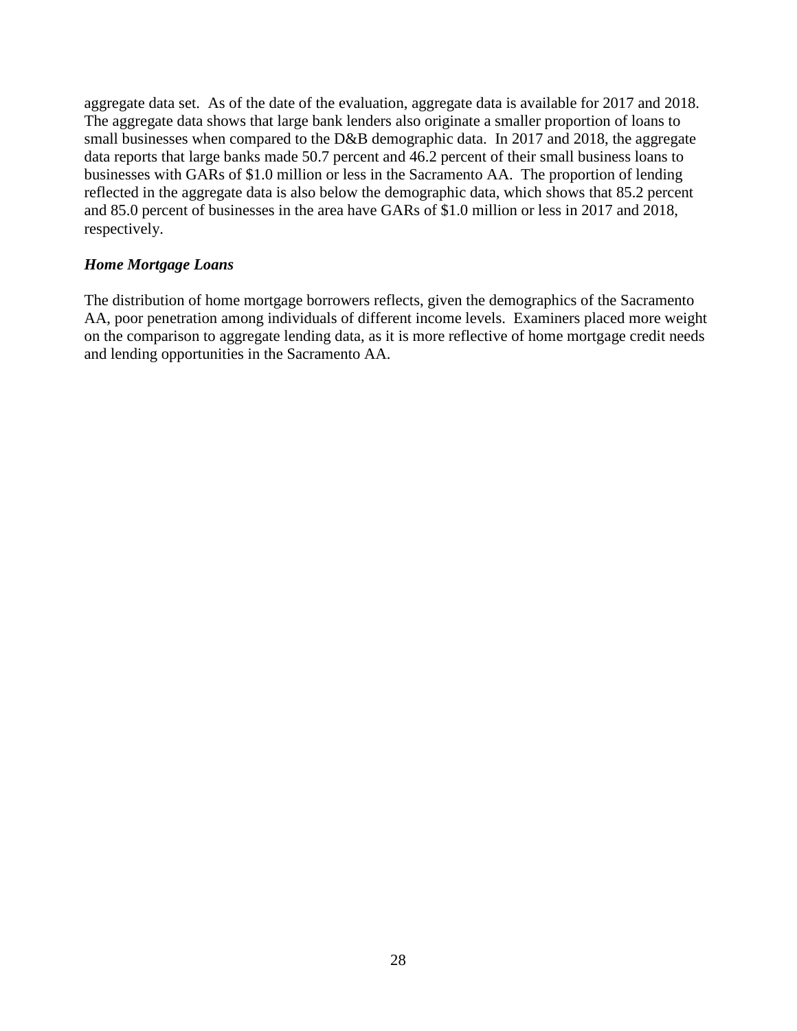aggregate data set. As of the date of the evaluation, aggregate data is available for 2017 and 2018. The aggregate data shows that large bank lenders also originate a smaller proportion of loans to small businesses when compared to the D&B demographic data. In 2017 and 2018, the aggregate data reports that large banks made 50.7 percent and 46.2 percent of their small business loans to businesses with GARs of $1.0 million or less in the Sacramento AA. The proportion of lending reflected in the aggregate data is also below the demographic data, which shows that 85.2 percent and 85.0 percent of businesses in the area have GARs of $1.0 million or less in 2017 and 2018, respectively.

***Home Mortgage Loans***

The distribution of home mortgage borrowers reflects, given the demographics of the Sacramento AA, poor penetration among individuals of different income levels. Examiners placed more weight on the comparison to aggregate lending data, as it is more reflective of home mortgage credit needs and lending opportunities in the Sacramento AA.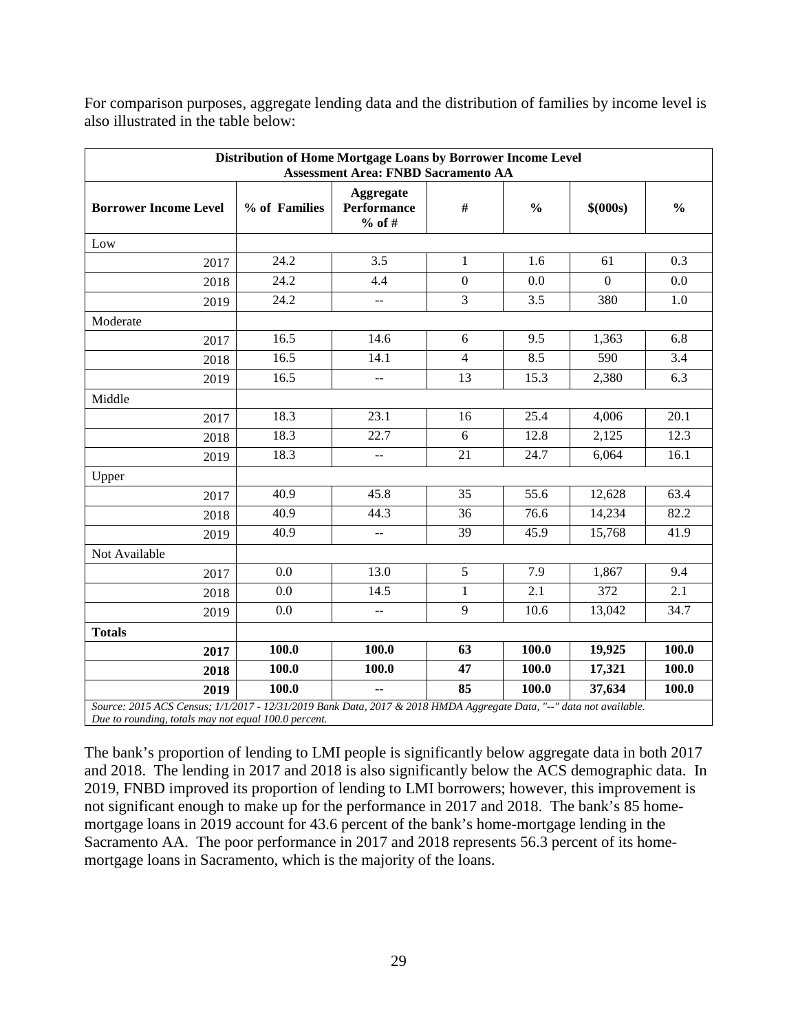For comparison purposes, aggregate lending data and the distribution of families by income level is also illustrated in the table below:

| Distribution of Home Mortgage Loans by Borrower Income Level<br>Assessment Area: FNBD Sacramento AA | | | | | | |
|---|---|---|---|---|---|---|
| **Borrower Income Level** | **% of Families** | **Aggregate Performance % of #** | **#** | **%** | **$(000s)** | **%** |
| Low | | | | | | |
| 2017 | 24.2 | 3.5 | 1 | 1.6 | 61 | 0.3 |
| 2018 | 24.2 | 4.4 | 0 | 0.0 | 0 | 0.0 |
| 2019 | 24.2 | -- | 3 | 3.5 | 380 | 1.0 |
| Moderate | | | | | | |
| 2017 | 16.5 | 14.6 | 6 | 9.5 | 1,363 | 6.8 |
| 2018 | 16.5 | 14.1 | 4 | 8.5 | 590 | 3.4 |
| 2019 | 16.5 | -- | 13 | 15.3 | 2,380 | 6.3 |
| Middle | | | | | | |
| 2017 | 18.3 | 23.1 | 16 | 25.4 | 4,006 | 20.1 |
| 2018 | 18.3 | 22.7 | 6 | 12.8 | 2,125 | 12.3 |
| 2019 | 18.3 | -- | 21 | 24.7 | 6,064 | 16.1 |
| Upper | | | | | | |
| 2017 | 40.9 | 45.8 | 35 | 55.6 | 12,628 | 63.4 |
| 2018 | 40.9 | 44.3 | 36 | 76.6 | 14,234 | 82.2 |
| 2019 | 40.9 | -- | 39 | 45.9 | 15,768 | 41.9 |
| Not Available | | | | | | |
| 2017 | 0.0 | 13.0 | 5 | 7.9 | 1,867 | 9.4 |
| 2018 | 0.0 | 14.5 | 1 | 2.1 | 372 | 2.1 |
| 2019 | 0.0 | -- | 9 | 10.6 | 13,042 | 34.7 |
| **Totals** | | | | | | |
| **2017** | **100.0** | **100.0** | **63** | **100.0** | **19,925** | **100.0** |
| **2018** | **100.0** | **100.0** | **47** | **100.0** | **17,321** | **100.0** |
| **2019** | **100.0** | **--** | **85** | **100.0** | **37,634** | **100.0** |

*Source: 2015 ACS Census; 1/1/2017 - 12/31/2019 Bank Data, 2017 & 2018 HMDA Aggregate Data, "--" data not available. Due to rounding, totals may not equal 100.0 percent.*

The bank's proportion of lending to LMI people is significantly below aggregate data in both 2017 and 2018. The lending in 2017 and 2018 is also significantly below the ACS demographic data. In 2019, FNBD improved its proportion of lending to LMI borrowers; however, this improvement is not significant enough to make up for the performance in 2017 and 2018. The bank's 85 home-mortgage loans in 2019 account for 43.6 percent of the bank's home-mortgage lending in the Sacramento AA. The poor performance in 2017 and 2018 represents 56.3 percent of its home-mortgage loans in Sacramento, which is the majority of the loans.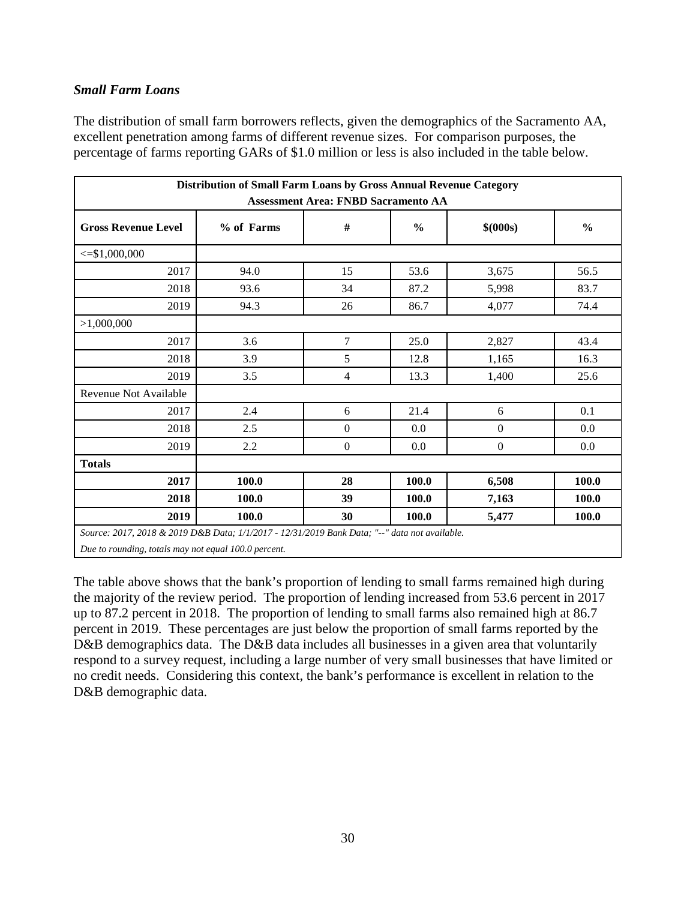***Small Farm Loans***

The distribution of small farm borrowers reflects, given the demographics of the Sacramento AA, excellent penetration among farms of different revenue sizes. For comparison purposes, the percentage of farms reporting GARs of $1.0 million or less is also included in the table below.

| Distribution of Small Farm Loans by Gross Annual Revenue Category<br>Assessment Area: FNBD Sacramento AA | | | | | |
|---|---|---|---|---|---|
| **Gross Revenue Level** | **% of Farms** | **#** | **%** | **$(000s)** | **%** |
| <=$1,000,000 | | | | | |
| 2017 | 94.0 | 15 | 53.6 | 3,675 | 56.5 |
| 2018 | 93.6 | 34 | 87.2 | 5,998 | 83.7 |
| 2019 | 94.3 | 26 | 86.7 | 4,077 | 74.4 |
| >1,000,000 | | | | | |
| 2017 | 3.6 | 7 | 25.0 | 2,827 | 43.4 |
| 2018 | 3.9 | 5 | 12.8 | 1,165 | 16.3 |
| 2019 | 3.5 | 4 | 13.3 | 1,400 | 25.6 |
| Revenue Not Available | | | | | |
| 2017 | 2.4 | 6 | 21.4 | 6 | 0.1 |
| 2018 | 2.5 | 0 | 0.0 | 0 | 0.0 |
| 2019 | 2.2 | 0 | 0.0 | 0 | 0.0 |
| **Totals** | | | | | |
| **2017** | **100.0** | **28** | **100.0** | **6,508** | **100.0** |
| **2018** | **100.0** | **39** | **100.0** | **7,163** | **100.0** |
| **2019** | **100.0** | **30** | **100.0** | **5,477** | **100.0** |
| *Source: 2017, 2018 & 2019 D&B Data; 1/1/2017 - 12/31/2019 Bank Data; "--" data not available.*<br>*Due to rounding, totals may not equal 100.0 percent.* | | | | | |

The table above shows that the bank's proportion of lending to small farms remained high during the majority of the review period. The proportion of lending increased from 53.6 percent in 2017 up to 87.2 percent in 2018. The proportion of lending to small farms also remained high at 86.7 percent in 2019. These percentages are just below the proportion of small farms reported by the D&B demographics data. The D&B data includes all businesses in a given area that voluntarily respond to a survey request, including a large number of very small businesses that have limited or no credit needs. Considering this context, the bank's performance is excellent in relation to the D&B demographic data.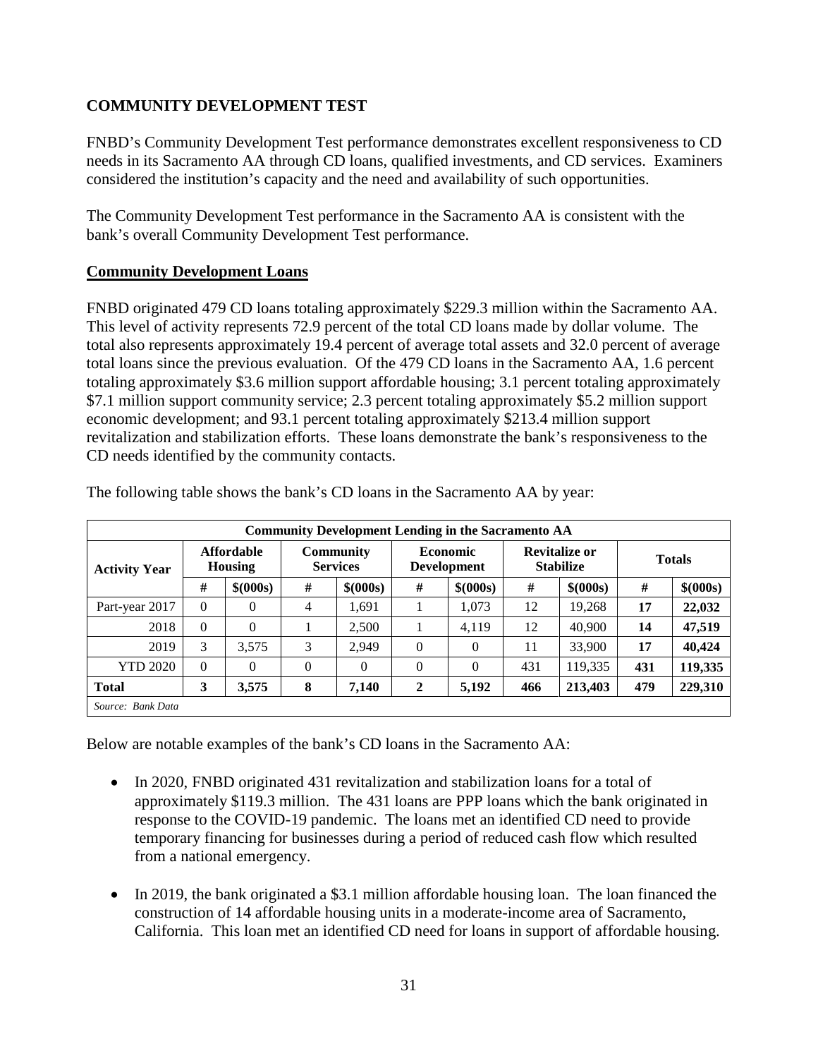## COMMUNITY DEVELOPMENT TEST

FNBD's Community Development Test performance demonstrates excellent responsiveness to CD needs in its Sacramento AA through CD loans, qualified investments, and CD services. Examiners considered the institution's capacity and the need and availability of such opportunities.

The Community Development Test performance in the Sacramento AA is consistent with the bank's overall Community Development Test performance.

### Community Development Loans

FNBD originated 479 CD loans totaling approximately $229.3 million within the Sacramento AA. This level of activity represents 72.9 percent of the total CD loans made by dollar volume. The total also represents approximately 19.4 percent of average total assets and 32.0 percent of average total loans since the previous evaluation. Of the 479 CD loans in the Sacramento AA, 1.6 percent totaling approximately $3.6 million support affordable housing; 3.1 percent totaling approximately $7.1 million support community service; 2.3 percent totaling approximately $5.2 million support economic development; and 93.1 percent totaling approximately $213.4 million support revitalization and stabilization efforts. These loans demonstrate the bank's responsiveness to the CD needs identified by the community contacts.

The following table shows the bank's CD loans in the Sacramento AA by year:

| Community Development Lending in the Sacramento AA | | | | | | | | | | |
|---|---|---|---|---|---|---|---|---|---|---|
| Activity Year | Affordable Housing | | Community Services | | Economic Development | | Revitalize or Stabilize | | Totals | |
| | # | $(000s) | # | $(000s) | # | $(000s) | # | $(000s) | # | $(000s) |
| Part-year 2017 | 0 | 0 | 4 | 1,691 | 1 | 1,073 | 12 | 19,268 | **17** | **22,032** |
| 2018 | 0 | 0 | 1 | 2,500 | 1 | 4,119 | 12 | 40,900 | **14** | **47,519** |
| 2019 | 3 | 3,575 | 3 | 2,949 | 0 | 0 | 11 | 33,900 | **17** | **40,424** |
| YTD 2020 | 0 | 0 | 0 | 0 | 0 | 0 | 431 | 119,335 | **431** | **119,335** |
| **Total** | **3** | **3,575** | **8** | **7,140** | **2** | **5,192** | **466** | **213,403** | **479** | **229,310** |
| *Source: Bank Data* | | | | | | | | | | |

Below are notable examples of the bank's CD loans in the Sacramento AA:

- In 2020, FNBD originated 431 revitalization and stabilization loans for a total of approximately $119.3 million. The 431 loans are PPP loans which the bank originated in response to the COVID-19 pandemic. The loans met an identified CD need to provide temporary financing for businesses during a period of reduced cash flow which resulted from a national emergency.

- In 2019, the bank originated a $3.1 million affordable housing loan. The loan financed the construction of 14 affordable housing units in a moderate-income area of Sacramento, California. This loan met an identified CD need for loans in support of affordable housing.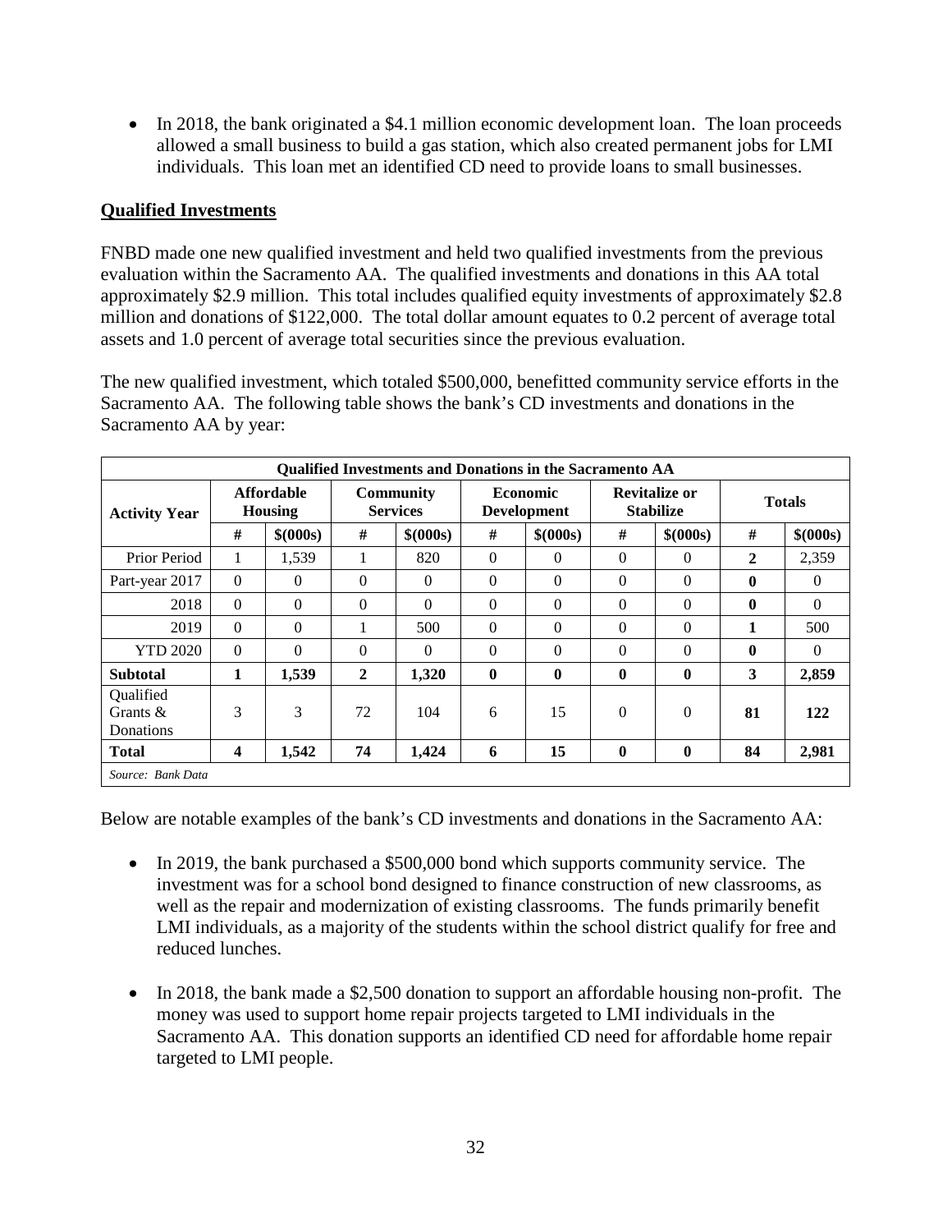- In 2018, the bank originated a $4.1 million economic development loan. The loan proceeds allowed a small business to build a gas station, which also created permanent jobs for LMI individuals. This loan met an identified CD need to provide loans to small businesses.

**Qualified Investments**

FNBD made one new qualified investment and held two qualified investments from the previous evaluation within the Sacramento AA. The qualified investments and donations in this AA total approximately $2.9 million. This total includes qualified equity investments of approximately $2.8 million and donations of $122,000. The total dollar amount equates to 0.2 percent of average total assets and 1.0 percent of average total securities since the previous evaluation.

The new qualified investment, which totaled $500,000, benefitted community service efforts in the Sacramento AA. The following table shows the bank's CD investments and donations in the Sacramento AA by year:

| Qualified Investments and Donations in the Sacramento AA | | | | | | | | | | |
|---|---|---|---|---|---|---|---|---|---|---|
| Activity Year | Affordable Housing | | Community Services | | Economic Development | | Revitalize or Stabilize | | Totals | |
| | # | $(000s) | # | $(000s) | # | $(000s) | # | $(000s) | # | $(000s) |
| Prior Period | 1 | 1,539 | 1 | 820 | 0 | 0 | 0 | 0 | **2** | 2,359 |
| Part-year 2017 | 0 | 0 | 0 | 0 | 0 | 0 | 0 | 0 | **0** | 0 |
| 2018 | 0 | 0 | 0 | 0 | 0 | 0 | 0 | 0 | **0** | 0 |
| 2019 | 0 | 0 | 1 | 500 | 0 | 0 | 0 | 0 | **1** | 500 |
| YTD 2020 | 0 | 0 | 0 | 0 | 0 | 0 | 0 | 0 | **0** | 0 |
| **Subtotal** | **1** | **1,539** | **2** | **1,320** | **0** | **0** | **0** | **0** | **3** | **2,859** |
| Qualified Grants & Donations | 3 | 3 | 72 | 104 | 6 | 15 | 0 | 0 | **81** | **122** |
| **Total** | **4** | **1,542** | **74** | **1,424** | **6** | **15** | **0** | **0** | **84** | **2,981** |
| *Source: Bank Data* | | | | | | | | | | |

Below are notable examples of the bank's CD investments and donations in the Sacramento AA:

- In 2019, the bank purchased a $500,000 bond which supports community service. The investment was for a school bond designed to finance construction of new classrooms, as well as the repair and modernization of existing classrooms. The funds primarily benefit LMI individuals, as a majority of the students within the school district qualify for free and reduced lunches.

- In 2018, the bank made a $2,500 donation to support an affordable housing non-profit. The money was used to support home repair projects targeted to LMI individuals in the Sacramento AA. This donation supports an identified CD need for affordable home repair targeted to LMI people.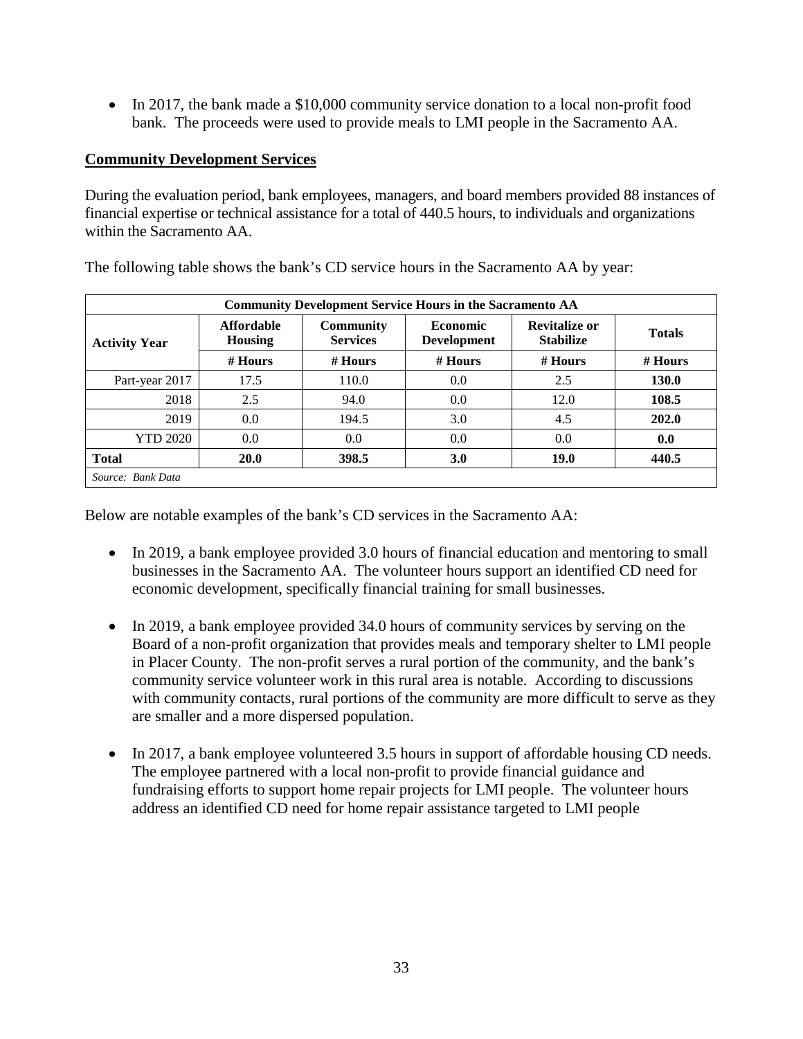- In 2017, the bank made a $10,000 community service donation to a local non-profit food bank. The proceeds were used to provide meals to LMI people in the Sacramento AA.

**Community Development Services**

During the evaluation period, bank employees, managers, and board members provided 88 instances of financial expertise or technical assistance for a total of 440.5 hours, to individuals and organizations within the Sacramento AA.

The following table shows the bank's CD service hours in the Sacramento AA by year:

| Community Development Service Hours in the Sacramento AA | | | | | |
|---|---|---|---|---|---|
| **Activity Year** | **Affordable Housing** | **Community Services** | **Economic Development** | **Revitalize or Stabilize** | **Totals** |
| | **# Hours** | **# Hours** | **# Hours** | **# Hours** | **# Hours** |
| Part-year 2017 | 17.5 | 110.0 | 0.0 | 2.5 | **130.0** |
| 2018 | 2.5 | 94.0 | 0.0 | 12.0 | **108.5** |
| 2019 | 0.0 | 194.5 | 3.0 | 4.5 | **202.0** |
| YTD 2020 | 0.0 | 0.0 | 0.0 | 0.0 | **0.0** |
| **Total** | **20.0** | **398.5** | **3.0** | **19.0** | **440.5** |
| *Source: Bank Data* | | | | | |

Below are notable examples of the bank's CD services in the Sacramento AA:

- In 2019, a bank employee provided 3.0 hours of financial education and mentoring to small businesses in the Sacramento AA. The volunteer hours support an identified CD need for economic development, specifically financial training for small businesses.

- In 2019, a bank employee provided 34.0 hours of community services by serving on the Board of a non-profit organization that provides meals and temporary shelter to LMI people in Placer County. The non-profit serves a rural portion of the community, and the bank's community service volunteer work in this rural area is notable. According to discussions with community contacts, rural portions of the community are more difficult to serve as they are smaller and a more dispersed population.

- In 2017, a bank employee volunteered 3.5 hours in support of affordable housing CD needs. The employee partnered with a local non-profit to provide financial guidance and fundraising efforts to support home repair projects for LMI people. The volunteer hours address an identified CD need for home repair assistance targeted to LMI people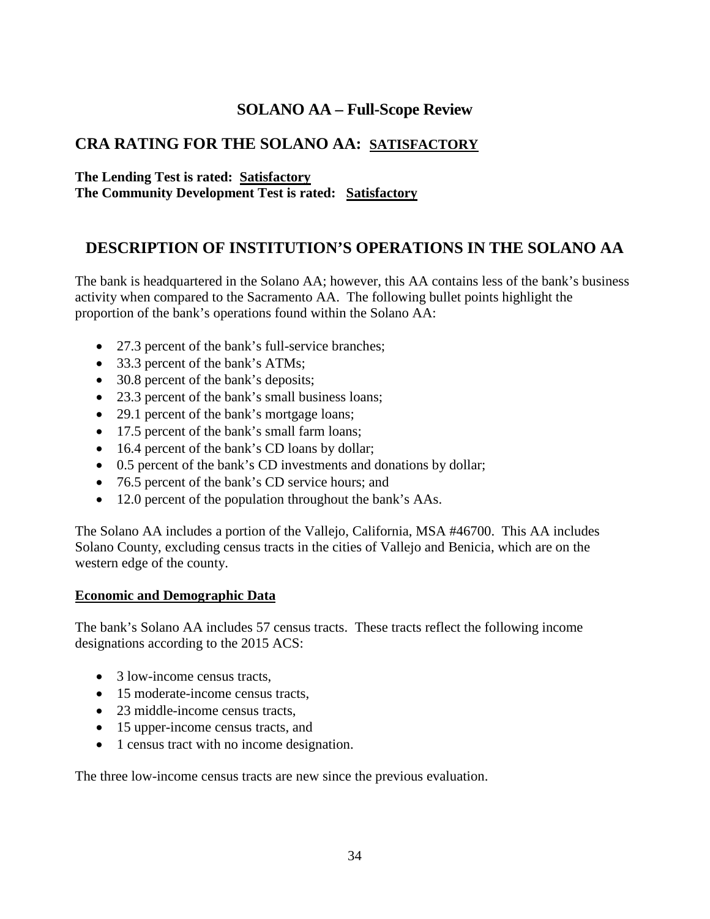# SOLANO AA – Full-Scope Review

## CRA RATING FOR THE SOLANO AA: <u>SATISFACTORY</u>

**The Lending Test is rated: <u>Satisfactory</u>**
**The Community Development Test is rated: <u>Satisfactory</u>**

## DESCRIPTION OF INSTITUTION'S OPERATIONS IN THE SOLANO AA

The bank is headquartered in the Solano AA; however, this AA contains less of the bank's business activity when compared to the Sacramento AA. The following bullet points highlight the proportion of the bank's operations found within the Solano AA:

- 27.3 percent of the bank's full-service branches;
- 33.3 percent of the bank's ATMs;
- 30.8 percent of the bank's deposits;
- 23.3 percent of the bank's small business loans;
- 29.1 percent of the bank's mortgage loans;
- 17.5 percent of the bank's small farm loans;
- 16.4 percent of the bank's CD loans by dollar;
- 0.5 percent of the bank's CD investments and donations by dollar;
- 76.5 percent of the bank's CD service hours; and
- 12.0 percent of the population throughout the bank's AAs.

The Solano AA includes a portion of the Vallejo, California, MSA #46700. This AA includes Solano County, excluding census tracts in the cities of Vallejo and Benicia, which are on the western edge of the county.

**<u>Economic and Demographic Data</u>**

The bank's Solano AA includes 57 census tracts. These tracts reflect the following income designations according to the 2015 ACS:

- 3 low-income census tracts,
- 15 moderate-income census tracts,
- 23 middle-income census tracts,
- 15 upper-income census tracts, and
- 1 census tract with no income designation.

The three low-income census tracts are new since the previous evaluation.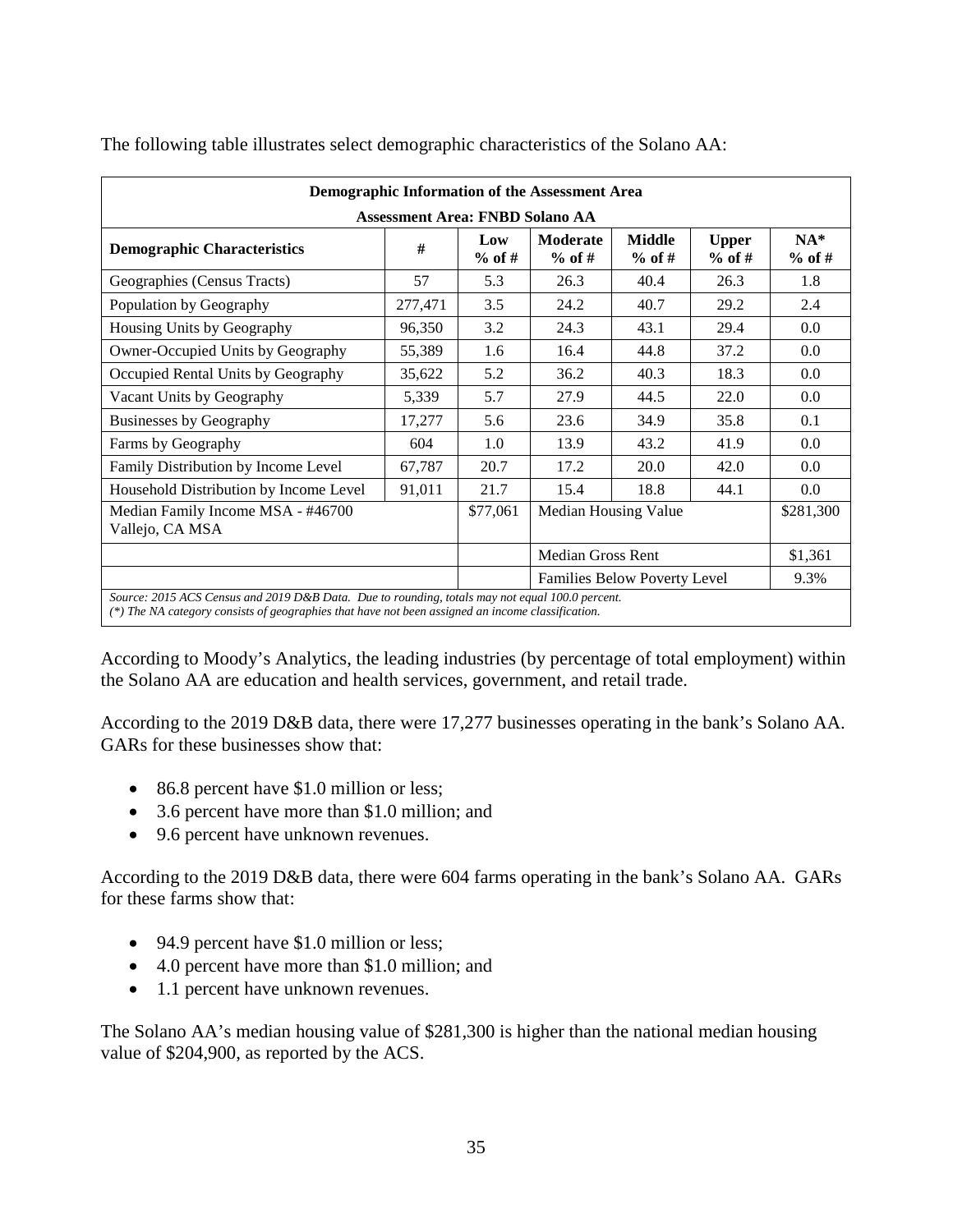The following table illustrates select demographic characteristics of the Solano AA:

| Demographic Information of the Assessment Area | | | | | | |
|---|---|---|---|---|---|---|
| **Assessment Area: FNBD Solano AA** | | | | | | |
| **Demographic Characteristics** | **#** | **Low % of #** | **Moderate % of #** | **Middle % of #** | **Upper % of #** | **NA* % of #** |
| Geographies (Census Tracts) | 57 | 5.3 | 26.3 | 40.4 | 26.3 | 1.8 |
| Population by Geography | 277,471 | 3.5 | 24.2 | 40.7 | 29.2 | 2.4 |
| Housing Units by Geography | 96,350 | 3.2 | 24.3 | 43.1 | 29.4 | 0.0 |
| Owner-Occupied Units by Geography | 55,389 | 1.6 | 16.4 | 44.8 | 37.2 | 0.0 |
| Occupied Rental Units by Geography | 35,622 | 5.2 | 36.2 | 40.3 | 18.3 | 0.0 |
| Vacant Units by Geography | 5,339 | 5.7 | 27.9 | 44.5 | 22.0 | 0.0 |
| Businesses by Geography | 17,277 | 5.6 | 23.6 | 34.9 | 35.8 | 0.1 |
| Farms by Geography | 604 | 1.0 | 13.9 | 43.2 | 41.9 | 0.0 |
| Family Distribution by Income Level | 67,787 | 20.7 | 17.2 | 20.0 | 42.0 | 0.0 |
| Household Distribution by Income Level | 91,011 | 21.7 | 15.4 | 18.8 | 44.1 | 0.0 |
| Median Family Income MSA - #46700 Vallejo, CA MSA | | $77,061 | Median Housing Value | | | $281,300 |
| | | | Median Gross Rent | | | $1,361 |
| | | | Families Below Poverty Level | | | 9.3% |

*Source: 2015 ACS Census and 2019 D&B Data. Due to rounding, totals may not equal 100.0 percent.*
*(\*) The NA category consists of geographies that have not been assigned an income classification.*

According to Moody's Analytics, the leading industries (by percentage of total employment) within the Solano AA are education and health services, government, and retail trade.

According to the 2019 D&B data, there were 17,277 businesses operating in the bank's Solano AA. GARs for these businesses show that:

- 86.8 percent have $1.0 million or less;
- 3.6 percent have more than $1.0 million; and
- 9.6 percent have unknown revenues.

According to the 2019 D&B data, there were 604 farms operating in the bank's Solano AA. GARs for these farms show that:

- 94.9 percent have $1.0 million or less;
- 4.0 percent have more than $1.0 million; and
- 1.1 percent have unknown revenues.

The Solano AA's median housing value of $281,300 is higher than the national median housing value of $204,900, as reported by the ACS.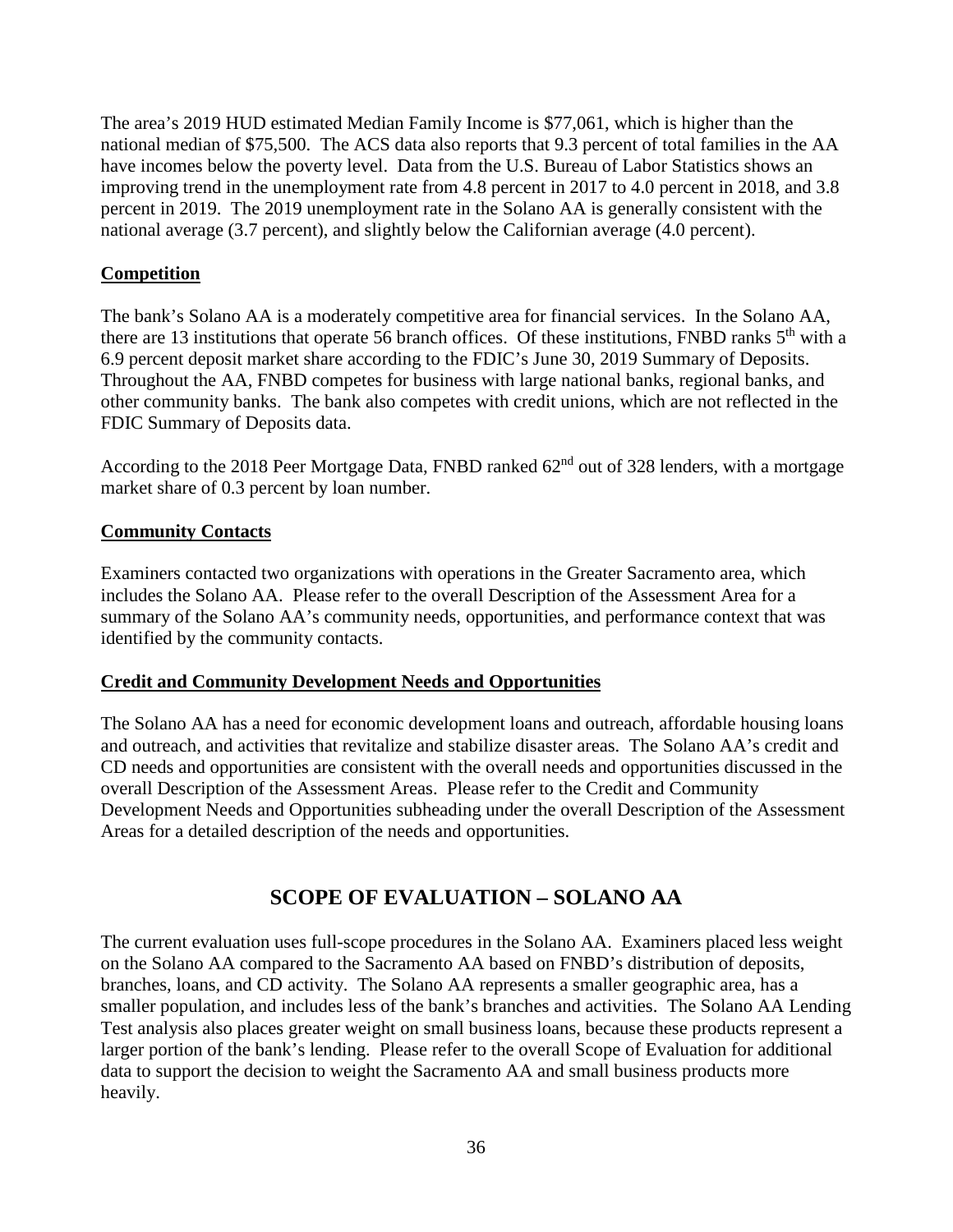The area's 2019 HUD estimated Median Family Income is $77,061, which is higher than the national median of $75,500. The ACS data also reports that 9.3 percent of total families in the AA have incomes below the poverty level. Data from the U.S. Bureau of Labor Statistics shows an improving trend in the unemployment rate from 4.8 percent in 2017 to 4.0 percent in 2018, and 3.8 percent in 2019. The 2019 unemployment rate in the Solano AA is generally consistent with the national average (3.7 percent), and slightly below the Californian average (4.0 percent).

**Competition**

The bank's Solano AA is a moderately competitive area for financial services. In the Solano AA, there are 13 institutions that operate 56 branch offices. Of these institutions, FNBD ranks 5th with a 6.9 percent deposit market share according to the FDIC's June 30, 2019 Summary of Deposits. Throughout the AA, FNBD competes for business with large national banks, regional banks, and other community banks. The bank also competes with credit unions, which are not reflected in the FDIC Summary of Deposits data.

According to the 2018 Peer Mortgage Data, FNBD ranked 62nd out of 328 lenders, with a mortgage market share of 0.3 percent by loan number.

**Community Contacts**

Examiners contacted two organizations with operations in the Greater Sacramento area, which includes the Solano AA. Please refer to the overall Description of the Assessment Area for a summary of the Solano AA's community needs, opportunities, and performance context that was identified by the community contacts.

**Credit and Community Development Needs and Opportunities**

The Solano AA has a need for economic development loans and outreach, affordable housing loans and outreach, and activities that revitalize and stabilize disaster areas. The Solano AA's credit and CD needs and opportunities are consistent with the overall needs and opportunities discussed in the overall Description of the Assessment Areas. Please refer to the Credit and Community Development Needs and Opportunities subheading under the overall Description of the Assessment Areas for a detailed description of the needs and opportunities.

## SCOPE OF EVALUATION – SOLANO AA

The current evaluation uses full-scope procedures in the Solano AA. Examiners placed less weight on the Solano AA compared to the Sacramento AA based on FNBD's distribution of deposits, branches, loans, and CD activity. The Solano AA represents a smaller geographic area, has a smaller population, and includes less of the bank's branches and activities. The Solano AA Lending Test analysis also places greater weight on small business loans, because these products represent a larger portion of the bank's lending. Please refer to the overall Scope of Evaluation for additional data to support the decision to weight the Sacramento AA and small business products more heavily.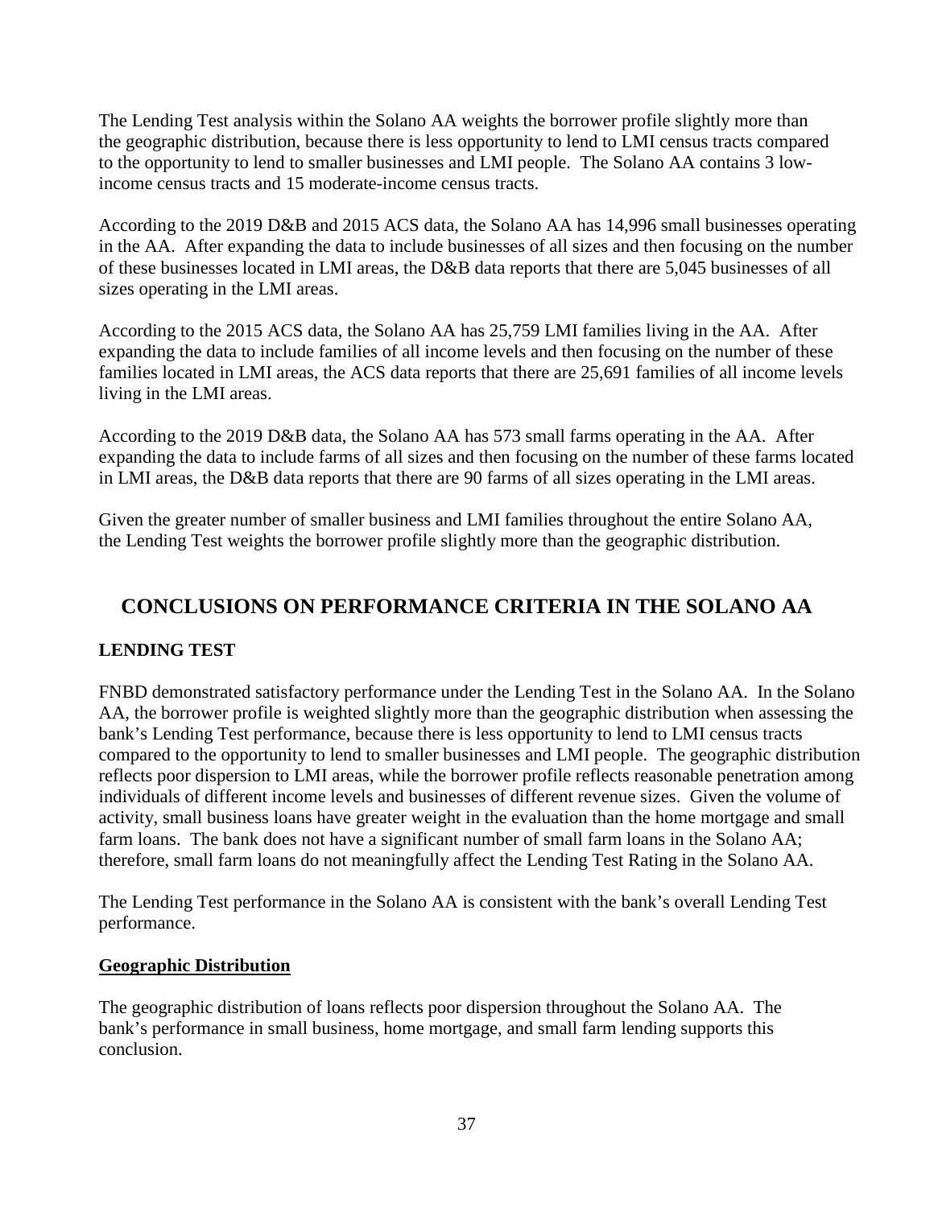The Lending Test analysis within the Solano AA weights the borrower profile slightly more than the geographic distribution, because there is less opportunity to lend to LMI census tracts compared to the opportunity to lend to smaller businesses and LMI people. The Solano AA contains 3 low-income census tracts and 15 moderate-income census tracts.

According to the 2019 D&B and 2015 ACS data, the Solano AA has 14,996 small businesses operating in the AA. After expanding the data to include businesses of all sizes and then focusing on the number of these businesses located in LMI areas, the D&B data reports that there are 5,045 businesses of all sizes operating in the LMI areas.

According to the 2015 ACS data, the Solano AA has 25,759 LMI families living in the AA. After expanding the data to include families of all income levels and then focusing on the number of these families located in LMI areas, the ACS data reports that there are 25,691 families of all income levels living in the LMI areas.

According to the 2019 D&B data, the Solano AA has 573 small farms operating in the AA. After expanding the data to include farms of all sizes and then focusing on the number of these farms located in LMI areas, the D&B data reports that there are 90 farms of all sizes operating in the LMI areas.

Given the greater number of smaller business and LMI families throughout the entire Solano AA, the Lending Test weights the borrower profile slightly more than the geographic distribution.

## CONCLUSIONS ON PERFORMANCE CRITERIA IN THE SOLANO AA

### LENDING TEST

FNBD demonstrated satisfactory performance under the Lending Test in the Solano AA. In the Solano AA, the borrower profile is weighted slightly more than the geographic distribution when assessing the bank's Lending Test performance, because there is less opportunity to lend to LMI census tracts compared to the opportunity to lend to smaller businesses and LMI people. The geographic distribution reflects poor dispersion to LMI areas, while the borrower profile reflects reasonable penetration among individuals of different income levels and businesses of different revenue sizes. Given the volume of activity, small business loans have greater weight in the evaluation than the home mortgage and small farm loans. The bank does not have a significant number of small farm loans in the Solano AA; therefore, small farm loans do not meaningfully affect the Lending Test Rating in the Solano AA.

The Lending Test performance in the Solano AA is consistent with the bank's overall Lending Test performance.

**Geographic Distribution**

The geographic distribution of loans reflects poor dispersion throughout the Solano AA. The bank's performance in small business, home mortgage, and small farm lending supports this conclusion.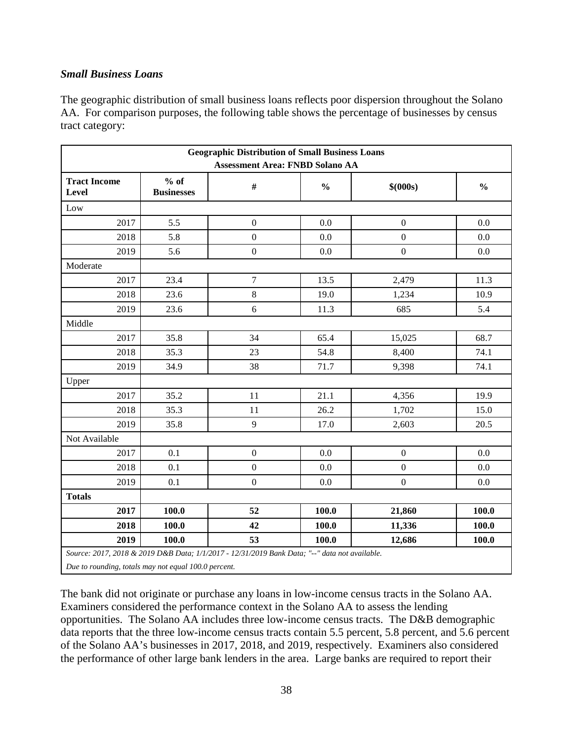*Small Business Loans*

The geographic distribution of small business loans reflects poor dispersion throughout the Solano AA. For comparison purposes, the following table shows the percentage of businesses by census tract category:

| Geographic Distribution of Small Business Loans<br>Assessment Area: FNBD Solano AA | | | | | |
|---|---|---|---|---|---|
| **Tract Income Level** | **% of Businesses** | **#** | **%** | **$(000s)** | **%** |
| Low | | | | | |
| 2017 | 5.5 | 0 | 0.0 | 0 | 0.0 |
| 2018 | 5.8 | 0 | 0.0 | 0 | 0.0 |
| 2019 | 5.6 | 0 | 0.0 | 0 | 0.0 |
| Moderate | | | | | |
| 2017 | 23.4 | 7 | 13.5 | 2,479 | 11.3 |
| 2018 | 23.6 | 8 | 19.0 | 1,234 | 10.9 |
| 2019 | 23.6 | 6 | 11.3 | 685 | 5.4 |
| Middle | | | | | |
| 2017 | 35.8 | 34 | 65.4 | 15,025 | 68.7 |
| 2018 | 35.3 | 23 | 54.8 | 8,400 | 74.1 |
| 2019 | 34.9 | 38 | 71.7 | 9,398 | 74.1 |
| Upper | | | | | |
| 2017 | 35.2 | 11 | 21.1 | 4,356 | 19.9 |
| 2018 | 35.3 | 11 | 26.2 | 1,702 | 15.0 |
| 2019 | 35.8 | 9 | 17.0 | 2,603 | 20.5 |
| Not Available | | | | | |
| 2017 | 0.1 | 0 | 0.0 | 0 | 0.0 |
| 2018 | 0.1 | 0 | 0.0 | 0 | 0.0 |
| 2019 | 0.1 | 0 | 0.0 | 0 | 0.0 |
| **Totals** | | | | | |
| **2017** | **100.0** | **52** | **100.0** | **21,860** | **100.0** |
| **2018** | **100.0** | **42** | **100.0** | **11,336** | **100.0** |
| **2019** | **100.0** | **53** | **100.0** | **12,686** | **100.0** |
| *Source: 2017, 2018 & 2019 D&B Data; 1/1/2017 - 12/31/2019 Bank Data; "--" data not available.* | | | | | |
| *Due to rounding, totals may not equal 100.0 percent.* | | | | | |

The bank did not originate or purchase any loans in low-income census tracts in the Solano AA. Examiners considered the performance context in the Solano AA to assess the lending opportunities. The Solano AA includes three low-income census tracts. The D&B demographic data reports that the three low-income census tracts contain 5.5 percent, 5.8 percent, and 5.6 percent of the Solano AA's businesses in 2017, 2018, and 2019, respectively. Examiners also considered the performance of other large bank lenders in the area. Large banks are required to report their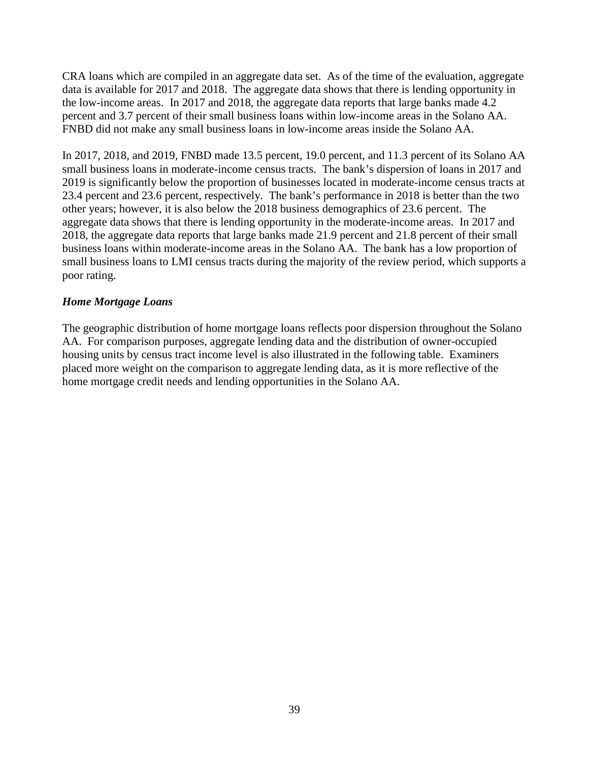CRA loans which are compiled in an aggregate data set. As of the time of the evaluation, aggregate data is available for 2017 and 2018. The aggregate data shows that there is lending opportunity in the low-income areas. In 2017 and 2018, the aggregate data reports that large banks made 4.2 percent and 3.7 percent of their small business loans within low-income areas in the Solano AA. FNBD did not make any small business loans in low-income areas inside the Solano AA.

In 2017, 2018, and 2019, FNBD made 13.5 percent, 19.0 percent, and 11.3 percent of its Solano AA small business loans in moderate-income census tracts. The bank's dispersion of loans in 2017 and 2019 is significantly below the proportion of businesses located in moderate-income census tracts at 23.4 percent and 23.6 percent, respectively. The bank's performance in 2018 is better than the two other years; however, it is also below the 2018 business demographics of 23.6 percent. The aggregate data shows that there is lending opportunity in the moderate-income areas. In 2017 and 2018, the aggregate data reports that large banks made 21.9 percent and 21.8 percent of their small business loans within moderate-income areas in the Solano AA. The bank has a low proportion of small business loans to LMI census tracts during the majority of the review period, which supports a poor rating.

### *Home Mortgage Loans*

The geographic distribution of home mortgage loans reflects poor dispersion throughout the Solano AA. For comparison purposes, aggregate lending data and the distribution of owner-occupied housing units by census tract income level is also illustrated in the following table. Examiners placed more weight on the comparison to aggregate lending data, as it is more reflective of the home mortgage credit needs and lending opportunities in the Solano AA.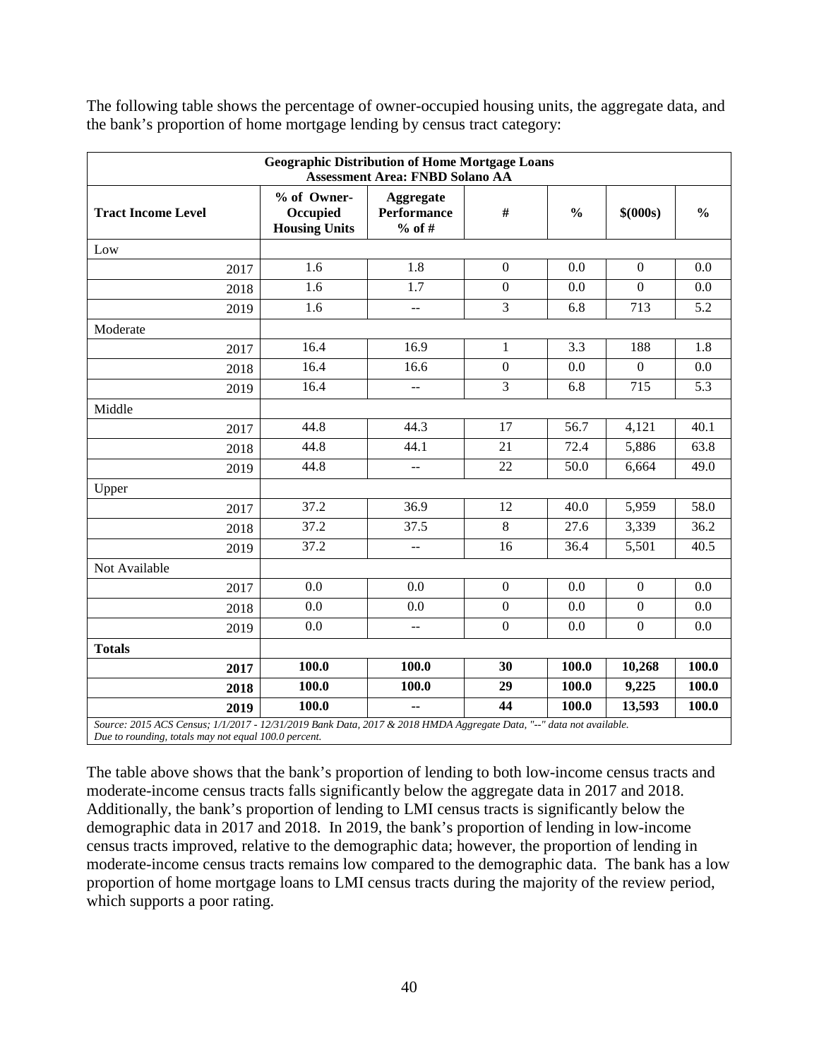The following table shows the percentage of owner-occupied housing units, the aggregate data, and the bank's proportion of home mortgage lending by census tract category:

| **Geographic Distribution of Home Mortgage Loans**<br>**Assessment Area: FNBD Solano AA** | | | | | | |
|---|---|---|---|---|---|---|
| **Tract Income Level** | **% of Owner-Occupied Housing Units** | **Aggregate Performance % of #** | **#** | **%** | **$(000s)** | **%** |
| Low | | | | | | |
| 2017 | 1.6 | 1.8 | 0 | 0.0 | 0 | 0.0 |
| 2018 | 1.6 | 1.7 | 0 | 0.0 | 0 | 0.0 |
| 2019 | 1.6 | -- | 3 | 6.8 | 713 | 5.2 |
| Moderate | | | | | | |
| 2017 | 16.4 | 16.9 | 1 | 3.3 | 188 | 1.8 |
| 2018 | 16.4 | 16.6 | 0 | 0.0 | 0 | 0.0 |
| 2019 | 16.4 | -- | 3 | 6.8 | 715 | 5.3 |
| Middle | | | | | | |
| 2017 | 44.8 | 44.3 | 17 | 56.7 | 4,121 | 40.1 |
| 2018 | 44.8 | 44.1 | 21 | 72.4 | 5,886 | 63.8 |
| 2019 | 44.8 | -- | 22 | 50.0 | 6,664 | 49.0 |
| Upper | | | | | | |
| 2017 | 37.2 | 36.9 | 12 | 40.0 | 5,959 | 58.0 |
| 2018 | 37.2 | 37.5 | 8 | 27.6 | 3,339 | 36.2 |
| 2019 | 37.2 | -- | 16 | 36.4 | 5,501 | 40.5 |
| Not Available | | | | | | |
| 2017 | 0.0 | 0.0 | 0 | 0.0 | 0 | 0.0 |
| 2018 | 0.0 | 0.0 | 0 | 0.0 | 0 | 0.0 |
| 2019 | 0.0 | -- | 0 | 0.0 | 0 | 0.0 |
| **Totals** | | | | | | |
| **2017** | **100.0** | **100.0** | **30** | **100.0** | **10,268** | **100.0** |
| **2018** | **100.0** | **100.0** | **29** | **100.0** | **9,225** | **100.0** |
| **2019** | **100.0** | **--** | **44** | **100.0** | **13,593** | **100.0** |

*Source: 2015 ACS Census; 1/1/2017 - 12/31/2019 Bank Data, 2017 & 2018 HMDA Aggregate Data, "--" data not available.*
*Due to rounding, totals may not equal 100.0 percent.*

The table above shows that the bank's proportion of lending to both low-income census tracts and moderate-income census tracts falls significantly below the aggregate data in 2017 and 2018. Additionally, the bank's proportion of lending to LMI census tracts is significantly below the demographic data in 2017 and 2018. In 2019, the bank's proportion of lending in low-income census tracts improved, relative to the demographic data; however, the proportion of lending in moderate-income census tracts remains low compared to the demographic data. The bank has a low proportion of home mortgage loans to LMI census tracts during the majority of the review period, which supports a poor rating.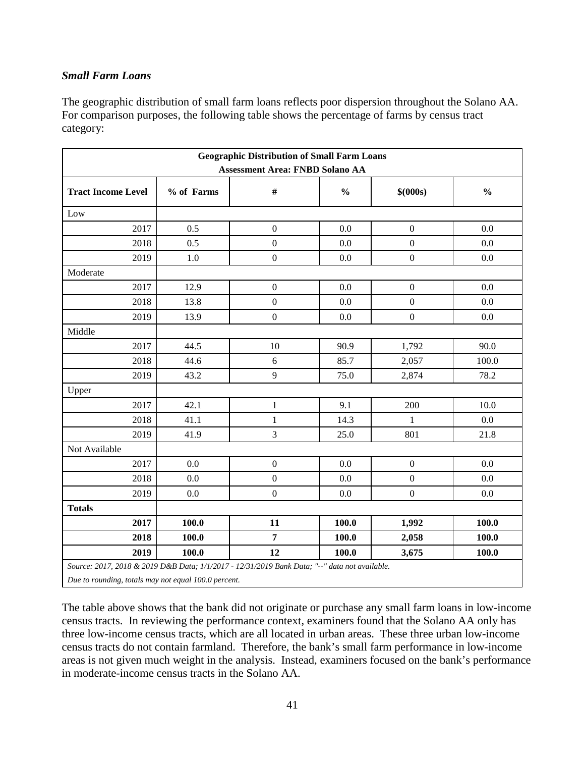***Small Farm Loans***

The geographic distribution of small farm loans reflects poor dispersion throughout the Solano AA. For comparison purposes, the following table shows the percentage of farms by census tract category:

| **Geographic Distribution of Small Farm Loans<br>Assessment Area: FNBD Solano AA** | | | | | |
|---|---|---|---|---|---|
| **Tract Income Level** | **% of Farms** | **#** | **%** | **$(000s)** | **%** |
| Low | | | | | |
| 2017 | 0.5 | 0 | 0.0 | 0 | 0.0 |
| 2018 | 0.5 | 0 | 0.0 | 0 | 0.0 |
| 2019 | 1.0 | 0 | 0.0 | 0 | 0.0 |
| Moderate | | | | | |
| 2017 | 12.9 | 0 | 0.0 | 0 | 0.0 |
| 2018 | 13.8 | 0 | 0.0 | 0 | 0.0 |
| 2019 | 13.9 | 0 | 0.0 | 0 | 0.0 |
| Middle | | | | | |
| 2017 | 44.5 | 10 | 90.9 | 1,792 | 90.0 |
| 2018 | 44.6 | 6 | 85.7 | 2,057 | 100.0 |
| 2019 | 43.2 | 9 | 75.0 | 2,874 | 78.2 |
| Upper | | | | | |
| 2017 | 42.1 | 1 | 9.1 | 200 | 10.0 |
| 2018 | 41.1 | 1 | 14.3 | 1 | 0.0 |
| 2019 | 41.9 | 3 | 25.0 | 801 | 21.8 |
| Not Available | | | | | |
| 2017 | 0.0 | 0 | 0.0 | 0 | 0.0 |
| 2018 | 0.0 | 0 | 0.0 | 0 | 0.0 |
| 2019 | 0.0 | 0 | 0.0 | 0 | 0.0 |
| **Totals** | | | | | |
| **2017** | **100.0** | **11** | **100.0** | **1,992** | **100.0** |
| **2018** | **100.0** | **7** | **100.0** | **2,058** | **100.0** |
| **2019** | **100.0** | **12** | **100.0** | **3,675** | **100.0** |
| *Source: 2017, 2018 & 2019 D&B Data; 1/1/2017 - 12/31/2019 Bank Data; "--" data not available.*<br>*Due to rounding, totals may not equal 100.0 percent.* | | | | | |

The table above shows that the bank did not originate or purchase any small farm loans in low-income census tracts. In reviewing the performance context, examiners found that the Solano AA only has three low-income census tracts, which are all located in urban areas. These three urban low-income census tracts do not contain farmland. Therefore, the bank's small farm performance in low-income areas is not given much weight in the analysis. Instead, examiners focused on the bank's performance in moderate-income census tracts in the Solano AA.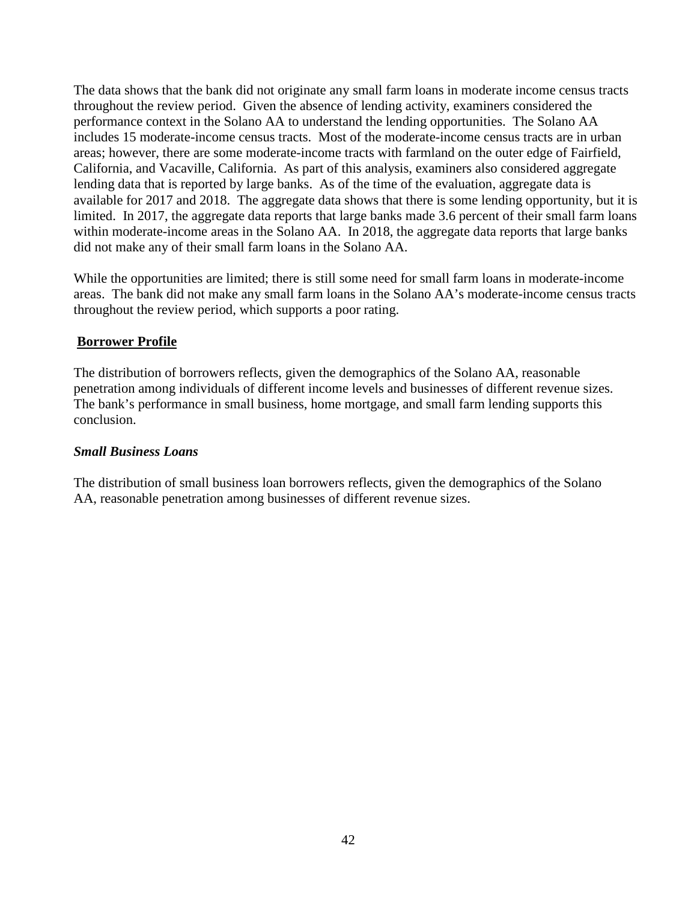The data shows that the bank did not originate any small farm loans in moderate income census tracts throughout the review period. Given the absence of lending activity, examiners considered the performance context in the Solano AA to understand the lending opportunities. The Solano AA includes 15 moderate-income census tracts. Most of the moderate-income census tracts are in urban areas; however, there are some moderate-income tracts with farmland on the outer edge of Fairfield, California, and Vacaville, California. As part of this analysis, examiners also considered aggregate lending data that is reported by large banks. As of the time of the evaluation, aggregate data is available for 2017 and 2018. The aggregate data shows that there is some lending opportunity, but it is limited. In 2017, the aggregate data reports that large banks made 3.6 percent of their small farm loans within moderate-income areas in the Solano AA. In 2018, the aggregate data reports that large banks did not make any of their small farm loans in the Solano AA.

While the opportunities are limited; there is still some need for small farm loans in moderate-income areas. The bank did not make any small farm loans in the Solano AA's moderate-income census tracts throughout the review period, which supports a poor rating.

**Borrower Profile**

The distribution of borrowers reflects, given the demographics of the Solano AA, reasonable penetration among individuals of different income levels and businesses of different revenue sizes. The bank's performance in small business, home mortgage, and small farm lending supports this conclusion.

***Small Business Loans***

The distribution of small business loan borrowers reflects, given the demographics of the Solano AA, reasonable penetration among businesses of different revenue sizes.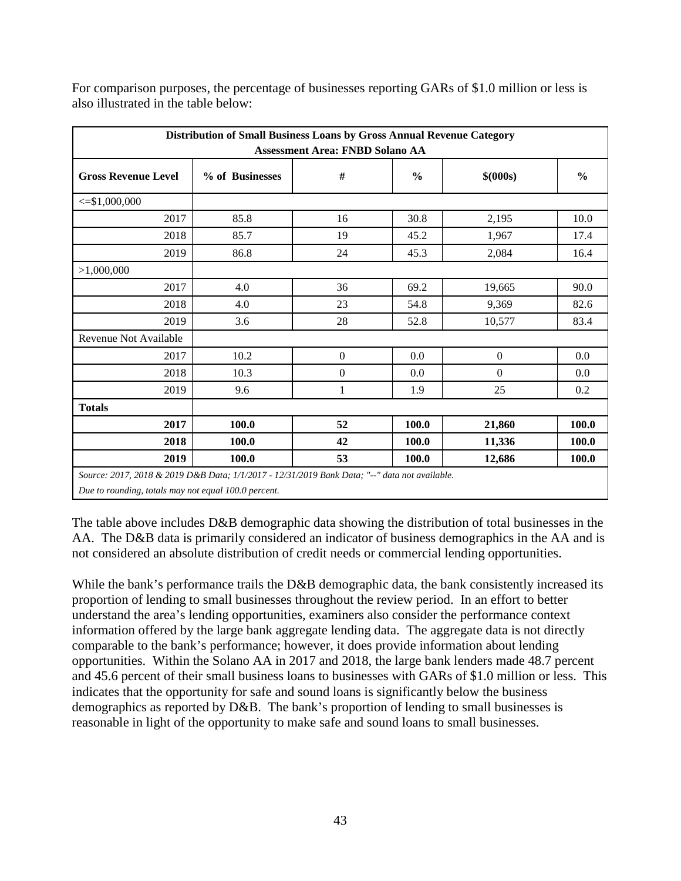For comparison purposes, the percentage of businesses reporting GARs of $1.0 million or less is also illustrated in the table below:

| Distribution of Small Business Loans by Gross Annual Revenue Category<br>Assessment Area: FNBD Solano AA | | | | | |
|---|---|---|---|---|---|
| **Gross Revenue Level** | **% of Businesses** | **#** | **%** | **$(000s)** | **%** |
| <=$1,000,000 | | | | | |
| 2017 | 85.8 | 16 | 30.8 | 2,195 | 10.0 |
| 2018 | 85.7 | 19 | 45.2 | 1,967 | 17.4 |
| 2019 | 86.8 | 24 | 45.3 | 2,084 | 16.4 |
| >1,000,000 | | | | | |
| 2017 | 4.0 | 36 | 69.2 | 19,665 | 90.0 |
| 2018 | 4.0 | 23 | 54.8 | 9,369 | 82.6 |
| 2019 | 3.6 | 28 | 52.8 | 10,577 | 83.4 |
| Revenue Not Available | | | | | |
| 2017 | 10.2 | 0 | 0.0 | 0 | 0.0 |
| 2018 | 10.3 | 0 | 0.0 | 0 | 0.0 |
| 2019 | 9.6 | 1 | 1.9 | 25 | 0.2 |
| **Totals** | | | | | |
| **2017** | **100.0** | **52** | **100.0** | **21,860** | **100.0** |
| **2018** | **100.0** | **42** | **100.0** | **11,336** | **100.0** |
| **2019** | **100.0** | **53** | **100.0** | **12,686** | **100.0** |

*Source: 2017, 2018 & 2019 D&B Data; 1/1/2017 - 12/31/2019 Bank Data; "--" data not available.*
*Due to rounding, totals may not equal 100.0 percent.*

The table above includes D&B demographic data showing the distribution of total businesses in the AA. The D&B data is primarily considered an indicator of business demographics in the AA and is not considered an absolute distribution of credit needs or commercial lending opportunities.

While the bank's performance trails the D&B demographic data, the bank consistently increased its proportion of lending to small businesses throughout the review period. In an effort to better understand the area's lending opportunities, examiners also consider the performance context information offered by the large bank aggregate lending data. The aggregate data is not directly comparable to the bank's performance; however, it does provide information about lending opportunities. Within the Solano AA in 2017 and 2018, the large bank lenders made 48.7 percent and 45.6 percent of their small business loans to businesses with GARs of $1.0 million or less. This indicates that the opportunity for safe and sound loans is significantly below the business demographics as reported by D&B. The bank's proportion of lending to small businesses is reasonable in light of the opportunity to make safe and sound loans to small businesses.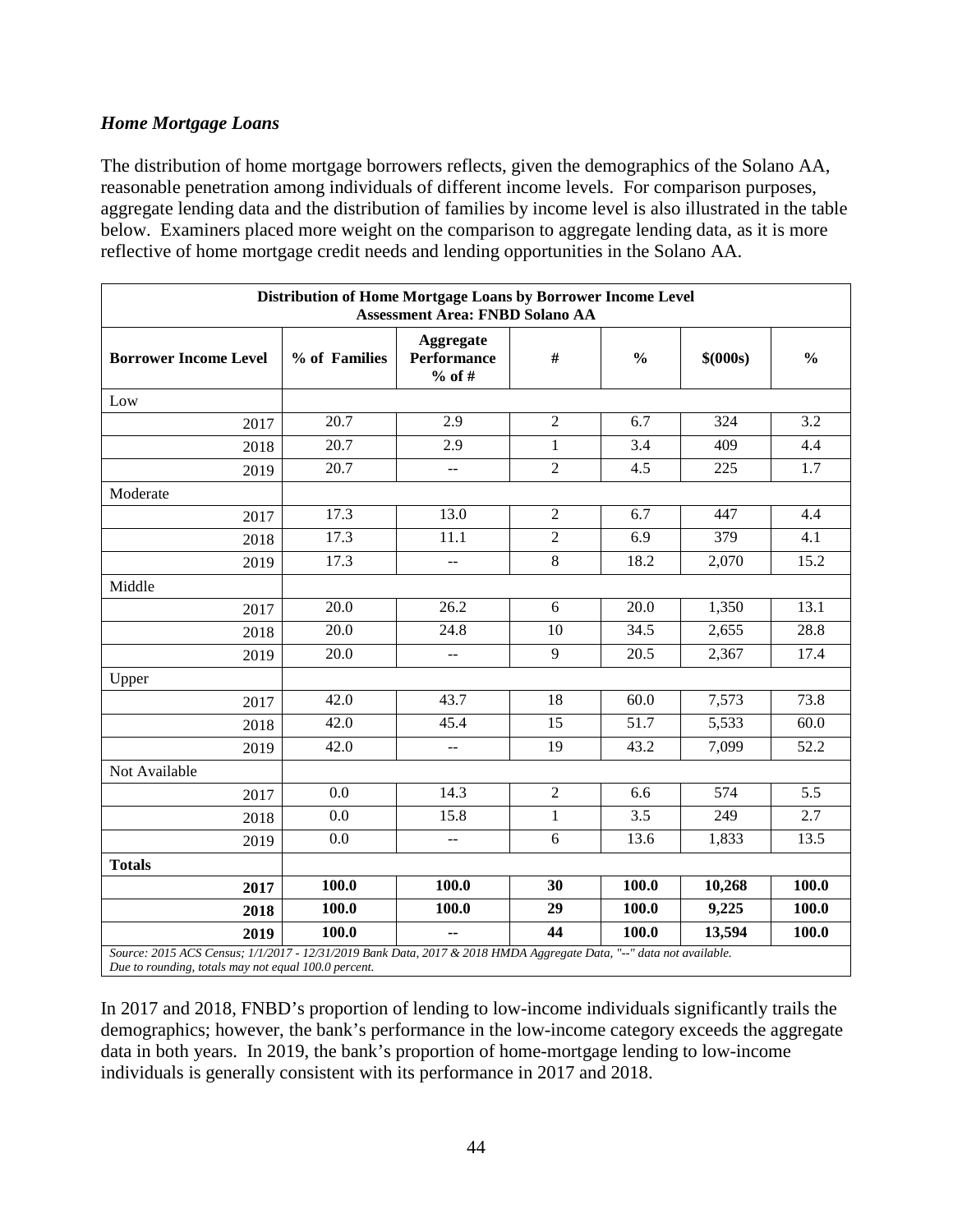***Home Mortgage Loans***

The distribution of home mortgage borrowers reflects, given the demographics of the Solano AA, reasonable penetration among individuals of different income levels. For comparison purposes, aggregate lending data and the distribution of families by income level is also illustrated in the table below. Examiners placed more weight on the comparison to aggregate lending data, as it is more reflective of home mortgage credit needs and lending opportunities in the Solano AA.

| Distribution of Home Mortgage Loans by Borrower Income Level<br>Assessment Area: FNBD Solano AA | | | | | | |
|---|---|---|---|---|---|---|
| **Borrower Income Level** | **% of Families** | **Aggregate Performance % of #** | **#** | **%** | **$(000s)** | **%** |
| Low | | | | | | |
| 2017 | 20.7 | 2.9 | 2 | 6.7 | 324 | 3.2 |
| 2018 | 20.7 | 2.9 | 1 | 3.4 | 409 | 4.4 |
| 2019 | 20.7 | -- | 2 | 4.5 | 225 | 1.7 |
| Moderate | | | | | | |
| 2017 | 17.3 | 13.0 | 2 | 6.7 | 447 | 4.4 |
| 2018 | 17.3 | 11.1 | 2 | 6.9 | 379 | 4.1 |
| 2019 | 17.3 | -- | 8 | 18.2 | 2,070 | 15.2 |
| Middle | | | | | | |
| 2017 | 20.0 | 26.2 | 6 | 20.0 | 1,350 | 13.1 |
| 2018 | 20.0 | 24.8 | 10 | 34.5 | 2,655 | 28.8 |
| 2019 | 20.0 | -- | 9 | 20.5 | 2,367 | 17.4 |
| Upper | | | | | | |
| 2017 | 42.0 | 43.7 | 18 | 60.0 | 7,573 | 73.8 |
| 2018 | 42.0 | 45.4 | 15 | 51.7 | 5,533 | 60.0 |
| 2019 | 42.0 | -- | 19 | 43.2 | 7,099 | 52.2 |
| Not Available | | | | | | |
| 2017 | 0.0 | 14.3 | 2 | 6.6 | 574 | 5.5 |
| 2018 | 0.0 | 15.8 | 1 | 3.5 | 249 | 2.7 |
| 2019 | 0.0 | -- | 6 | 13.6 | 1,833 | 13.5 |
| **Totals** | | | | | | |
| **2017** | **100.0** | **100.0** | **30** | **100.0** | **10,268** | **100.0** |
| **2018** | **100.0** | **100.0** | **29** | **100.0** | **9,225** | **100.0** |
| **2019** | **100.0** | **--** | **44** | **100.0** | **13,594** | **100.0** |

*Source: 2015 ACS Census; 1/1/2017 - 12/31/2019 Bank Data, 2017 & 2018 HMDA Aggregate Data, "--" data not available.*
*Due to rounding, totals may not equal 100.0 percent.*

In 2017 and 2018, FNBD's proportion of lending to low-income individuals significantly trails the demographics; however, the bank's performance in the low-income category exceeds the aggregate data in both years. In 2019, the bank's proportion of home-mortgage lending to low-income individuals is generally consistent with its performance in 2017 and 2018.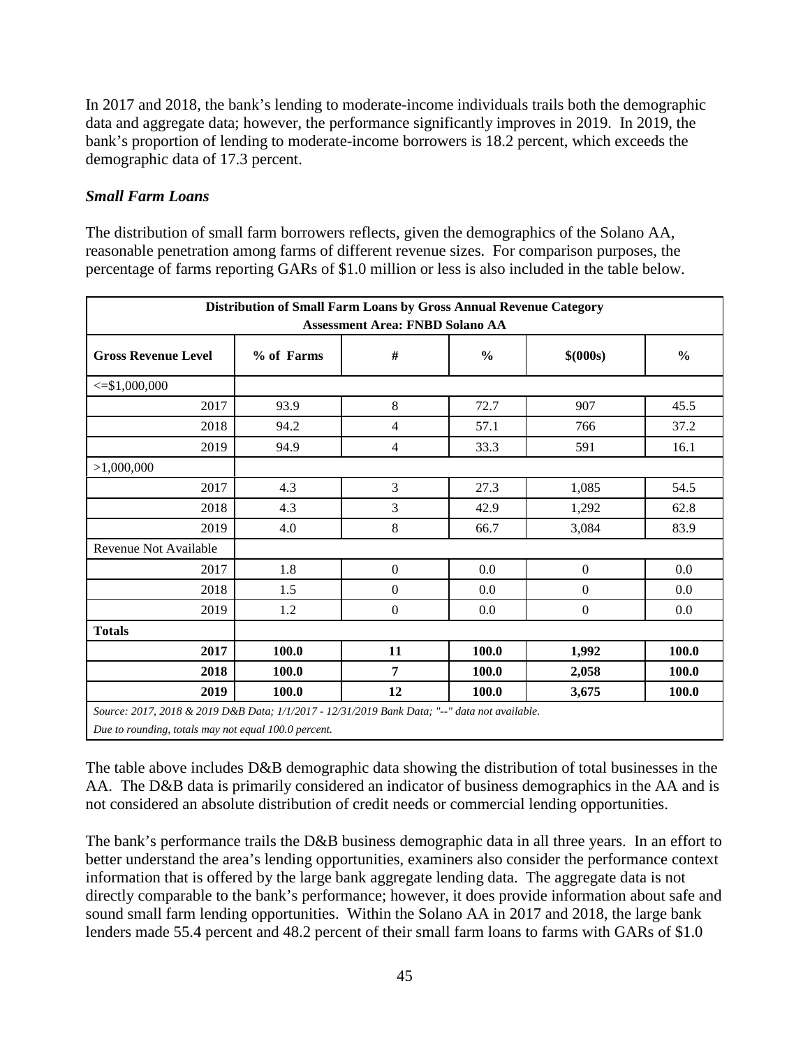In 2017 and 2018, the bank's lending to moderate-income individuals trails both the demographic data and aggregate data; however, the performance significantly improves in 2019. In 2019, the bank's proportion of lending to moderate-income borrowers is 18.2 percent, which exceeds the demographic data of 17.3 percent.

### *Small Farm Loans*

The distribution of small farm borrowers reflects, given the demographics of the Solano AA, reasonable penetration among farms of different revenue sizes. For comparison purposes, the percentage of farms reporting GARs of $1.0 million or less is also included in the table below.

| **Distribution of Small Farm Loans by Gross Annual Revenue Category<br>Assessment Area: FNBD Solano AA** | | | | | |
|---|---|---|---|---|---|
| **Gross Revenue Level** | **% of Farms** | **#** | **%** | **$(000s)** | **%** |
| <=$1,000,000 | | | | | |
| 2017 | 93.9 | 8 | 72.7 | 907 | 45.5 |
| 2018 | 94.2 | 4 | 57.1 | 766 | 37.2 |
| 2019 | 94.9 | 4 | 33.3 | 591 | 16.1 |
| >1,000,000 | | | | | |
| 2017 | 4.3 | 3 | 27.3 | 1,085 | 54.5 |
| 2018 | 4.3 | 3 | 42.9 | 1,292 | 62.8 |
| 2019 | 4.0 | 8 | 66.7 | 3,084 | 83.9 |
| Revenue Not Available | | | | | |
| 2017 | 1.8 | 0 | 0.0 | 0 | 0.0 |
| 2018 | 1.5 | 0 | 0.0 | 0 | 0.0 |
| 2019 | 1.2 | 0 | 0.0 | 0 | 0.0 |
| **Totals** | | | | | |
| **2017** | **100.0** | **11** | **100.0** | **1,992** | **100.0** |
| **2018** | **100.0** | **7** | **100.0** | **2,058** | **100.0** |
| **2019** | **100.0** | **12** | **100.0** | **3,675** | **100.0** |

*Source: 2017, 2018 & 2019 D&B Data; 1/1/2017 - 12/31/2019 Bank Data; "--" data not available.*
*Due to rounding, totals may not equal 100.0 percent.*

The table above includes D&B demographic data showing the distribution of total businesses in the AA. The D&B data is primarily considered an indicator of business demographics in the AA and is not considered an absolute distribution of credit needs or commercial lending opportunities.

The bank's performance trails the D&B business demographic data in all three years. In an effort to better understand the area's lending opportunities, examiners also consider the performance context information that is offered by the large bank aggregate lending data. The aggregate data is not directly comparable to the bank's performance; however, it does provide information about safe and sound small farm lending opportunities. Within the Solano AA in 2017 and 2018, the large bank lenders made 55.4 percent and 48.2 percent of their small farm loans to farms with GARs of $1.0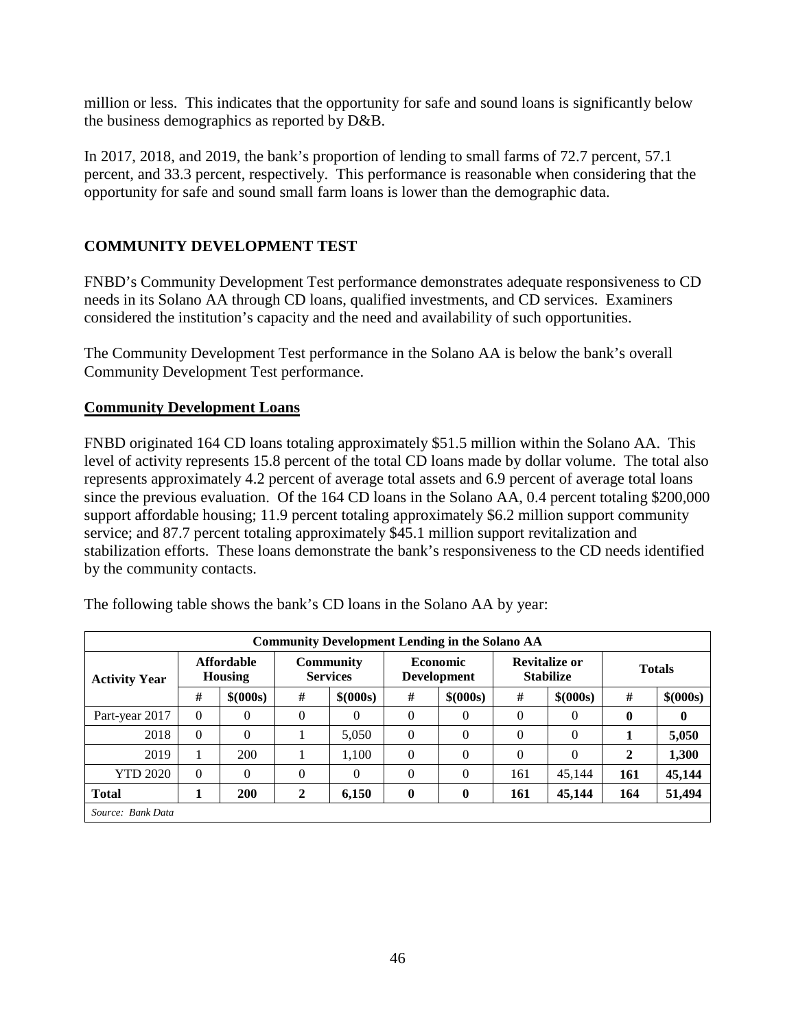million or less. This indicates that the opportunity for safe and sound loans is significantly below the business demographics as reported by D&B.

In 2017, 2018, and 2019, the bank's proportion of lending to small farms of 72.7 percent, 57.1 percent, and 33.3 percent, respectively. This performance is reasonable when considering that the opportunity for safe and sound small farm loans is lower than the demographic data.

## COMMUNITY DEVELOPMENT TEST

FNBD's Community Development Test performance demonstrates adequate responsiveness to CD needs in its Solano AA through CD loans, qualified investments, and CD services. Examiners considered the institution's capacity and the need and availability of such opportunities.

The Community Development Test performance in the Solano AA is below the bank's overall Community Development Test performance.

### Community Development Loans

FNBD originated 164 CD loans totaling approximately $51.5 million within the Solano AA. This level of activity represents 15.8 percent of the total CD loans made by dollar volume. The total also represents approximately 4.2 percent of average total assets and 6.9 percent of average total loans since the previous evaluation. Of the 164 CD loans in the Solano AA, 0.4 percent totaling $200,000 support affordable housing; 11.9 percent totaling approximately $6.2 million support community service; and 87.7 percent totaling approximately $45.1 million support revitalization and stabilization efforts. These loans demonstrate the bank's responsiveness to the CD needs identified by the community contacts.

The following table shows the bank's CD loans in the Solano AA by year:

| Community Development Lending in the Solano AA | | | | | | | | | | |
|---|---|---|---|---|---|---|---|---|---|---|
| Activity Year | Affordable Housing | | Community Services | | Economic Development | | Revitalize or Stabilize | | Totals | |
| | # | $(000s) | # | $(000s) | # | $(000s) | # | $(000s) | # | $(000s) |
| Part-year 2017 | 0 | 0 | 0 | 0 | 0 | 0 | 0 | 0 | **0** | **0** |
| 2018 | 0 | 0 | 1 | 5,050 | 0 | 0 | 0 | 0 | **1** | **5,050** |
| 2019 | 1 | 200 | 1 | 1,100 | 0 | 0 | 0 | 0 | **2** | **1,300** |
| YTD 2020 | 0 | 0 | 0 | 0 | 0 | 0 | 161 | 45,144 | **161** | **45,144** |
| **Total** | **1** | **200** | **2** | **6,150** | **0** | **0** | **161** | **45,144** | **164** | **51,494** |
| *Source: Bank Data* | | | | | | | | | | |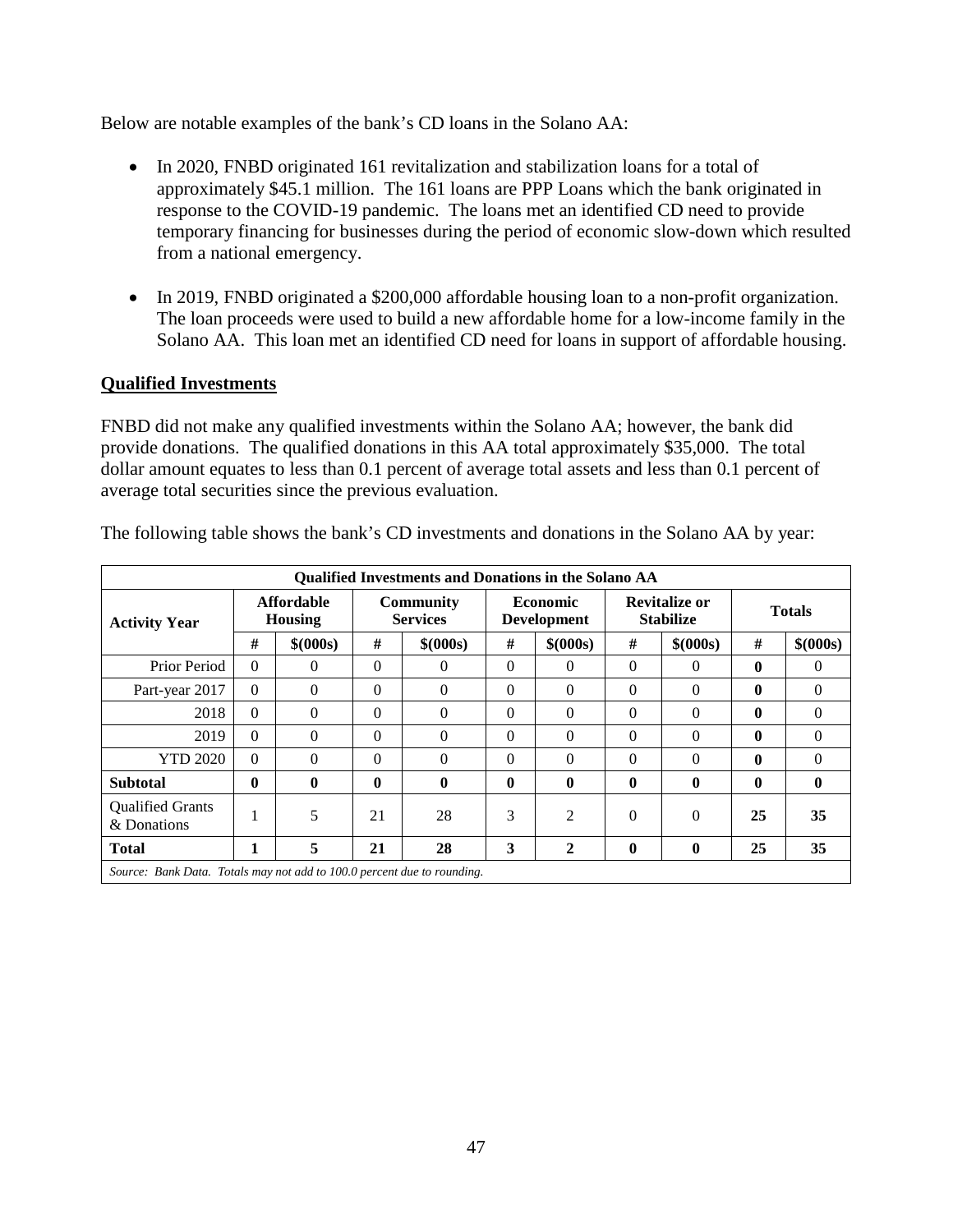Below are notable examples of the bank's CD loans in the Solano AA:

- In 2020, FNBD originated 161 revitalization and stabilization loans for a total of approximately $45.1 million. The 161 loans are PPP Loans which the bank originated in response to the COVID-19 pandemic. The loans met an identified CD need to provide temporary financing for businesses during the period of economic slow-down which resulted from a national emergency.

- In 2019, FNBD originated a $200,000 affordable housing loan to a non-profit organization. The loan proceeds were used to build a new affordable home for a low-income family in the Solano AA. This loan met an identified CD need for loans in support of affordable housing.

**Qualified Investments**

FNBD did not make any qualified investments within the Solano AA; however, the bank did provide donations. The qualified donations in this AA total approximately $35,000. The total dollar amount equates to less than 0.1 percent of average total assets and less than 0.1 percent of average total securities since the previous evaluation.

The following table shows the bank's CD investments and donations in the Solano AA by year:

| Qualified Investments and Donations in the Solano AA | | | | | | | | | | |
|---|---|---|---|---|---|---|---|---|---|---|
| Activity Year | Affordable Housing | | Community Services | | Economic Development | | Revitalize or Stabilize | | Totals | |
| | # | $(000s) | # | $(000s) | # | $(000s) | # | $(000s) | # | $(000s) |
| Prior Period | 0 | 0 | 0 | 0 | 0 | 0 | 0 | 0 | **0** | 0 |
| Part-year 2017 | 0 | 0 | 0 | 0 | 0 | 0 | 0 | 0 | **0** | 0 |
| 2018 | 0 | 0 | 0 | 0 | 0 | 0 | 0 | 0 | **0** | 0 |
| 2019 | 0 | 0 | 0 | 0 | 0 | 0 | 0 | 0 | **0** | 0 |
| YTD 2020 | 0 | 0 | 0 | 0 | 0 | 0 | 0 | 0 | **0** | 0 |
| **Subtotal** | **0** | **0** | **0** | **0** | **0** | **0** | **0** | **0** | **0** | **0** |
| Qualified Grants & Donations | 1 | 5 | 21 | 28 | 3 | 2 | 0 | 0 | **25** | **35** |
| **Total** | **1** | **5** | **21** | **28** | **3** | **2** | **0** | **0** | **25** | **35** |
| *Source: Bank Data. Totals may not add to 100.0 percent due to rounding.* | | | | | | | | | | |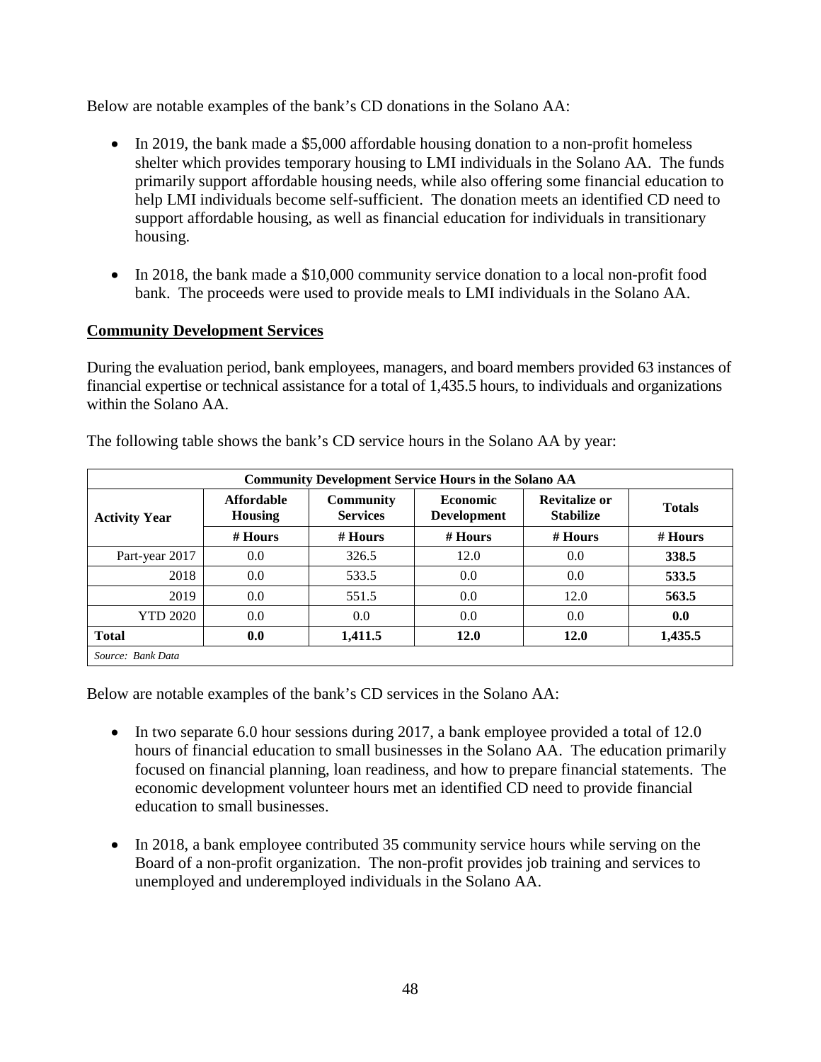Below are notable examples of the bank's CD donations in the Solano AA:

- In 2019, the bank made a $5,000 affordable housing donation to a non-profit homeless shelter which provides temporary housing to LMI individuals in the Solano AA. The funds primarily support affordable housing needs, while also offering some financial education to help LMI individuals become self-sufficient. The donation meets an identified CD need to support affordable housing, as well as financial education for individuals in transitional housing.

- In 2018, the bank made a $10,000 community service donation to a local non-profit food bank. The proceeds were used to provide meals to LMI individuals in the Solano AA.

**Community Development Services**

During the evaluation period, bank employees, managers, and board members provided 63 instances of financial expertise or technical assistance for a total of 1,435.5 hours, to individuals and organizations within the Solano AA.

The following table shows the bank's CD service hours in the Solano AA by year:

| Community Development Service Hours in the Solano AA | | | | | |
|---|---|---|---|---|---|
| **Activity Year** | **Affordable Housing** | **Community Services** | **Economic Development** | **Revitalize or Stabilize** | **Totals** |
| | **# Hours** | **# Hours** | **# Hours** | **# Hours** | **# Hours** |
| Part-year 2017 | 0.0 | 326.5 | 12.0 | 0.0 | **338.5** |
| 2018 | 0.0 | 533.5 | 0.0 | 0.0 | **533.5** |
| 2019 | 0.0 | 551.5 | 0.0 | 12.0 | **563.5** |
| YTD 2020 | 0.0 | 0.0 | 0.0 | 0.0 | **0.0** |
| **Total** | **0.0** | **1,411.5** | **12.0** | **12.0** | **1,435.5** |
| *Source: Bank Data* | | | | | |

Below are notable examples of the bank's CD services in the Solano AA:

- In two separate 6.0 hour sessions during 2017, a bank employee provided a total of 12.0 hours of financial education to small businesses in the Solano AA. The education primarily focused on financial planning, loan readiness, and how to prepare financial statements. The economic development volunteer hours met an identified CD need to provide financial education to small businesses.

- In 2018, a bank employee contributed 35 community service hours while serving on the Board of a non-profit organization. The non-profit provides job training and services to unemployed and underemployed individuals in the Solano AA.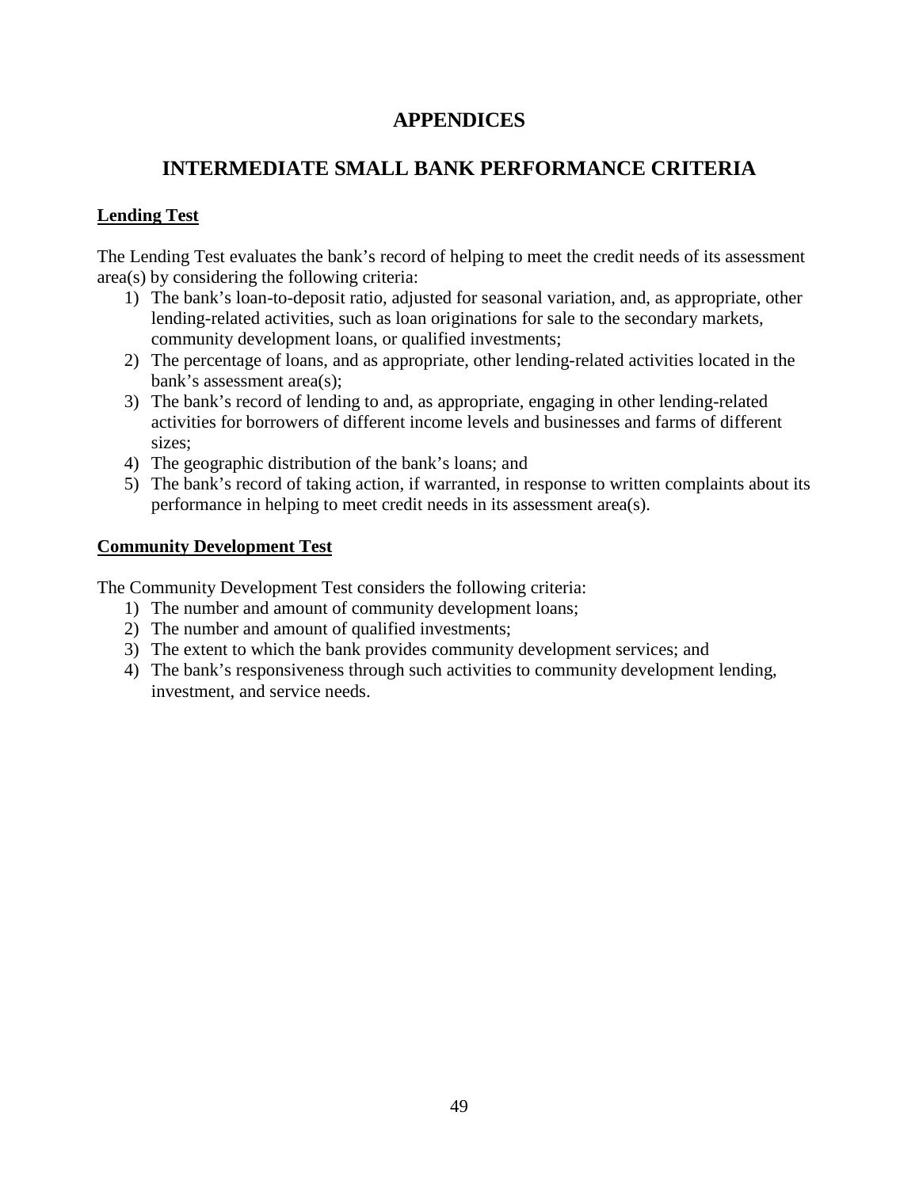# APPENDICES

## INTERMEDIATE SMALL BANK PERFORMANCE CRITERIA

**Lending Test**

The Lending Test evaluates the bank's record of helping to meet the credit needs of its assessment area(s) by considering the following criteria:

1) The bank's loan-to-deposit ratio, adjusted for seasonal variation, and, as appropriate, other lending-related activities, such as loan originations for sale to the secondary markets, community development loans, or qualified investments;
2) The percentage of loans, and as appropriate, other lending-related activities located in the bank's assessment area(s);
3) The bank's record of lending to and, as appropriate, engaging in other lending-related activities for borrowers of different income levels and businesses and farms of different sizes;
4) The geographic distribution of the bank's loans; and
5) The bank's record of taking action, if warranted, in response to written complaints about its performance in helping to meet credit needs in its assessment area(s).

**Community Development Test**

The Community Development Test considers the following criteria:

1) The number and amount of community development loans;
2) The number and amount of qualified investments;
3) The extent to which the bank provides community development services; and
4) The bank's responsiveness through such activities to community development lending, investment, and service needs.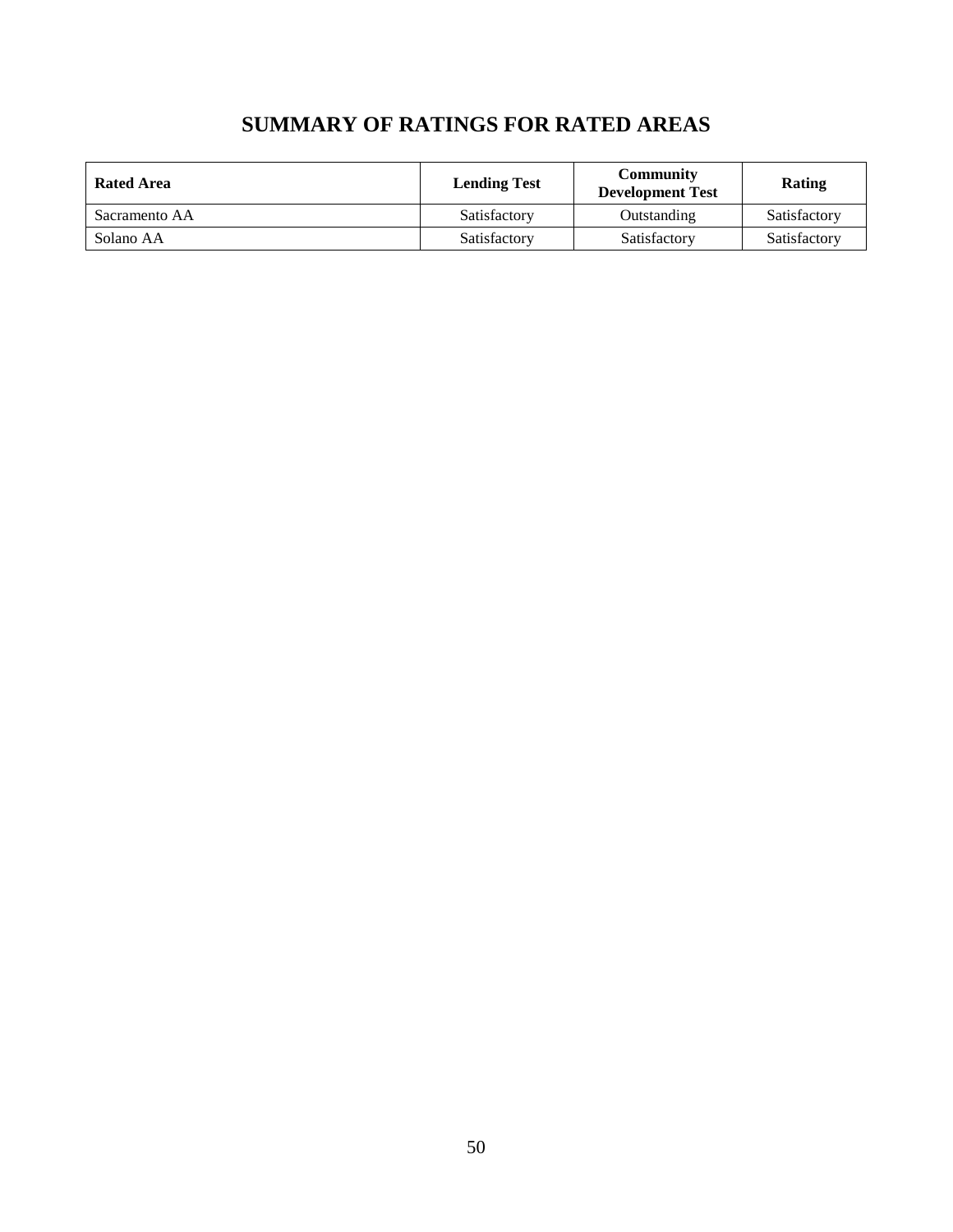# SUMMARY OF RATINGS FOR RATED AREAS

| Rated Area | Lending Test | Community Development Test | Rating |
| --- | --- | --- | --- |
| Sacramento AA | Satisfactory | Outstanding | Satisfactory |
| Solano AA | Satisfactory | Satisfactory | Satisfactory |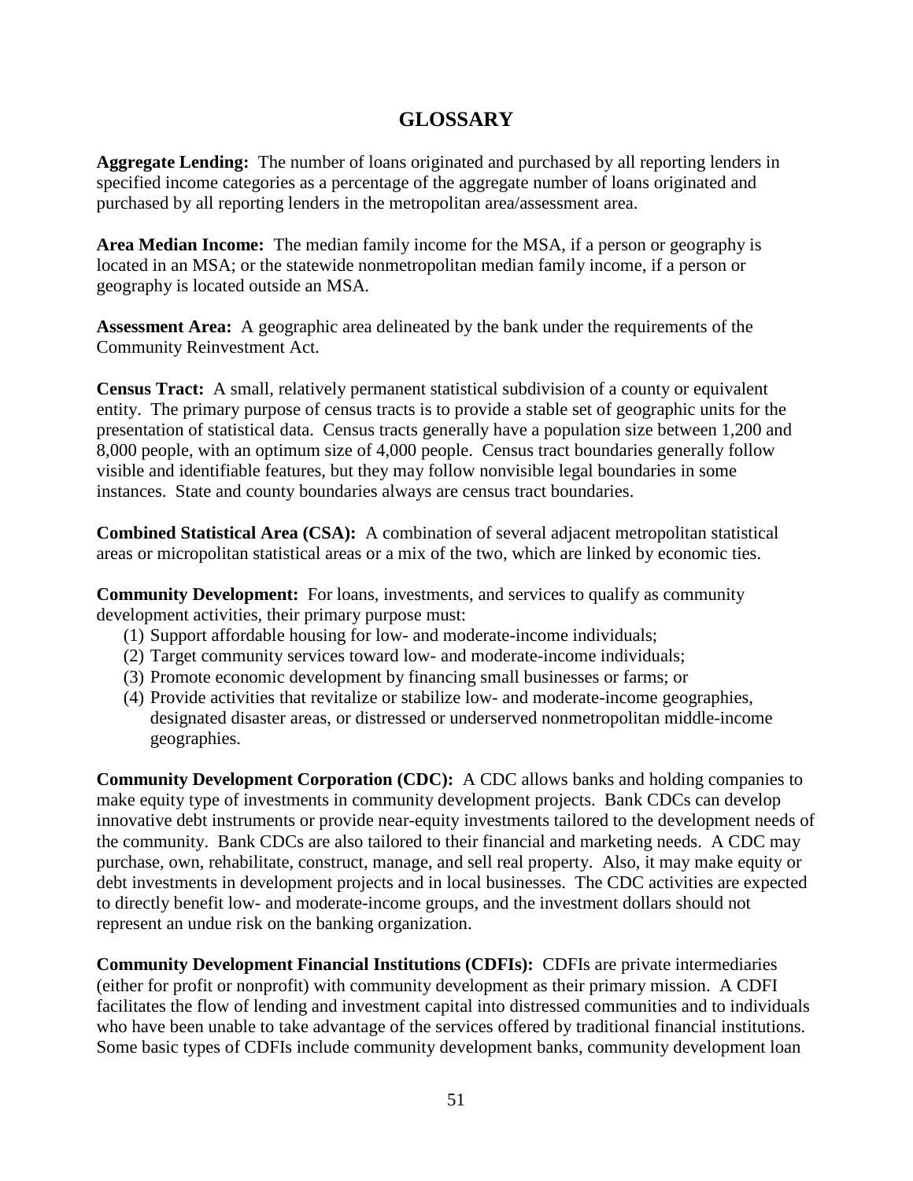# GLOSSARY

**Aggregate Lending:** The number of loans originated and purchased by all reporting lenders in specified income categories as a percentage of the aggregate number of loans originated and purchased by all reporting lenders in the metropolitan area/assessment area.

**Area Median Income:** The median family income for the MSA, if a person or geography is located in an MSA; or the statewide nonmetropolitan median family income, if a person or geography is located outside an MSA.

**Assessment Area:** A geographic area delineated by the bank under the requirements of the Community Reinvestment Act.

**Census Tract:** A small, relatively permanent statistical subdivision of a county or equivalent entity. The primary purpose of census tracts is to provide a stable set of geographic units for the presentation of statistical data. Census tracts generally have a population size between 1,200 and 8,000 people, with an optimum size of 4,000 people. Census tract boundaries generally follow visible and identifiable features, but they may follow nonvisible legal boundaries in some instances. State and county boundaries always are census tract boundaries.

**Combined Statistical Area (CSA):** A combination of several adjacent metropolitan statistical areas or micropolitan statistical areas or a mix of the two, which are linked by economic ties.

**Community Development:** For loans, investments, and services to qualify as community development activities, their primary purpose must:

1. Support affordable housing for low- and moderate-income individuals;
2. Target community services toward low- and moderate-income individuals;
3. Promote economic development by financing small businesses or farms; or
4. Provide activities that revitalize or stabilize low- and moderate-income geographies, designated disaster areas, or distressed or underserved nonmetropolitan middle-income geographies.

**Community Development Corporation (CDC):** A CDC allows banks and holding companies to make equity type of investments in community development projects. Bank CDCs can develop innovative debt instruments or provide near-equity investments tailored to the development needs of the community. Bank CDCs are also tailored to their financial and marketing needs. A CDC may purchase, own, rehabilitate, construct, manage, and sell real property. Also, it may make equity or debt investments in development projects and in local businesses. The CDC activities are expected to directly benefit low- and moderate-income groups, and the investment dollars should not represent an undue risk on the banking organization.

**Community Development Financial Institutions (CDFIs):** CDFIs are private intermediaries (either for profit or nonprofit) with community development as their primary mission. A CDFI facilitates the flow of lending and investment capital into distressed communities and to individuals who have been unable to take advantage of the services offered by traditional financial institutions. Some basic types of CDFIs include community development banks, community development loan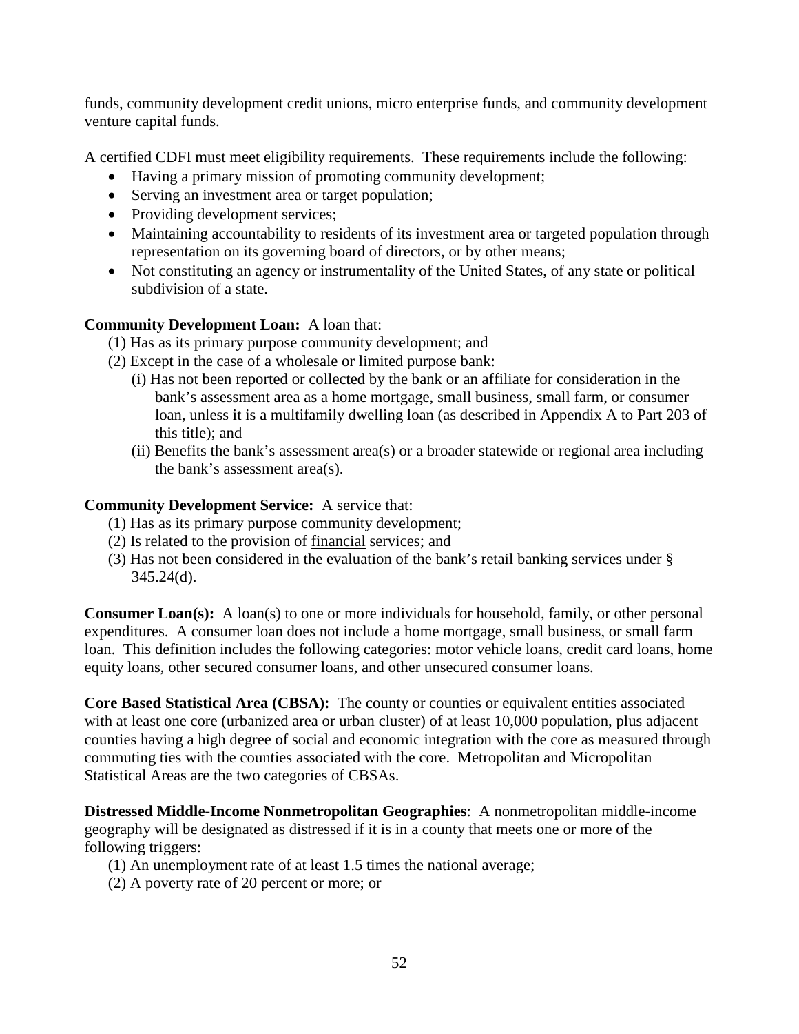funds, community development credit unions, micro enterprise funds, and community development venture capital funds.

A certified CDFI must meet eligibility requirements. These requirements include the following:

- Having a primary mission of promoting community development;
- Serving an investment area or target population;
- Providing development services;
- Maintaining accountability to residents of its investment area or targeted population through representation on its governing board of directors, or by other means;
- Not constituting an agency or instrumentality of the United States, of any state or political subdivision of a state.

**Community Development Loan:** A loan that:

(1) Has as its primary purpose community development; and

(2) Except in the case of a wholesale or limited purpose bank:

(i) Has not been reported or collected by the bank or an affiliate for consideration in the bank's assessment area as a home mortgage, small business, small farm, or consumer loan, unless it is a multifamily dwelling loan (as described in Appendix A to Part 203 of this title); and

(ii) Benefits the bank's assessment area(s) or a broader statewide or regional area including the bank's assessment area(s).

**Community Development Service:** A service that:

(1) Has as its primary purpose community development;

(2) Is related to the provision of financial services; and

(3) Has not been considered in the evaluation of the bank's retail banking services under § 345.24(d).

**Consumer Loan(s):** A loan(s) to one or more individuals for household, family, or other personal expenditures. A consumer loan does not include a home mortgage, small business, or small farm loan. This definition includes the following categories: motor vehicle loans, credit card loans, home equity loans, other secured consumer loans, and other unsecured consumer loans.

**Core Based Statistical Area (CBSA):** The county or counties or equivalent entities associated with at least one core (urbanized area or urban cluster) of at least 10,000 population, plus adjacent counties having a high degree of social and economic integration with the core as measured through commuting ties with the counties associated with the core. Metropolitan and Micropolitan Statistical Areas are the two categories of CBSAs.

**Distressed Middle-Income Nonmetropolitan Geographies**: A nonmetropolitan middle-income geography will be designated as distressed if it is in a county that meets one or more of the following triggers:

(1) An unemployment rate of at least 1.5 times the national average;

(2) A poverty rate of 20 percent or more; or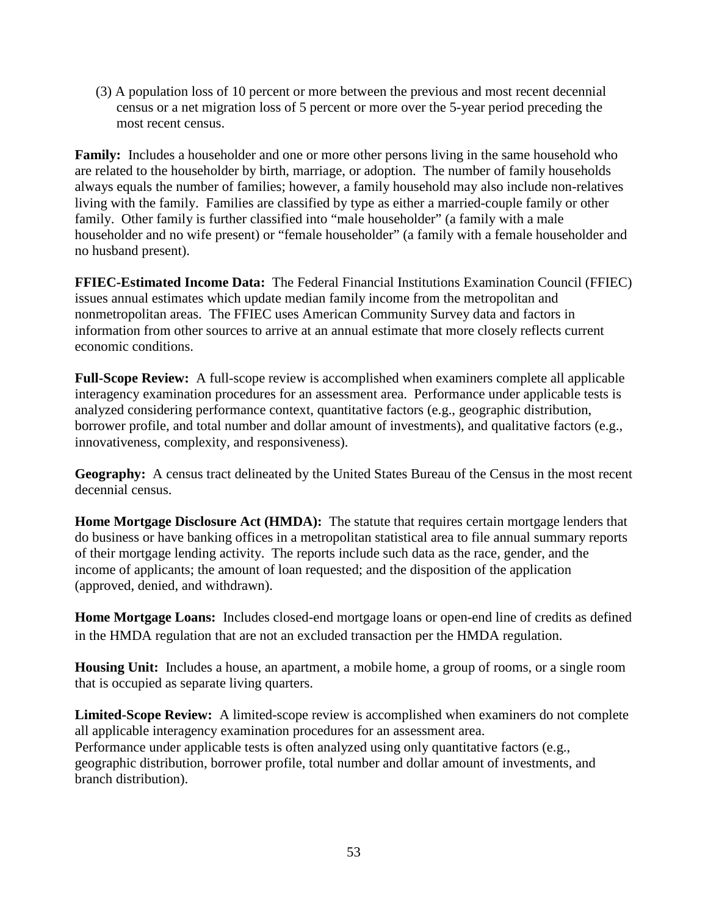(3) A population loss of 10 percent or more between the previous and most recent decennial census or a net migration loss of 5 percent or more over the 5-year period preceding the most recent census.

**Family:** Includes a householder and one or more other persons living in the same household who are related to the householder by birth, marriage, or adoption. The number of family households always equals the number of families; however, a family household may also include non-relatives living with the family. Families are classified by type as either a married-couple family or other family. Other family is further classified into "male householder" (a family with a male householder and no wife present) or "female householder" (a family with a female householder and no husband present).

**FFIEC-Estimated Income Data:** The Federal Financial Institutions Examination Council (FFIEC) issues annual estimates which update median family income from the metropolitan and nonmetropolitan areas. The FFIEC uses American Community Survey data and factors in information from other sources to arrive at an annual estimate that more closely reflects current economic conditions.

**Full-Scope Review:** A full-scope review is accomplished when examiners complete all applicable interagency examination procedures for an assessment area. Performance under applicable tests is analyzed considering performance context, quantitative factors (e.g., geographic distribution, borrower profile, and total number and dollar amount of investments), and qualitative factors (e.g., innovativeness, complexity, and responsiveness).

**Geography:** A census tract delineated by the United States Bureau of the Census in the most recent decennial census.

**Home Mortgage Disclosure Act (HMDA):** The statute that requires certain mortgage lenders that do business or have banking offices in a metropolitan statistical area to file annual summary reports of their mortgage lending activity. The reports include such data as the race, gender, and the income of applicants; the amount of loan requested; and the disposition of the application (approved, denied, and withdrawn).

**Home Mortgage Loans:** Includes closed-end mortgage loans or open-end line of credits as defined in the HMDA regulation that are not an excluded transaction per the HMDA regulation.

**Housing Unit:** Includes a house, an apartment, a mobile home, a group of rooms, or a single room that is occupied as separate living quarters.

**Limited-Scope Review:** A limited-scope review is accomplished when examiners do not complete all applicable interagency examination procedures for an assessment area. Performance under applicable tests is often analyzed using only quantitative factors (e.g., geographic distribution, borrower profile, total number and dollar amount of investments, and branch distribution).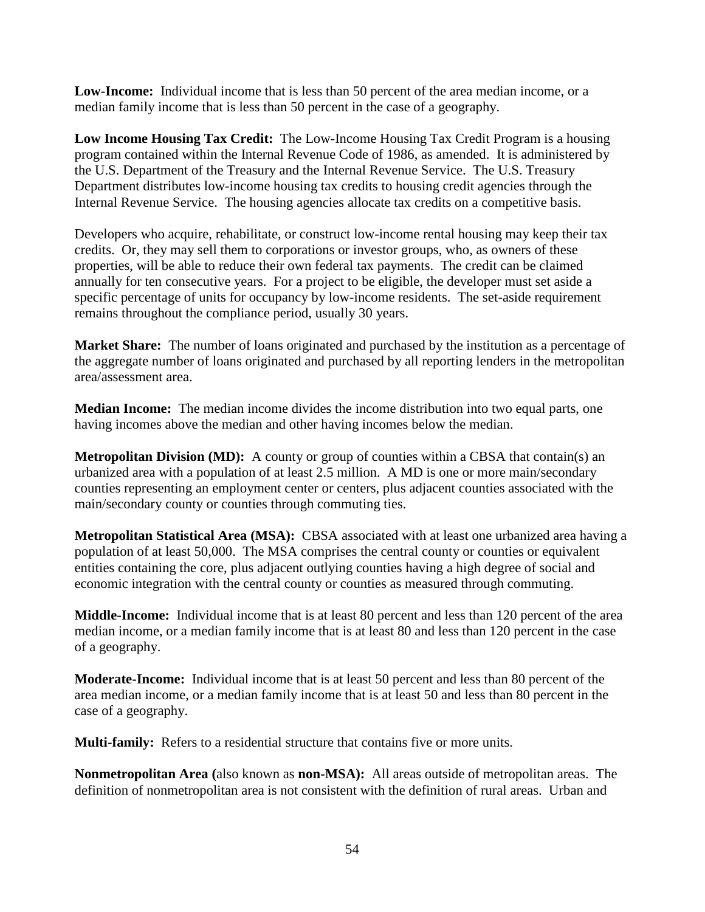**Low-Income:** Individual income that is less than 50 percent of the area median income, or a median family income that is less than 50 percent in the case of a geography.

**Low Income Housing Tax Credit:** The Low-Income Housing Tax Credit Program is a housing program contained within the Internal Revenue Code of 1986, as amended. It is administered by the U.S. Department of the Treasury and the Internal Revenue Service. The U.S. Treasury Department distributes low-income housing tax credits to housing credit agencies through the Internal Revenue Service. The housing agencies allocate tax credits on a competitive basis.

Developers who acquire, rehabilitate, or construct low-income rental housing may keep their tax credits. Or, they may sell them to corporations or investor groups, who, as owners of these properties, will be able to reduce their own federal tax payments. The credit can be claimed annually for ten consecutive years. For a project to be eligible, the developer must set aside a specific percentage of units for occupancy by low-income residents. The set-aside requirement remains throughout the compliance period, usually 30 years.

**Market Share:** The number of loans originated and purchased by the institution as a percentage of the aggregate number of loans originated and purchased by all reporting lenders in the metropolitan area/assessment area.

**Median Income:** The median income divides the income distribution into two equal parts, one having incomes above the median and other having incomes below the median.

**Metropolitan Division (MD):** A county or group of counties within a CBSA that contain(s) an urbanized area with a population of at least 2.5 million. A MD is one or more main/secondary counties representing an employment center or centers, plus adjacent counties associated with the main/secondary county or counties through commuting ties.

**Metropolitan Statistical Area (MSA):** CBSA associated with at least one urbanized area having a population of at least 50,000. The MSA comprises the central county or counties or equivalent entities containing the core, plus adjacent outlying counties having a high degree of social and economic integration with the central county or counties as measured through commuting.

**Middle-Income:** Individual income that is at least 80 percent and less than 120 percent of the area median income, or a median family income that is at least 80 and less than 120 percent in the case of a geography.

**Moderate-Income:** Individual income that is at least 50 percent and less than 80 percent of the area median income, or a median family income that is at least 50 and less than 80 percent in the case of a geography.

**Multi-family:** Refers to a residential structure that contains five or more units.

**Nonmetropolitan Area (**also known as **non-MSA):** All areas outside of metropolitan areas. The definition of nonmetropolitan area is not consistent with the definition of rural areas. Urban and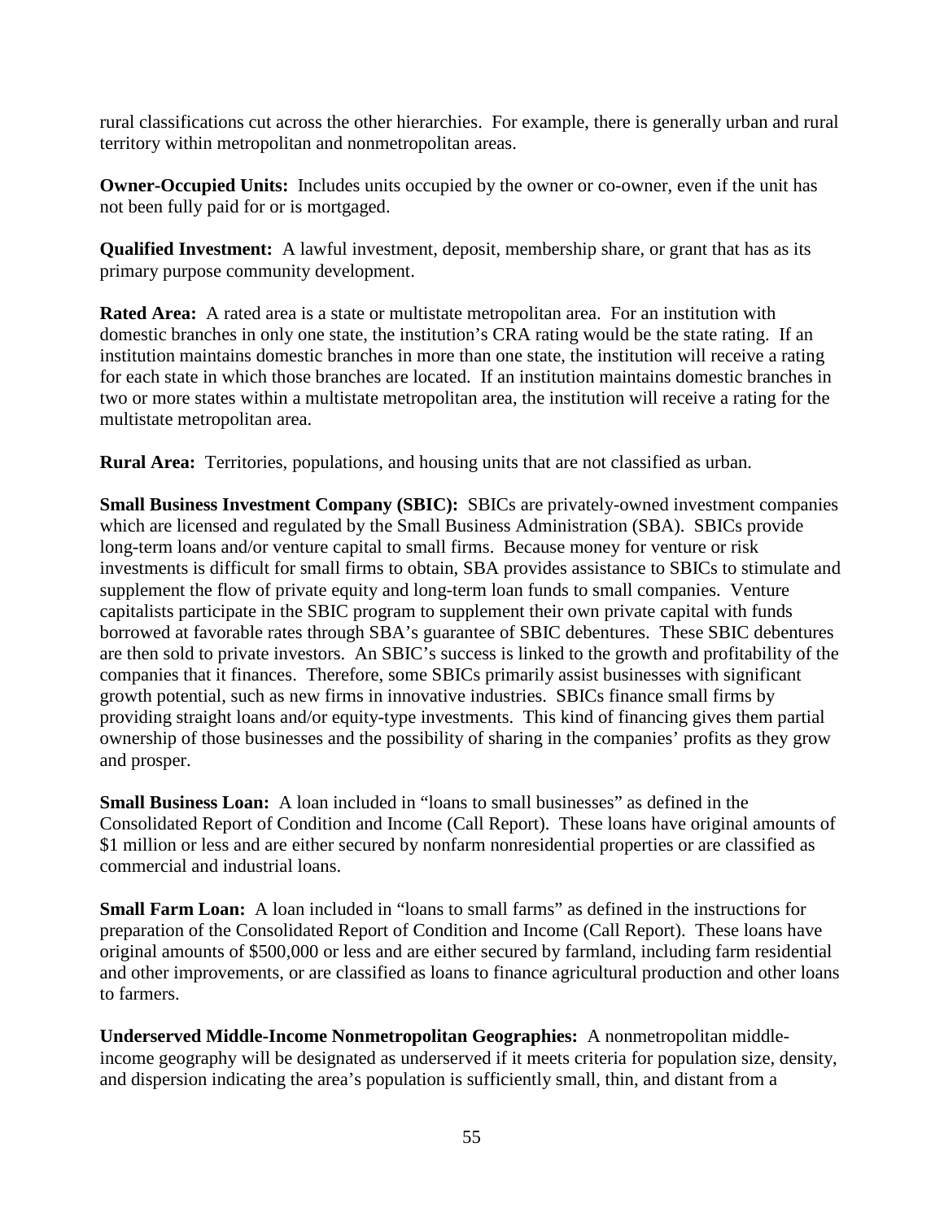rural classifications cut across the other hierarchies. For example, there is generally urban and rural territory within metropolitan and nonmetropolitan areas.

**Owner-Occupied Units:** Includes units occupied by the owner or co-owner, even if the unit has not been fully paid for or is mortgaged.

**Qualified Investment:** A lawful investment, deposit, membership share, or grant that has as its primary purpose community development.

**Rated Area:** A rated area is a state or multistate metropolitan area. For an institution with domestic branches in only one state, the institution's CRA rating would be the state rating. If an institution maintains domestic branches in more than one state, the institution will receive a rating for each state in which those branches are located. If an institution maintains domestic branches in two or more states within a multistate metropolitan area, the institution will receive a rating for the multistate metropolitan area.

**Rural Area:** Territories, populations, and housing units that are not classified as urban.

**Small Business Investment Company (SBIC):** SBICs are privately-owned investment companies which are licensed and regulated by the Small Business Administration (SBA). SBICs provide long-term loans and/or venture capital to small firms. Because money for venture or risk investments is difficult for small firms to obtain, SBA provides assistance to SBICs to stimulate and supplement the flow of private equity and long-term loan funds to small companies. Venture capitalists participate in the SBIC program to supplement their own private capital with funds borrowed at favorable rates through SBA's guarantee of SBIC debentures. These SBIC debentures are then sold to private investors. An SBIC's success is linked to the growth and profitability of the companies that it finances. Therefore, some SBICs primarily assist businesses with significant growth potential, such as new firms in innovative industries. SBICs finance small firms by providing straight loans and/or equity-type investments. This kind of financing gives them partial ownership of those businesses and the possibility of sharing in the companies' profits as they grow and prosper.

**Small Business Loan:** A loan included in "loans to small businesses" as defined in the Consolidated Report of Condition and Income (Call Report). These loans have original amounts of $1 million or less and are either secured by nonfarm nonresidential properties or are classified as commercial and industrial loans.

**Small Farm Loan:** A loan included in "loans to small farms" as defined in the instructions for preparation of the Consolidated Report of Condition and Income (Call Report). These loans have original amounts of $500,000 or less and are either secured by farmland, including farm residential and other improvements, or are classified as loans to finance agricultural production and other loans to farmers.

**Underserved Middle-Income Nonmetropolitan Geographies:** A nonmetropolitan middle-income geography will be designated as underserved if it meets criteria for population size, density, and dispersion indicating the area's population is sufficiently small, thin, and distant from a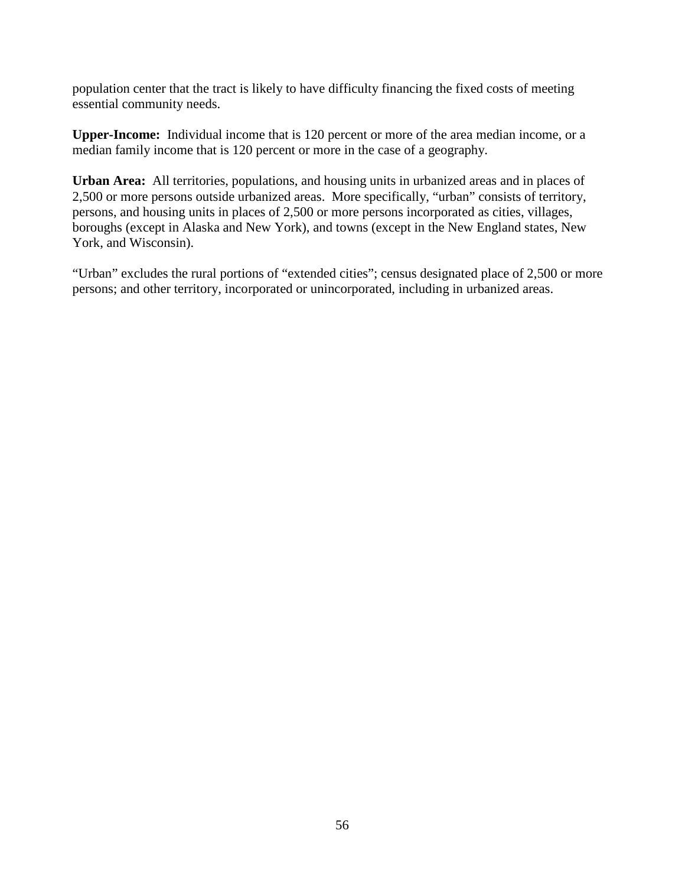population center that the tract is likely to have difficulty financing the fixed costs of meeting essential community needs.

**Upper-Income:** Individual income that is 120 percent or more of the area median income, or a median family income that is 120 percent or more in the case of a geography.

**Urban Area:** All territories, populations, and housing units in urbanized areas and in places of 2,500 or more persons outside urbanized areas. More specifically, "urban" consists of territory, persons, and housing units in places of 2,500 or more persons incorporated as cities, villages, boroughs (except in Alaska and New York), and towns (except in the New England states, New York, and Wisconsin).

"Urban" excludes the rural portions of "extended cities"; census designated place of 2,500 or more persons; and other territory, incorporated or unincorporated, including in urbanized areas.